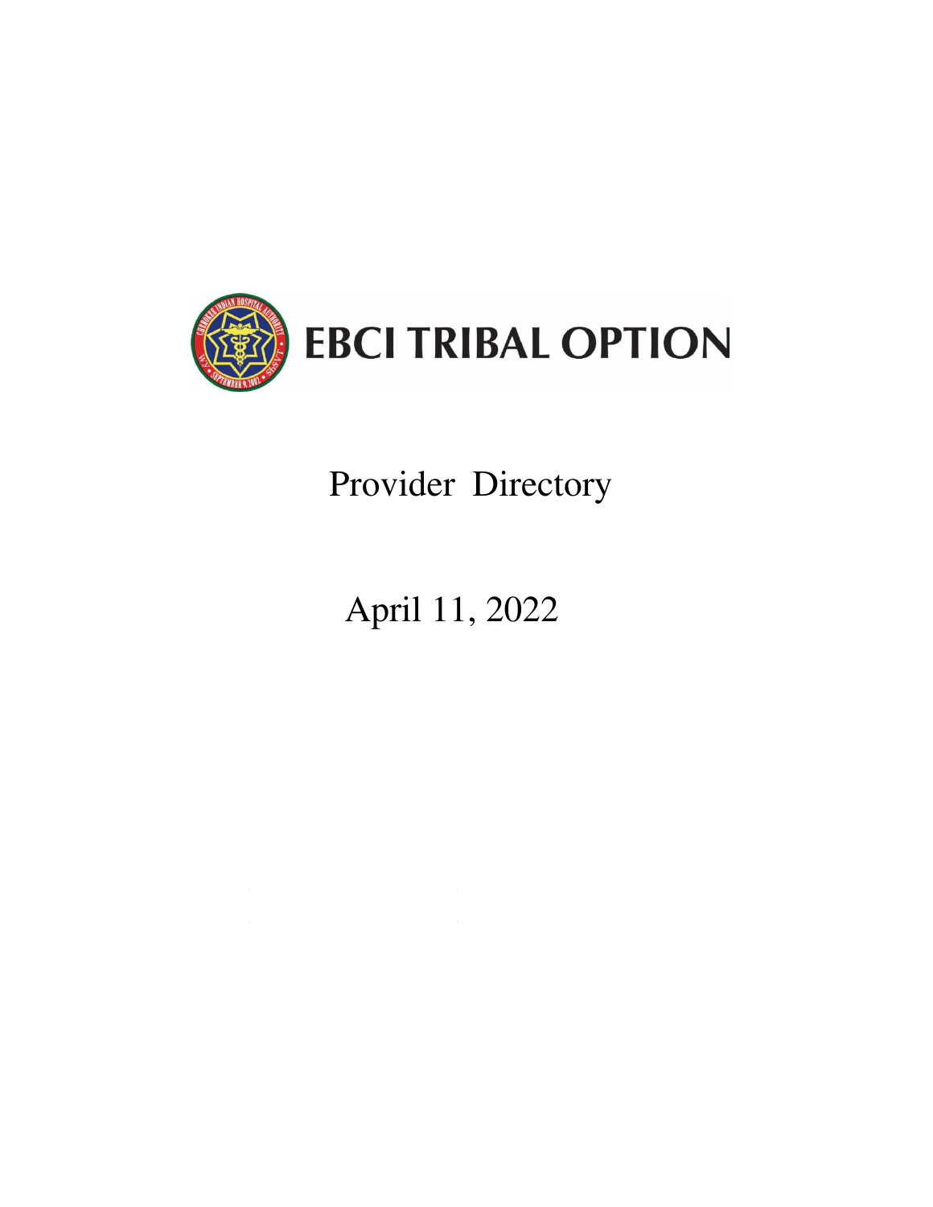# EBCI TRIBAL OPTION

## Provider Directory

April 11, 2022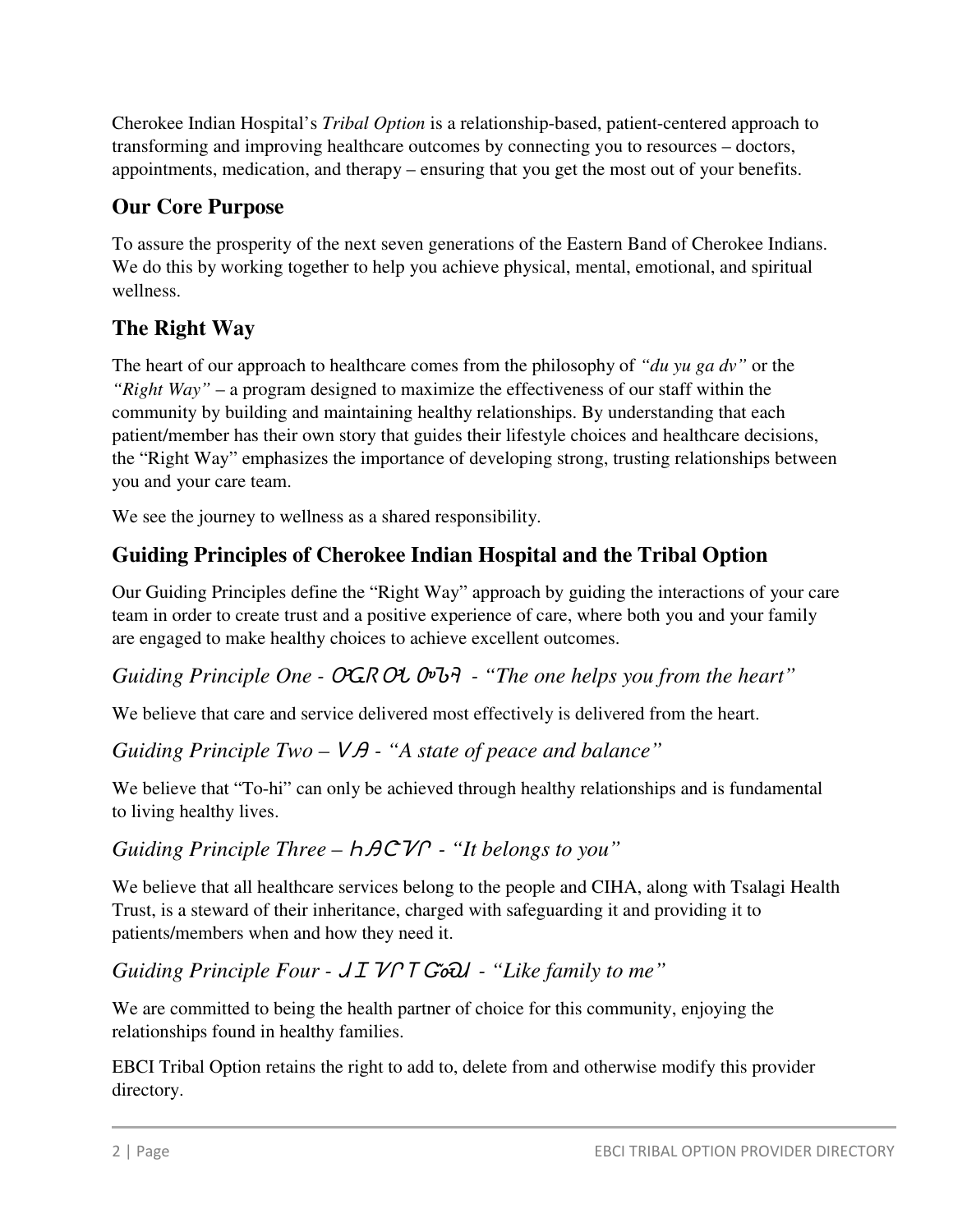Cherokee Indian Hospital's *Tribal Option* is a relationship-based, patient-centered approach to transforming and improving healthcare outcomes by connecting you to resources – doctors, appointments, medication, and therapy – ensuring that you get the most out of your benefits.

## Our Core Purpose

To assure the prosperity of the next seven generations of the Eastern Band of Cherokee Indians. We do this by working together to help you achieve physical, mental, emotional, and spiritual wellness.

## The Right Way

The heart of our approach to healthcare comes from the philosophy of *"du yu ga dv"* or the *"Right Way"* – a program designed to maximize the effectiveness of our staff within the community by building and maintaining healthy relationships. By understanding that each patient/member has their own story that guides their lifestyle choices and healthcare decisions, the "Right Way" emphasizes the importance of developing strong, trusting relationships between you and your care team.

We see the journey to wellness as a shared responsibility.

## Guiding Principles of Cherokee Indian Hospital and the Tribal Option

Our Guiding Principles define the "Right Way" approach by guiding the interactions of your care team in order to create trust and a positive experience of care, where both you and your family are engaged to make healthy choices to achieve excellent outcomes.

### *Guiding Principle One - ᎤᏩᏒ ᎤᏓ ᏄᏏᏗ - "The one helps you from the heart"*

We believe that care and service delivered most effectively is delivered from the heart.

### *Guiding Principle Two – ᏙᎯ - "A state of peace and balance"*

We believe that "To-hi" can only be achieved through healthy relationships and is fundamental to living healthy lives.

### *Guiding Principle Three – ᏂᎯᏣᏙᎤ - "It belongs to you"*

We believe that all healthcare services belong to the people and CIHA, along with Tsalagi Health Trust, is a steward of their inheritance, charged with safeguarding it and providing it to patients/members when and how they need it.

### *Guiding Principle Four - ᏧᏆᏙᎤ Ꭲ ᏩᏍᏗ - "Like family to me"*

We are committed to being the health partner of choice for this community, enjoying the relationships found in healthy families.

EBCI Tribal Option retains the right to add to, delete from and otherwise modify this provider directory.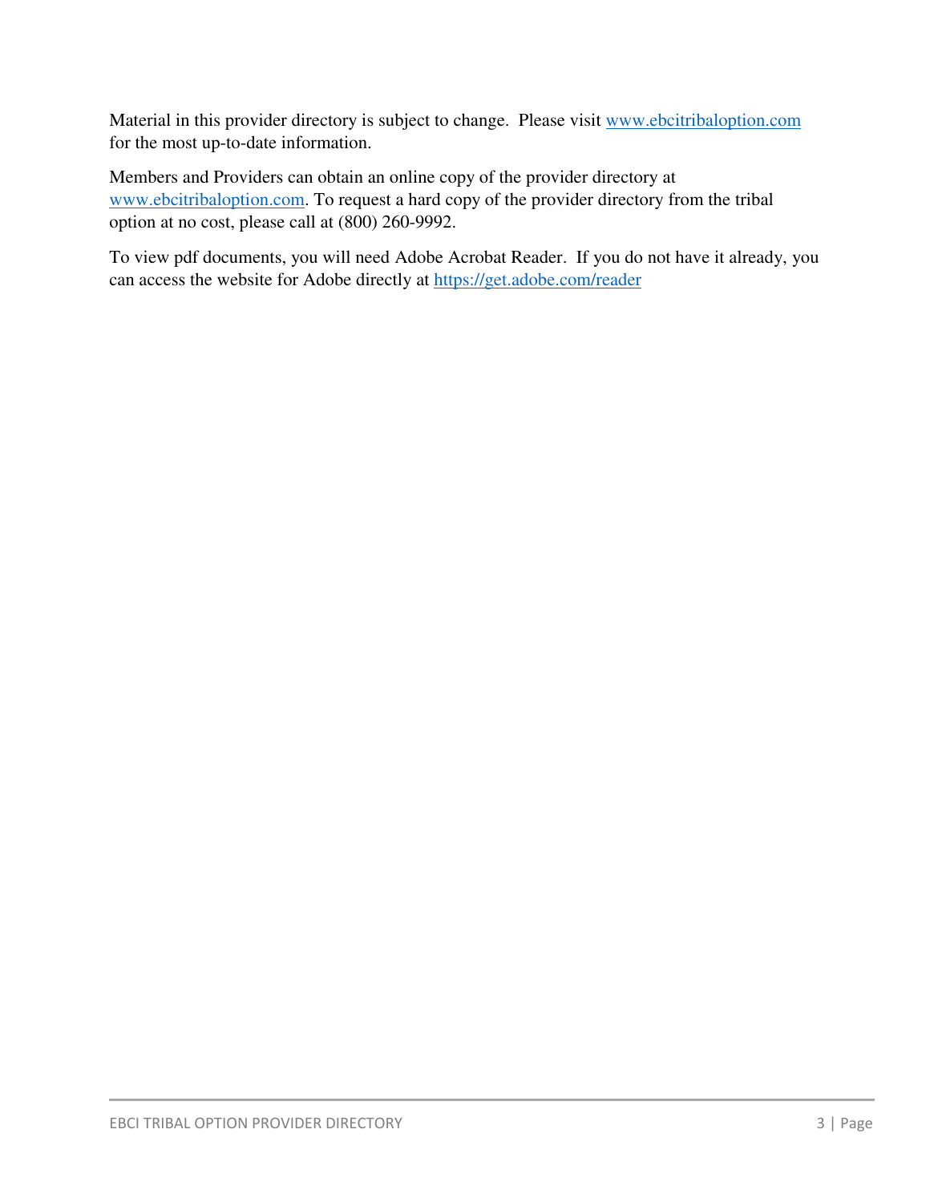Material in this provider directory is subject to change. Please visit [www.ebcitribaloption.com](http://www.ebcitribaloption.com) for the most up-to-date information.

Members and Providers can obtain an online copy of the provider directory at [www.ebcitribaloption.com](http://www.ebcitribaloption.com). To request a hard copy of the provider directory from the tribal option at no cost, please call at (800) 260-9992.

To view pdf documents, you will need Adobe Acrobat Reader. If you do not have it already, you can access the website for Adobe directly at [https://get.adobe.com/reader](https://get.adobe.com/reader)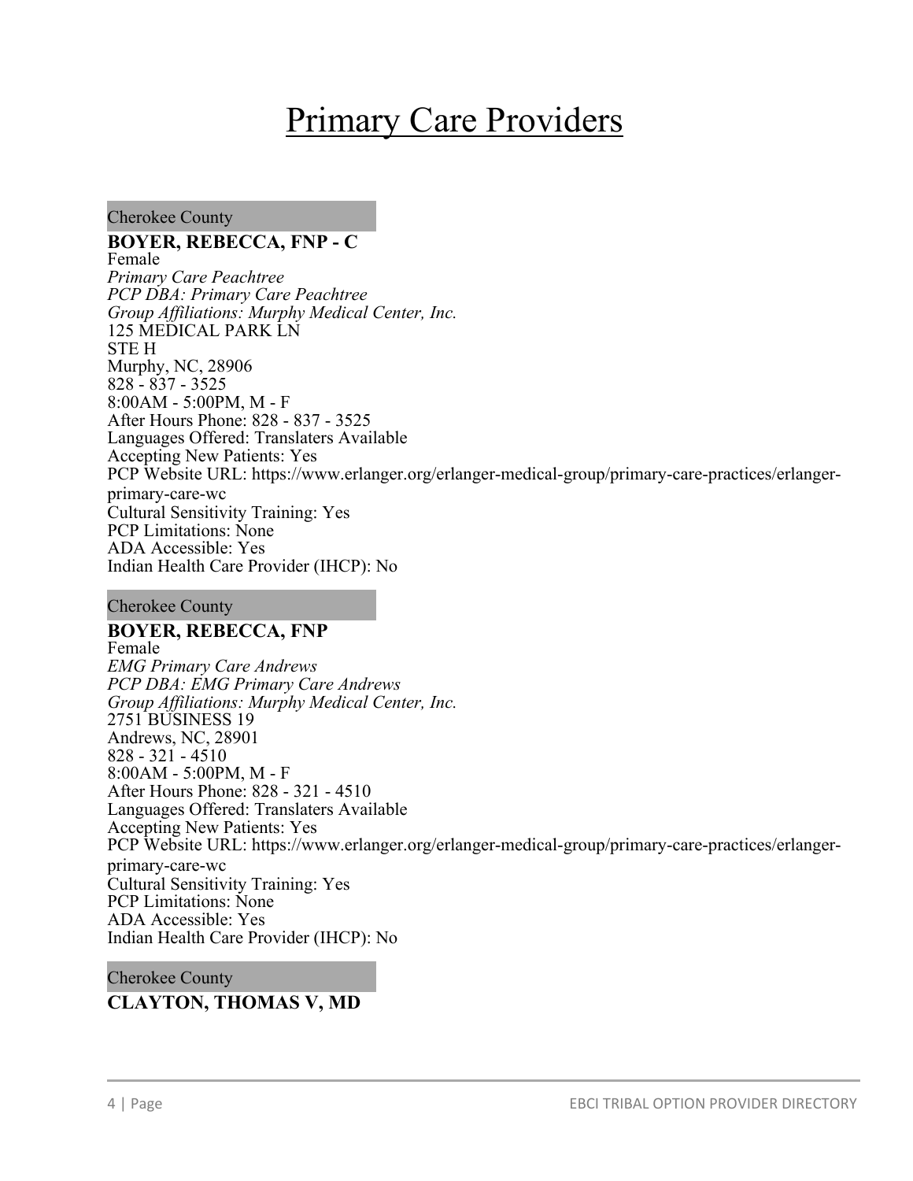# Primary Care Providers

Cherokee County

**BOYER, REBECCA, FNP - C**
Female
*Primary Care Peachtree*
*PCP DBA: Primary Care Peachtree*
*Group Affiliations: Murphy Medical Center, Inc.*
125 MEDICAL PARK LN
STE H
Murphy, NC, 28906
828 - 837 - 3525
8:00AM - 5:00PM, M - F
After Hours Phone: 828 - 837 - 3525
Languages Offered: Translaters Available
Accepting New Patients: Yes
PCP Website URL: https://www.erlanger.org/erlanger-medical-group/primary-care-practices/erlanger-primary-care-wc
Cultural Sensitivity Training: Yes
PCP Limitations: None
ADA Accessible: Yes
Indian Health Care Provider (IHCP): No

Cherokee County

**BOYER, REBECCA, FNP**
Female
*EMG Primary Care Andrews*
*PCP DBA: EMG Primary Care Andrews*
*Group Affiliations: Murphy Medical Center, Inc.*
2751 BUSINESS 19
Andrews, NC, 28901
828 - 321 - 4510
8:00AM - 5:00PM, M - F
After Hours Phone: 828 - 321 - 4510
Languages Offered: Translaters Available
Accepting New Patients: Yes
PCP Website URL: https://www.erlanger.org/erlanger-medical-group/primary-care-practices/erlanger-primary-care-wc
Cultural Sensitivity Training: Yes
PCP Limitations: None
ADA Accessible: Yes
Indian Health Care Provider (IHCP): No

Cherokee County

**CLAYTON, THOMAS V, MD**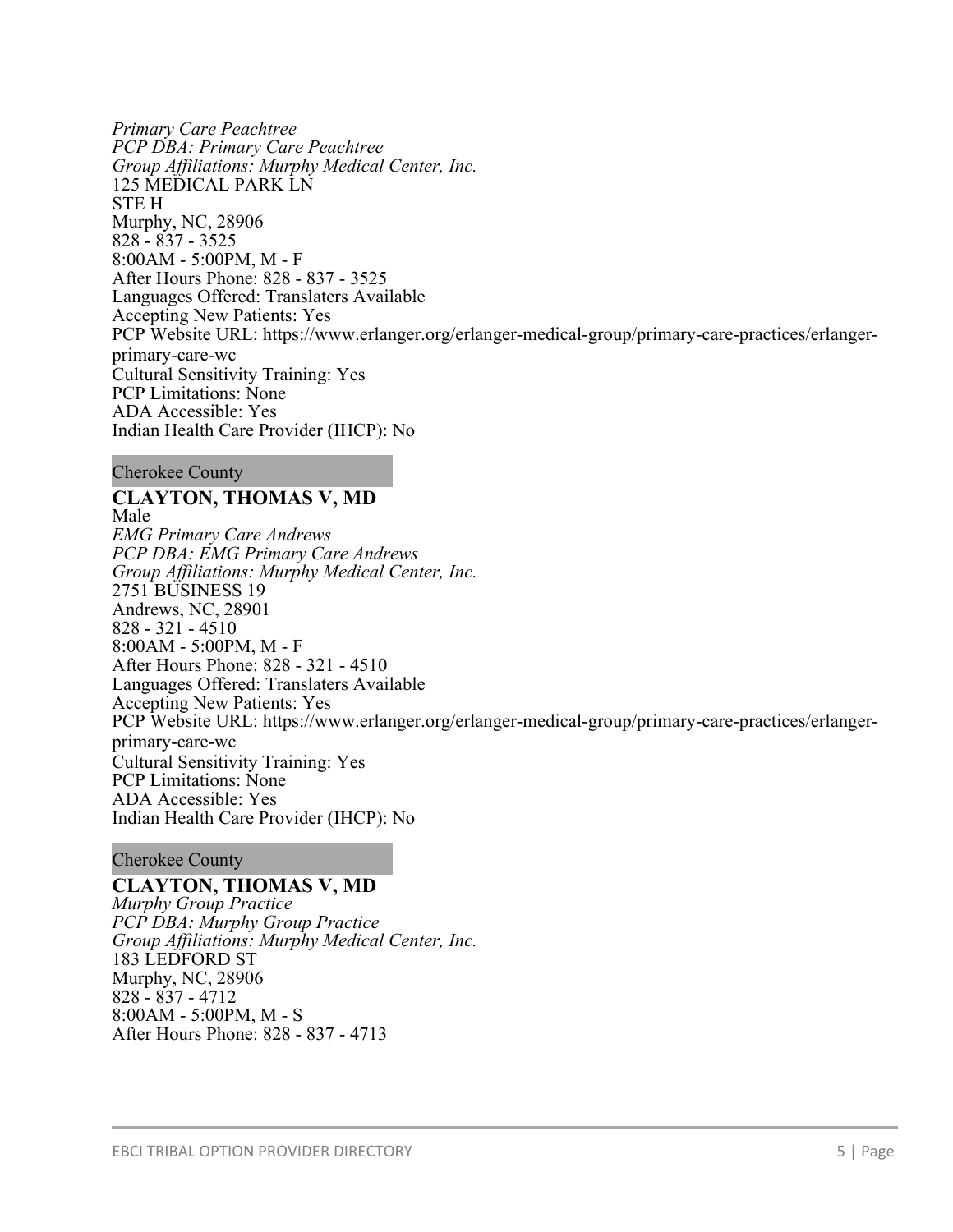*Primary Care Peachtree*
*PCP DBA: Primary Care Peachtree*
*Group Affiliations: Murphy Medical Center, Inc.*
125 MEDICAL PARK LN
STE H
Murphy, NC, 28906
828 - 837 - 3525
8:00AM - 5:00PM, M - F
After Hours Phone: 828 - 837 - 3525
Languages Offered: Translaters Available
Accepting New Patients: Yes
PCP Website URL: https://www.erlanger.org/erlanger-medical-group/primary-care-practices/erlanger-primary-care-wc
Cultural Sensitivity Training: Yes
PCP Limitations: None
ADA Accessible: Yes
Indian Health Care Provider (IHCP): No

Cherokee County

**CLAYTON, THOMAS V, MD**
Male
*EMG Primary Care Andrews*
*PCP DBA: EMG Primary Care Andrews*
*Group Affiliations: Murphy Medical Center, Inc.*
2751 BUSINESS 19
Andrews, NC, 28901
828 - 321 - 4510
8:00AM - 5:00PM, M - F
After Hours Phone: 828 - 321 - 4510
Languages Offered: Translaters Available
Accepting New Patients: Yes
PCP Website URL: https://www.erlanger.org/erlanger-medical-group/primary-care-practices/erlanger-primary-care-wc
Cultural Sensitivity Training: Yes
PCP Limitations: None
ADA Accessible: Yes
Indian Health Care Provider (IHCP): No

Cherokee County

**CLAYTON, THOMAS V, MD**
*Murphy Group Practice*
*PCP DBA: Murphy Group Practice*
*Group Affiliations: Murphy Medical Center, Inc.*
183 LEDFORD ST
Murphy, NC, 28906
828 - 837 - 4712
8:00AM - 5:00PM, M - S
After Hours Phone: 828 - 837 - 4713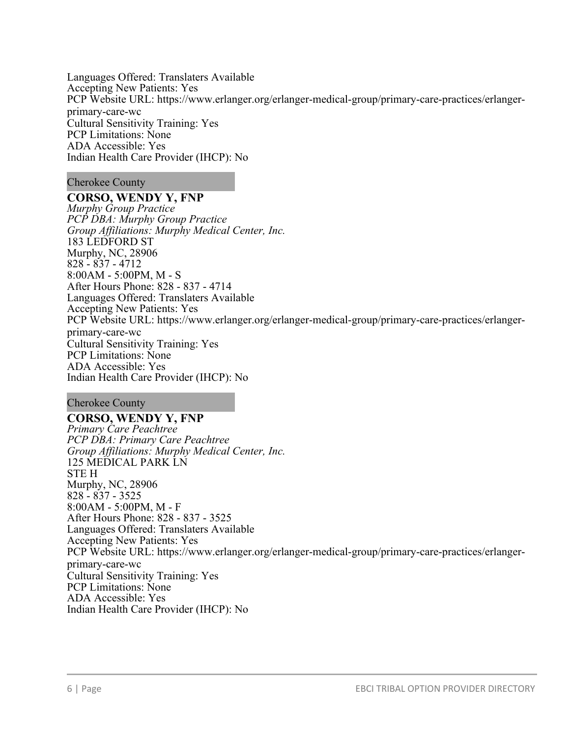Languages Offered: Translaters Available
Accepting New Patients: Yes
PCP Website URL: https://www.erlanger.org/erlanger-medical-group/primary-care-practices/erlanger-primary-care-wc
Cultural Sensitivity Training: Yes
PCP Limitations: None
ADA Accessible: Yes
Indian Health Care Provider (IHCP): No

Cherokee County

**CORSO, WENDY Y, FNP**
*Murphy Group Practice*
*PCP DBA: Murphy Group Practice*
*Group Affiliations: Murphy Medical Center, Inc.*
183 LEDFORD ST
Murphy, NC, 28906
828 - 837 - 4712
8:00AM - 5:00PM, M - S
After Hours Phone: 828 - 837 - 4714
Languages Offered: Translaters Available
Accepting New Patients: Yes
PCP Website URL: https://www.erlanger.org/erlanger-medical-group/primary-care-practices/erlanger-primary-care-wc
Cultural Sensitivity Training: Yes
PCP Limitations: None
ADA Accessible: Yes
Indian Health Care Provider (IHCP): No

Cherokee County

**CORSO, WENDY Y, FNP**
*Primary Care Peachtree*
*PCP DBA: Primary Care Peachtree*
*Group Affiliations: Murphy Medical Center, Inc.*
125 MEDICAL PARK LN
STE H
Murphy, NC, 28906
828 - 837 - 3525
8:00AM - 5:00PM, M - F
After Hours Phone: 828 - 837 - 3525
Languages Offered: Translaters Available
Accepting New Patients: Yes
PCP Website URL: https://www.erlanger.org/erlanger-medical-group/primary-care-practices/erlanger-primary-care-wc
Cultural Sensitivity Training: Yes
PCP Limitations: None
ADA Accessible: Yes
Indian Health Care Provider (IHCP): No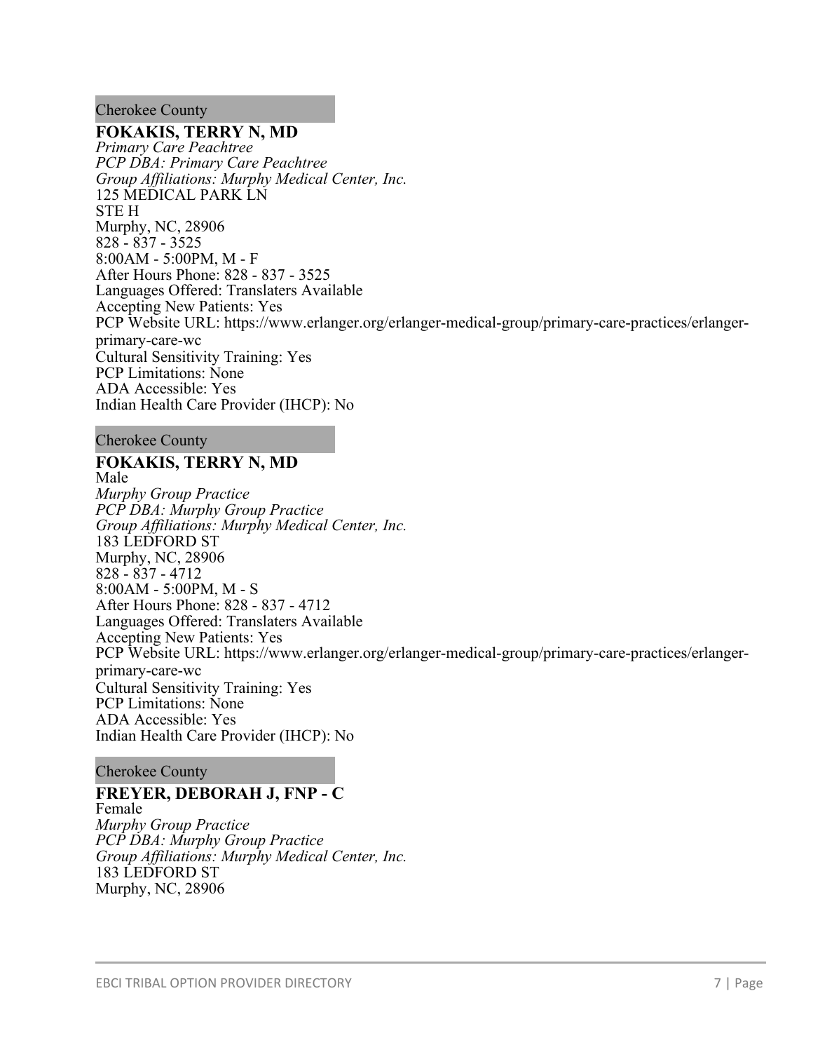Cherokee County

**FOKAKIS, TERRY N, MD**
*Primary Care Peachtree*
*PCP DBA: Primary Care Peachtree*
*Group Affiliations: Murphy Medical Center, Inc.*
125 MEDICAL PARK LN
STE H
Murphy, NC, 28906
828 - 837 - 3525
8:00AM - 5:00PM, M - F
After Hours Phone: 828 - 837 - 3525
Languages Offered: Translaters Available
Accepting New Patients: Yes
PCP Website URL: https://www.erlanger.org/erlanger-medical-group/primary-care-practices/erlanger-primary-care-wc
Cultural Sensitivity Training: Yes
PCP Limitations: None
ADA Accessible: Yes
Indian Health Care Provider (IHCP): No

Cherokee County

**FOKAKIS, TERRY N, MD**
Male
*Murphy Group Practice*
*PCP DBA: Murphy Group Practice*
*Group Affiliations: Murphy Medical Center, Inc.*
183 LEDFORD ST
Murphy, NC, 28906
828 - 837 - 4712
8:00AM - 5:00PM, M - S
After Hours Phone: 828 - 837 - 4712
Languages Offered: Translaters Available
Accepting New Patients: Yes
PCP Website URL: https://www.erlanger.org/erlanger-medical-group/primary-care-practices/erlanger-primary-care-wc
Cultural Sensitivity Training: Yes
PCP Limitations: None
ADA Accessible: Yes
Indian Health Care Provider (IHCP): No

Cherokee County

**FREYER, DEBORAH J, FNP - C**
Female
*Murphy Group Practice*
*PCP DBA: Murphy Group Practice*
*Group Affiliations: Murphy Medical Center, Inc.*
183 LEDFORD ST
Murphy, NC, 28906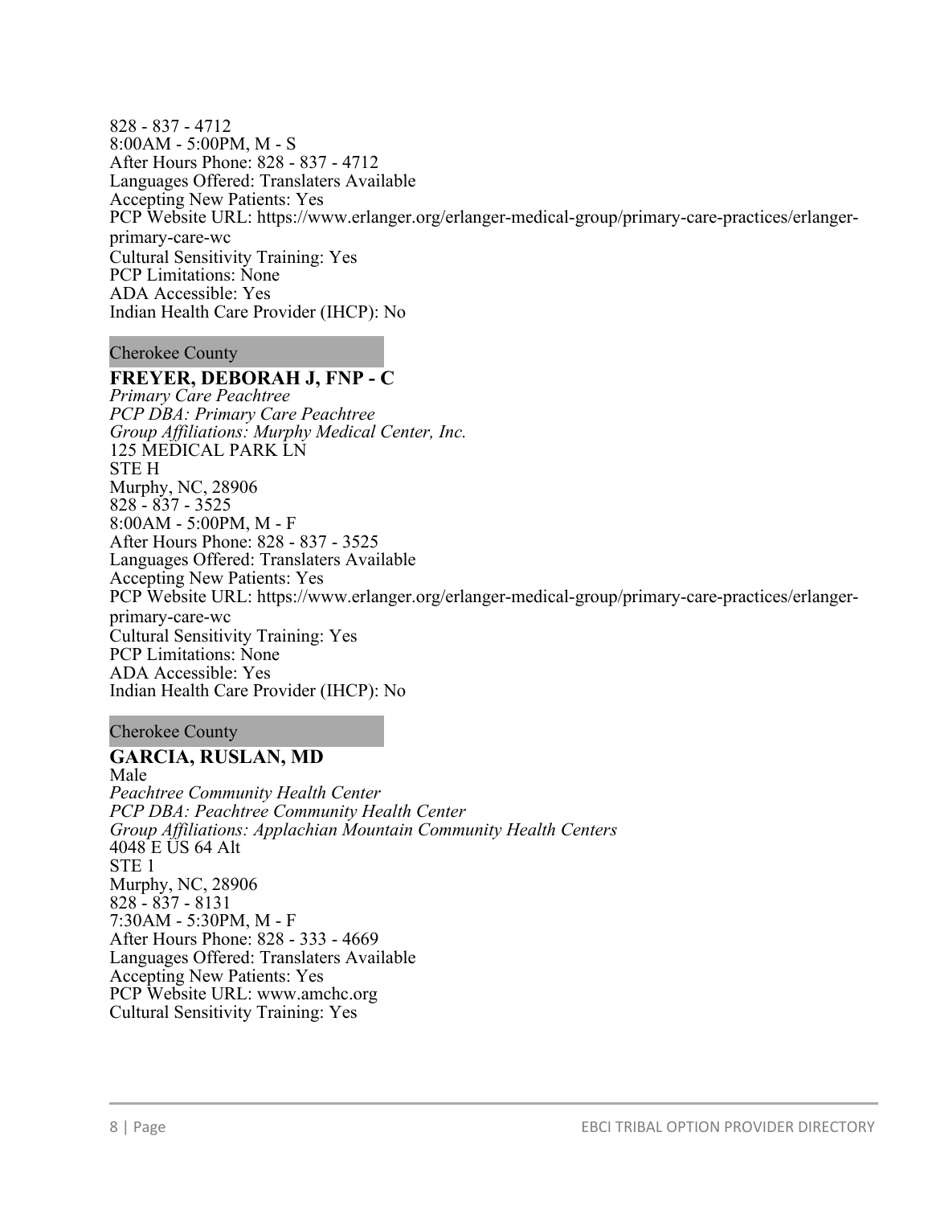828 - 837 - 4712
8:00AM - 5:00PM, M - S
After Hours Phone: 828 - 837 - 4712
Languages Offered: Translaters Available
Accepting New Patients: Yes
PCP Website URL: https://www.erlanger.org/erlanger-medical-group/primary-care-practices/erlanger-primary-care-wc
Cultural Sensitivity Training: Yes
PCP Limitations: None
ADA Accessible: Yes
Indian Health Care Provider (IHCP): No

Cherokee County

**FREYER, DEBORAH J, FNP - C**
*Primary Care Peachtree*
*PCP DBA: Primary Care Peachtree*
*Group Affiliations: Murphy Medical Center, Inc.*
125 MEDICAL PARK LN
STE H
Murphy, NC, 28906
828 - 837 - 3525
8:00AM - 5:00PM, M - F
After Hours Phone: 828 - 837 - 3525
Languages Offered: Translaters Available
Accepting New Patients: Yes
PCP Website URL: https://www.erlanger.org/erlanger-medical-group/primary-care-practices/erlanger-primary-care-wc
Cultural Sensitivity Training: Yes
PCP Limitations: None
ADA Accessible: Yes
Indian Health Care Provider (IHCP): No

Cherokee County

**GARCIA, RUSLAN, MD**
Male
*Peachtree Community Health Center*
*PCP DBA: Peachtree Community Health Center*
*Group Affiliations: Applachian Mountain Community Health Centers*
4048 E US 64 Alt
STE 1
Murphy, NC, 28906
828 - 837 - 8131
7:30AM - 5:30PM, M - F
After Hours Phone: 828 - 333 - 4669
Languages Offered: Translaters Available
Accepting New Patients: Yes
PCP Website URL: www.amchc.org
Cultural Sensitivity Training: Yes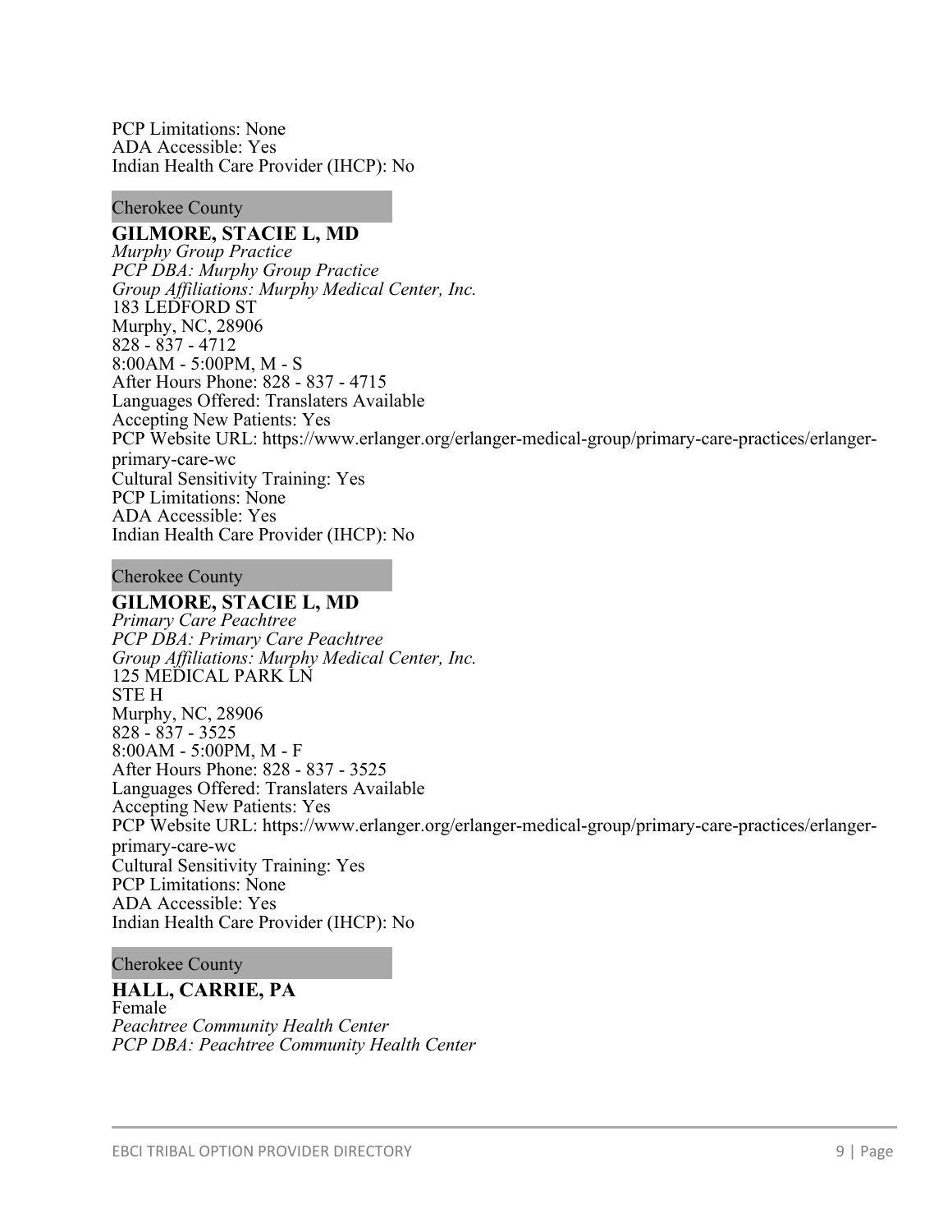PCP Limitations: None
ADA Accessible: Yes
Indian Health Care Provider (IHCP): No

Cherokee County

**GILMORE, STACIE L, MD**
*Murphy Group Practice*
*PCP DBA: Murphy Group Practice*
*Group Affiliations: Murphy Medical Center, Inc.*
183 LEDFORD ST
Murphy, NC, 28906
828 - 837 - 4712
8:00AM - 5:00PM, M - S
After Hours Phone: 828 - 837 - 4715
Languages Offered: Translaters Available
Accepting New Patients: Yes
PCP Website URL: https://www.erlanger.org/erlanger-medical-group/primary-care-practices/erlanger-primary-care-wc
Cultural Sensitivity Training: Yes
PCP Limitations: None
ADA Accessible: Yes
Indian Health Care Provider (IHCP): No

Cherokee County

**GILMORE, STACIE L, MD**
*Primary Care Peachtree*
*PCP DBA: Primary Care Peachtree*
*Group Affiliations: Murphy Medical Center, Inc.*
125 MEDICAL PARK LN
STE H
Murphy, NC, 28906
828 - 837 - 3525
8:00AM - 5:00PM, M - F
After Hours Phone: 828 - 837 - 3525
Languages Offered: Translaters Available
Accepting New Patients: Yes
PCP Website URL: https://www.erlanger.org/erlanger-medical-group/primary-care-practices/erlanger-primary-care-wc
Cultural Sensitivity Training: Yes
PCP Limitations: None
ADA Accessible: Yes
Indian Health Care Provider (IHCP): No

Cherokee County

**HALL, CARRIE, PA**
Female
*Peachtree Community Health Center*
*PCP DBA: Peachtree Community Health Center*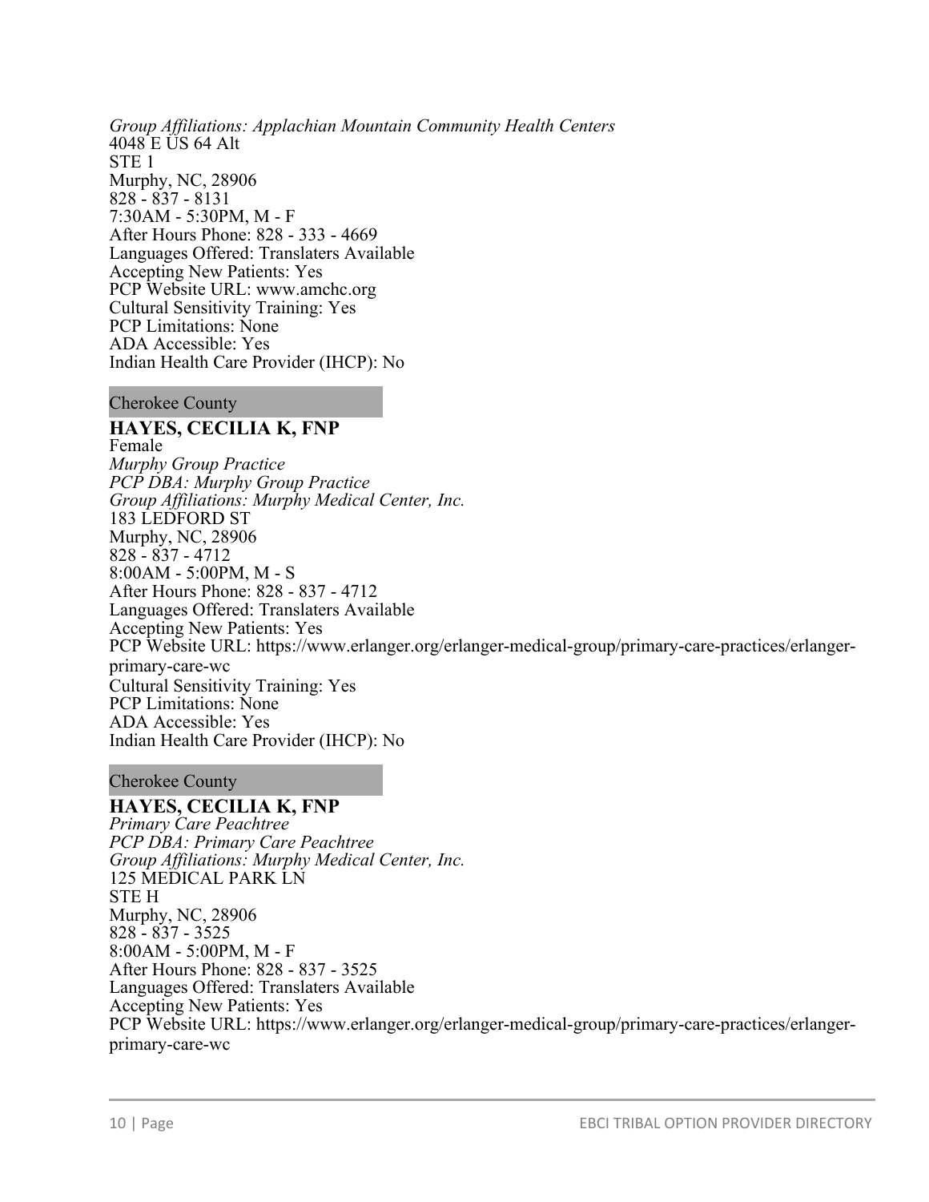*Group Affiliations: Applachian Mountain Community Health Centers*
4048 E US 64 Alt
STE 1
Murphy, NC, 28906
828 - 837 - 8131
7:30AM - 5:30PM, M - F
After Hours Phone: 828 - 333 - 4669
Languages Offered: Translaters Available
Accepting New Patients: Yes
PCP Website URL: www.amchc.org
Cultural Sensitivity Training: Yes
PCP Limitations: None
ADA Accessible: Yes
Indian Health Care Provider (IHCP): No

Cherokee County

**HAYES, CECILIA K, FNP**
Female
*Murphy Group Practice*
*PCP DBA: Murphy Group Practice*
*Group Affiliations: Murphy Medical Center, Inc.*
183 LEDFORD ST
Murphy, NC, 28906
828 - 837 - 4712
8:00AM - 5:00PM, M - S
After Hours Phone: 828 - 837 - 4712
Languages Offered: Translaters Available
Accepting New Patients: Yes
PCP Website URL: https://www.erlanger.org/erlanger-medical-group/primary-care-practices/erlanger-primary-care-wc
Cultural Sensitivity Training: Yes
PCP Limitations: None
ADA Accessible: Yes
Indian Health Care Provider (IHCP): No

Cherokee County

**HAYES, CECILIA K, FNP**
*Primary Care Peachtree*
*PCP DBA: Primary Care Peachtree*
*Group Affiliations: Murphy Medical Center, Inc.*
125 MEDICAL PARK LN
STE H
Murphy, NC, 28906
828 - 837 - 3525
8:00AM - 5:00PM, M - F
After Hours Phone: 828 - 837 - 3525
Languages Offered: Translaters Available
Accepting New Patients: Yes
PCP Website URL: https://www.erlanger.org/erlanger-medical-group/primary-care-practices/erlanger-primary-care-wc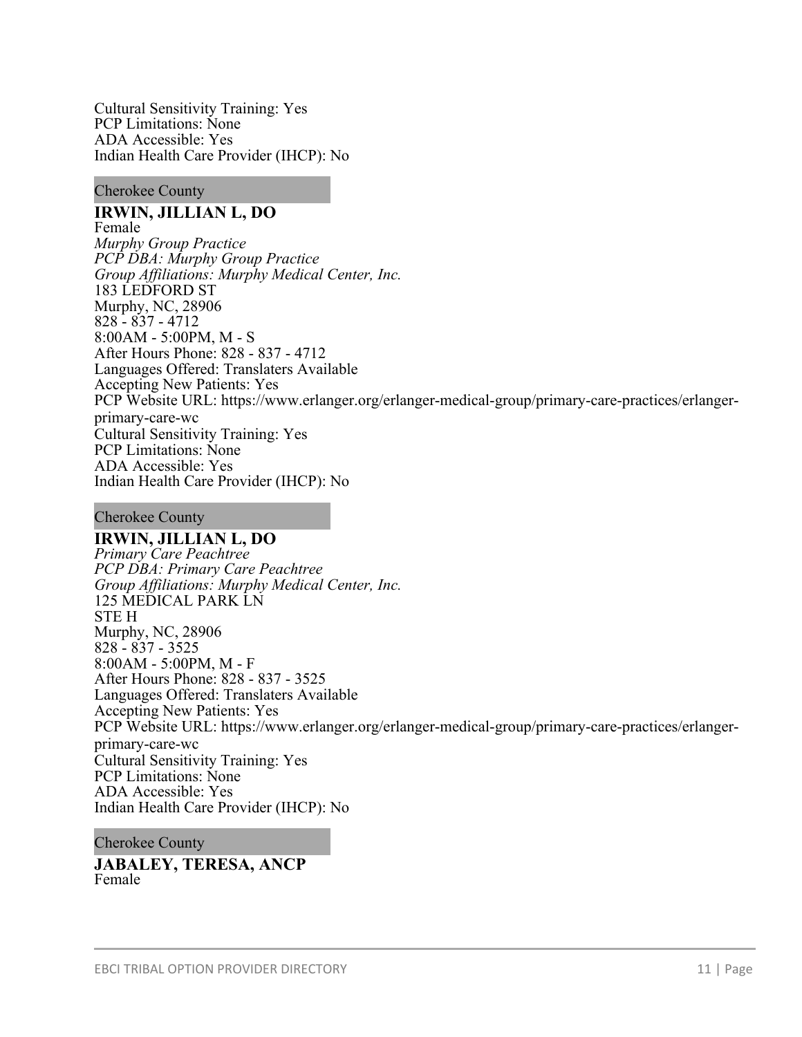Cultural Sensitivity Training: Yes
PCP Limitations: None
ADA Accessible: Yes
Indian Health Care Provider (IHCP): No

Cherokee County

**IRWIN, JILLIAN L, DO**
Female
*Murphy Group Practice*
*PCP DBA: Murphy Group Practice*
*Group Affiliations: Murphy Medical Center, Inc.*
183 LEDFORD ST
Murphy, NC, 28906
828 - 837 - 4712
8:00AM - 5:00PM, M - S
After Hours Phone: 828 - 837 - 4712
Languages Offered: Translaters Available
Accepting New Patients: Yes
PCP Website URL: https://www.erlanger.org/erlanger-medical-group/primary-care-practices/erlanger-primary-care-wc
Cultural Sensitivity Training: Yes
PCP Limitations: None
ADA Accessible: Yes
Indian Health Care Provider (IHCP): No

Cherokee County

**IRWIN, JILLIAN L, DO**
*Primary Care Peachtree*
*PCP DBA: Primary Care Peachtree*
*Group Affiliations: Murphy Medical Center, Inc.*
125 MEDICAL PARK LN
STE H
Murphy, NC, 28906
828 - 837 - 3525
8:00AM - 5:00PM, M - F
After Hours Phone: 828 - 837 - 3525
Languages Offered: Translaters Available
Accepting New Patients: Yes
PCP Website URL: https://www.erlanger.org/erlanger-medical-group/primary-care-practices/erlanger-primary-care-wc
Cultural Sensitivity Training: Yes
PCP Limitations: None
ADA Accessible: Yes
Indian Health Care Provider (IHCP): No

Cherokee County

**JABALEY, TERESA, ANCP**
Female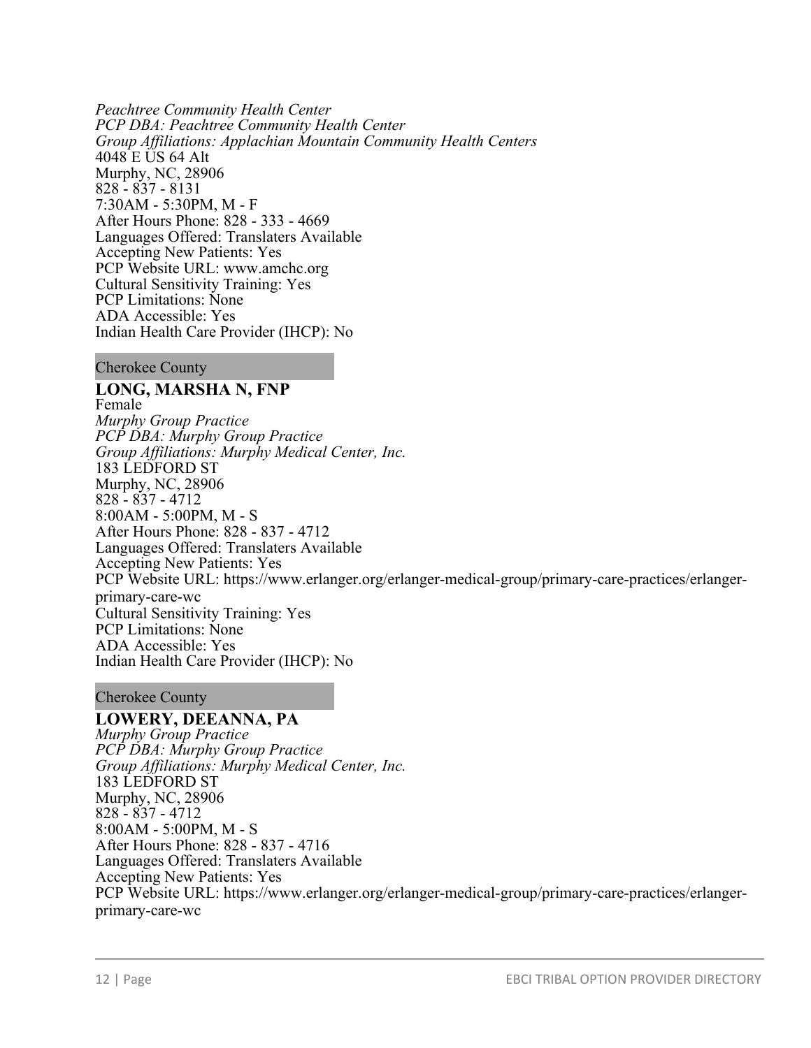*Peachtree Community Health Center*
*PCP DBA: Peachtree Community Health Center*
*Group Affiliations: Applachian Mountain Community Health Centers*
4048 E US 64 Alt
Murphy, NC, 28906
828 - 837 - 8131
7:30AM - 5:30PM, M - F
After Hours Phone: 828 - 333 - 4669
Languages Offered: Translaters Available
Accepting New Patients: Yes
PCP Website URL: www.amchc.org
Cultural Sensitivity Training: Yes
PCP Limitations: None
ADA Accessible: Yes
Indian Health Care Provider (IHCP): No

Cherokee County

**LONG, MARSHA N, FNP**
Female
*Murphy Group Practice*
*PCP DBA: Murphy Group Practice*
*Group Affiliations: Murphy Medical Center, Inc.*
183 LEDFORD ST
Murphy, NC, 28906
828 - 837 - 4712
8:00AM - 5:00PM, M - S
After Hours Phone: 828 - 837 - 4712
Languages Offered: Translaters Available
Accepting New Patients: Yes
PCP Website URL: https://www.erlanger.org/erlanger-medical-group/primary-care-practices/erlanger-primary-care-wc
Cultural Sensitivity Training: Yes
PCP Limitations: None
ADA Accessible: Yes
Indian Health Care Provider (IHCP): No

Cherokee County

**LOWERY, DEEANNA, PA**
*Murphy Group Practice*
*PCP DBA: Murphy Group Practice*
*Group Affiliations: Murphy Medical Center, Inc.*
183 LEDFORD ST
Murphy, NC, 28906
828 - 837 - 4712
8:00AM - 5:00PM, M - S
After Hours Phone: 828 - 837 - 4716
Languages Offered: Translaters Available
Accepting New Patients: Yes
PCP Website URL: https://www.erlanger.org/erlanger-medical-group/primary-care-practices/erlanger-primary-care-wc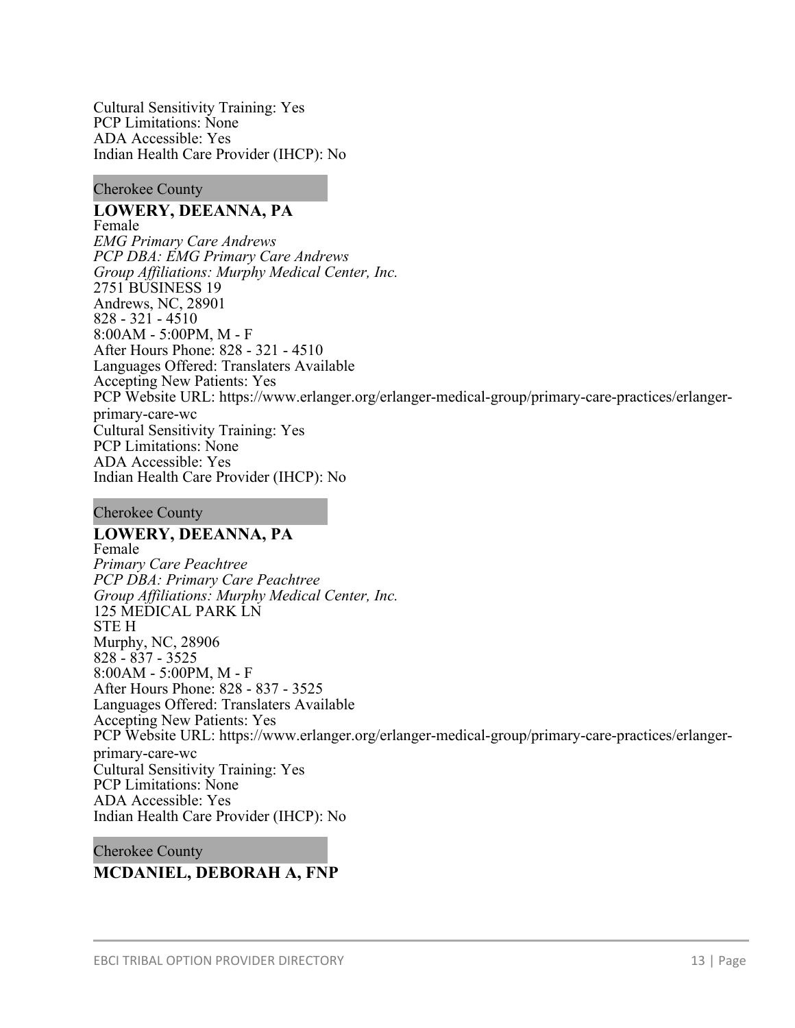Cultural Sensitivity Training: Yes
PCP Limitations: None
ADA Accessible: Yes
Indian Health Care Provider (IHCP): No

Cherokee County

**LOWERY, DEEANNA, PA**
Female
*EMG Primary Care Andrews*
*PCP DBA: EMG Primary Care Andrews*
*Group Affiliations: Murphy Medical Center, Inc.*
2751 BUSINESS 19
Andrews, NC, 28901
828 - 321 - 4510
8:00AM - 5:00PM, M - F
After Hours Phone: 828 - 321 - 4510
Languages Offered: Translaters Available
Accepting New Patients: Yes
PCP Website URL: https://www.erlanger.org/erlanger-medical-group/primary-care-practices/erlanger-primary-care-wc
Cultural Sensitivity Training: Yes
PCP Limitations: None
ADA Accessible: Yes
Indian Health Care Provider (IHCP): No

Cherokee County

**LOWERY, DEEANNA, PA**
Female
*Primary Care Peachtree*
*PCP DBA: Primary Care Peachtree*
*Group Affiliations: Murphy Medical Center, Inc.*
125 MEDICAL PARK LN
STE H
Murphy, NC, 28906
828 - 837 - 3525
8:00AM - 5:00PM, M - F
After Hours Phone: 828 - 837 - 3525
Languages Offered: Translaters Available
Accepting New Patients: Yes
PCP Website URL: https://www.erlanger.org/erlanger-medical-group/primary-care-practices/erlanger-primary-care-wc
Cultural Sensitivity Training: Yes
PCP Limitations: None
ADA Accessible: Yes
Indian Health Care Provider (IHCP): No

Cherokee County

**MCDANIEL, DEBORAH A, FNP**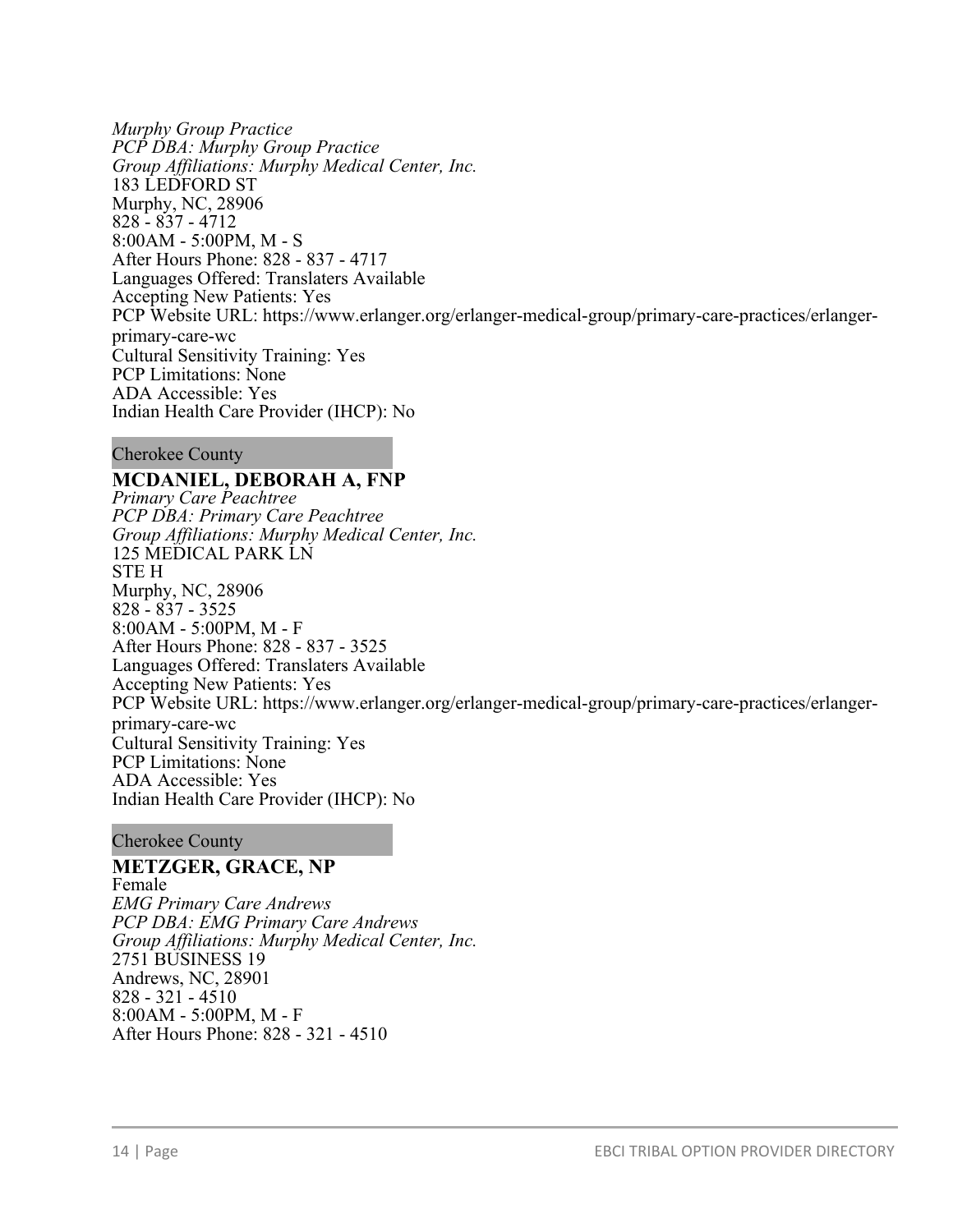*Murphy Group Practice*
*PCP DBA: Murphy Group Practice*
*Group Affiliations: Murphy Medical Center, Inc.*
183 LEDFORD ST
Murphy, NC, 28906
828 - 837 - 4712
8:00AM - 5:00PM, M - S
After Hours Phone: 828 - 837 - 4717
Languages Offered: Translaters Available
Accepting New Patients: Yes
PCP Website URL: https://www.erlanger.org/erlanger-medical-group/primary-care-practices/erlanger-primary-care-wc
Cultural Sensitivity Training: Yes
PCP Limitations: None
ADA Accessible: Yes
Indian Health Care Provider (IHCP): No

Cherokee County

**MCDANIEL, DEBORAH A, FNP**
*Primary Care Peachtree*
*PCP DBA: Primary Care Peachtree*
*Group Affiliations: Murphy Medical Center, Inc.*
125 MEDICAL PARK LN
STE H
Murphy, NC, 28906
828 - 837 - 3525
8:00AM - 5:00PM, M - F
After Hours Phone: 828 - 837 - 3525
Languages Offered: Translaters Available
Accepting New Patients: Yes
PCP Website URL: https://www.erlanger.org/erlanger-medical-group/primary-care-practices/erlanger-primary-care-wc
Cultural Sensitivity Training: Yes
PCP Limitations: None
ADA Accessible: Yes
Indian Health Care Provider (IHCP): No

Cherokee County

**METZGER, GRACE, NP**
Female
*EMG Primary Care Andrews*
*PCP DBA: EMG Primary Care Andrews*
*Group Affiliations: Murphy Medical Center, Inc.*
2751 BUSINESS 19
Andrews, NC, 28901
828 - 321 - 4510
8:00AM - 5:00PM, M - F
After Hours Phone: 828 - 321 - 4510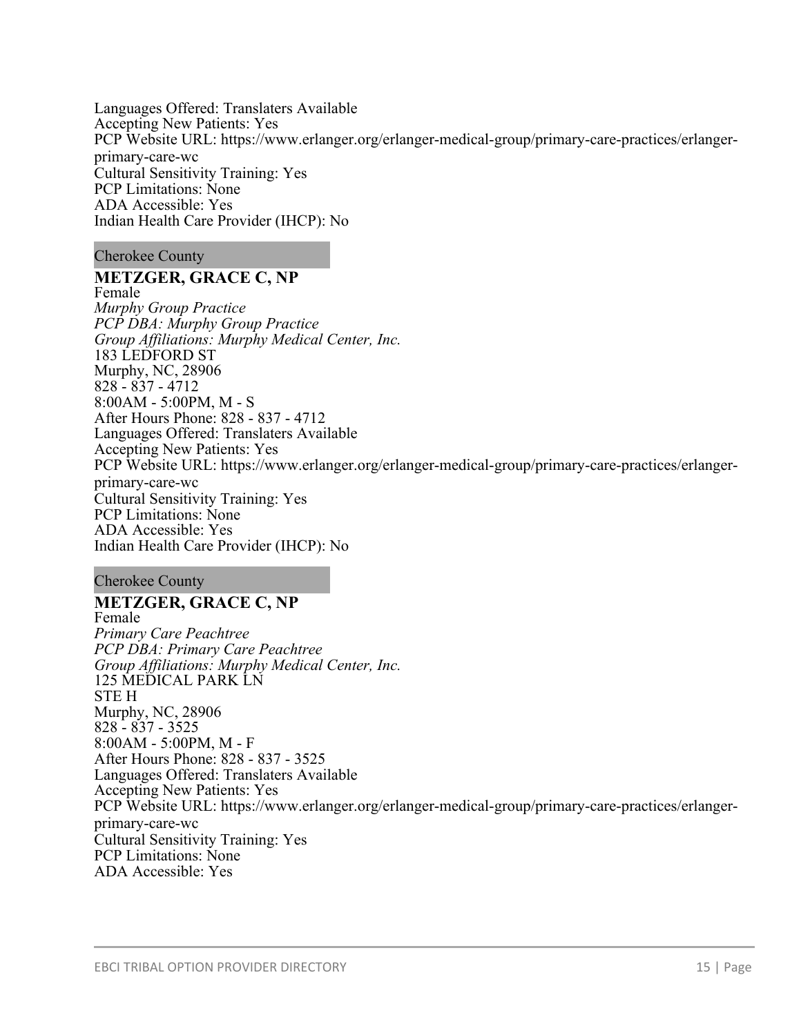Languages Offered: Translaters Available
Accepting New Patients: Yes
PCP Website URL: https://www.erlanger.org/erlanger-medical-group/primary-care-practices/erlanger-primary-care-wc
Cultural Sensitivity Training: Yes
PCP Limitations: None
ADA Accessible: Yes
Indian Health Care Provider (IHCP): No

Cherokee County

**METZGER, GRACE C, NP**
Female
*Murphy Group Practice*
*PCP DBA: Murphy Group Practice*
*Group Affiliations: Murphy Medical Center, Inc.*
183 LEDFORD ST
Murphy, NC, 28906
828 - 837 - 4712
8:00AM - 5:00PM, M - S
After Hours Phone: 828 - 837 - 4712
Languages Offered: Translaters Available
Accepting New Patients: Yes
PCP Website URL: https://www.erlanger.org/erlanger-medical-group/primary-care-practices/erlanger-primary-care-wc
Cultural Sensitivity Training: Yes
PCP Limitations: None
ADA Accessible: Yes
Indian Health Care Provider (IHCP): No

Cherokee County

**METZGER, GRACE C, NP**
Female
*Primary Care Peachtree*
*PCP DBA: Primary Care Peachtree*
*Group Affiliations: Murphy Medical Center, Inc.*
125 MEDICAL PARK LN
STE H
Murphy, NC, 28906
828 - 837 - 3525
8:00AM - 5:00PM, M - F
After Hours Phone: 828 - 837 - 3525
Languages Offered: Translaters Available
Accepting New Patients: Yes
PCP Website URL: https://www.erlanger.org/erlanger-medical-group/primary-care-practices/erlanger-primary-care-wc
Cultural Sensitivity Training: Yes
PCP Limitations: None
ADA Accessible: Yes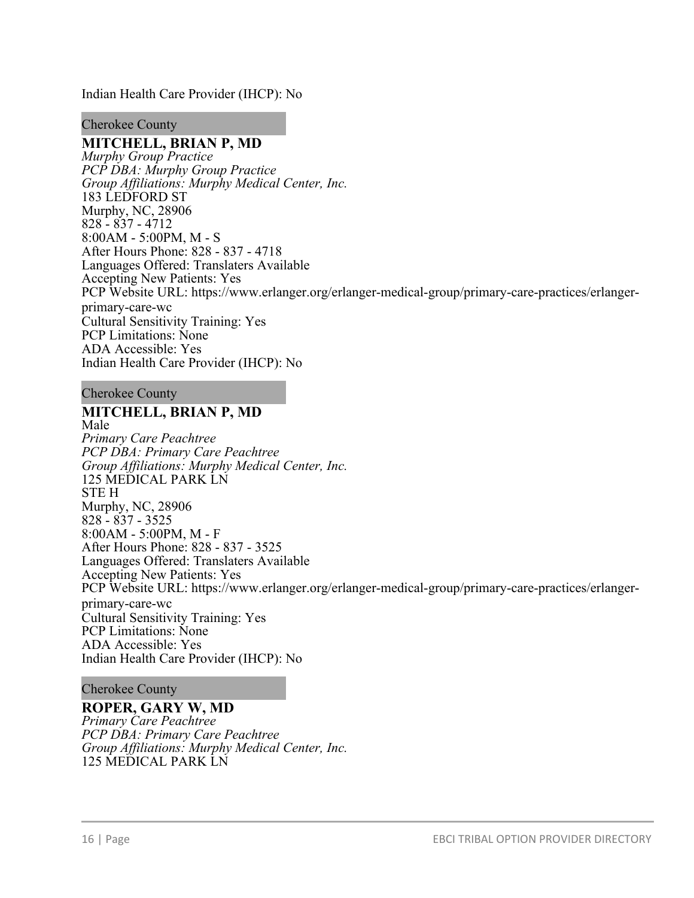Indian Health Care Provider (IHCP): No

Cherokee County

**MITCHELL, BRIAN P, MD**
*Murphy Group Practice*
*PCP DBA: Murphy Group Practice*
*Group Affiliations: Murphy Medical Center, Inc.*
183 LEDFORD ST
Murphy, NC, 28906
828 - 837 - 4712
8:00AM - 5:00PM, M - S
After Hours Phone: 828 - 837 - 4718
Languages Offered: Translaters Available
Accepting New Patients: Yes
PCP Website URL: https://www.erlanger.org/erlanger-medical-group/primary-care-practices/erlanger-primary-care-wc
Cultural Sensitivity Training: Yes
PCP Limitations: None
ADA Accessible: Yes
Indian Health Care Provider (IHCP): No

Cherokee County

**MITCHELL, BRIAN P, MD**
Male
*Primary Care Peachtree*
*PCP DBA: Primary Care Peachtree*
*Group Affiliations: Murphy Medical Center, Inc.*
125 MEDICAL PARK LN
STE H
Murphy, NC, 28906
828 - 837 - 3525
8:00AM - 5:00PM, M - F
After Hours Phone: 828 - 837 - 3525
Languages Offered: Translaters Available
Accepting New Patients: Yes
PCP Website URL: https://www.erlanger.org/erlanger-medical-group/primary-care-practices/erlanger-primary-care-wc
Cultural Sensitivity Training: Yes
PCP Limitations: None
ADA Accessible: Yes
Indian Health Care Provider (IHCP): No

Cherokee County

**ROPER, GARY W, MD**
*Primary Care Peachtree*
*PCP DBA: Primary Care Peachtree*
*Group Affiliations: Murphy Medical Center, Inc.*
125 MEDICAL PARK LN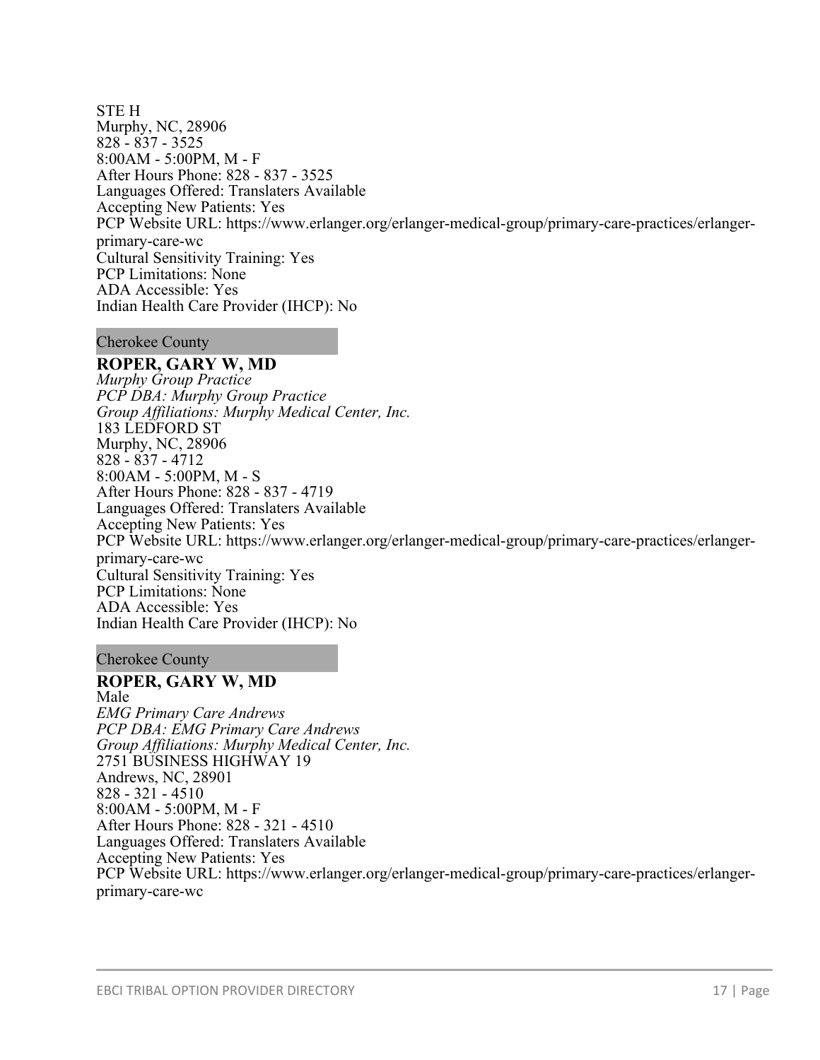STE H
Murphy, NC, 28906
828 - 837 - 3525
8:00AM - 5:00PM, M - F
After Hours Phone: 828 - 837 - 3525
Languages Offered: Translaters Available
Accepting New Patients: Yes
PCP Website URL: https://www.erlanger.org/erlanger-medical-group/primary-care-practices/erlanger-primary-care-wc
Cultural Sensitivity Training: Yes
PCP Limitations: None
ADA Accessible: Yes
Indian Health Care Provider (IHCP): No

Cherokee County

**ROPER, GARY W, MD**
*Murphy Group Practice*
*PCP DBA: Murphy Group Practice*
*Group Affiliations: Murphy Medical Center, Inc.*
183 LEDFORD ST
Murphy, NC, 28906
828 - 837 - 4712
8:00AM - 5:00PM, M - S
After Hours Phone: 828 - 837 - 4719
Languages Offered: Translaters Available
Accepting New Patients: Yes
PCP Website URL: https://www.erlanger.org/erlanger-medical-group/primary-care-practices/erlanger-primary-care-wc
Cultural Sensitivity Training: Yes
PCP Limitations: None
ADA Accessible: Yes
Indian Health Care Provider (IHCP): No

Cherokee County

**ROPER, GARY W, MD**
Male
*EMG Primary Care Andrews*
*PCP DBA: EMG Primary Care Andrews*
*Group Affiliations: Murphy Medical Center, Inc.*
2751 BUSINESS HIGHWAY 19
Andrews, NC, 28901
828 - 321 - 4510
8:00AM - 5:00PM, M - F
After Hours Phone: 828 - 321 - 4510
Languages Offered: Translaters Available
Accepting New Patients: Yes
PCP Website URL: https://www.erlanger.org/erlanger-medical-group/primary-care-practices/erlanger-primary-care-wc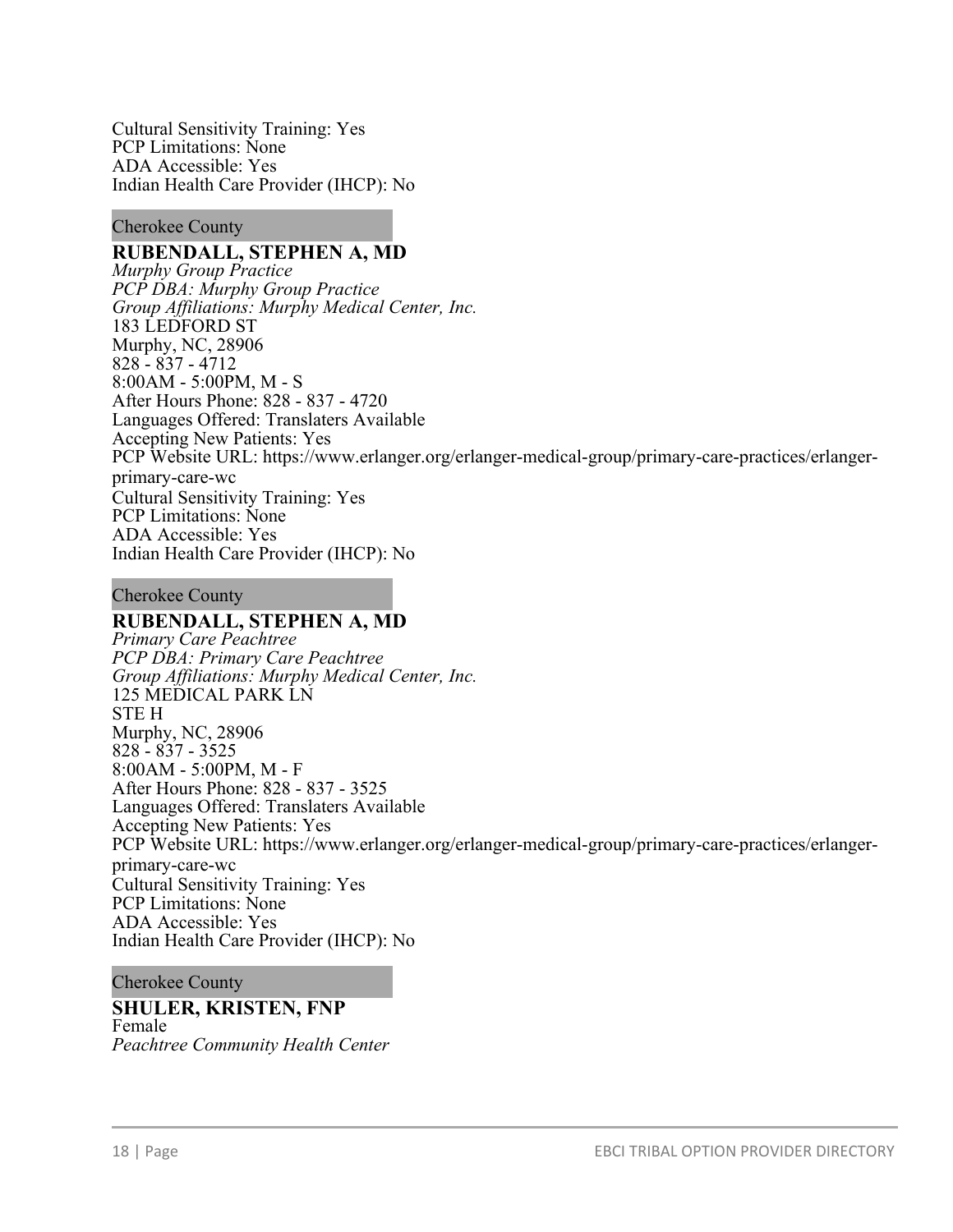Cultural Sensitivity Training: Yes
PCP Limitations: None
ADA Accessible: Yes
Indian Health Care Provider (IHCP): No

Cherokee County

**RUBENDALL, STEPHEN A, MD**
*Murphy Group Practice*
*PCP DBA: Murphy Group Practice*
*Group Affiliations: Murphy Medical Center, Inc.*
183 LEDFORD ST
Murphy, NC, 28906
828 - 837 - 4712
8:00AM - 5:00PM, M - S
After Hours Phone: 828 - 837 - 4720
Languages Offered: Translaters Available
Accepting New Patients: Yes
PCP Website URL: https://www.erlanger.org/erlanger-medical-group/primary-care-practices/erlanger-primary-care-wc
Cultural Sensitivity Training: Yes
PCP Limitations: None
ADA Accessible: Yes
Indian Health Care Provider (IHCP): No

Cherokee County

**RUBENDALL, STEPHEN A, MD**
*Primary Care Peachtree*
*PCP DBA: Primary Care Peachtree*
*Group Affiliations: Murphy Medical Center, Inc.*
125 MEDICAL PARK LN
STE H
Murphy, NC, 28906
828 - 837 - 3525
8:00AM - 5:00PM, M - F
After Hours Phone: 828 - 837 - 3525
Languages Offered: Translaters Available
Accepting New Patients: Yes
PCP Website URL: https://www.erlanger.org/erlanger-medical-group/primary-care-practices/erlanger-primary-care-wc
Cultural Sensitivity Training: Yes
PCP Limitations: None
ADA Accessible: Yes
Indian Health Care Provider (IHCP): No

Cherokee County

**SHULER, KRISTEN, FNP**
Female
*Peachtree Community Health Center*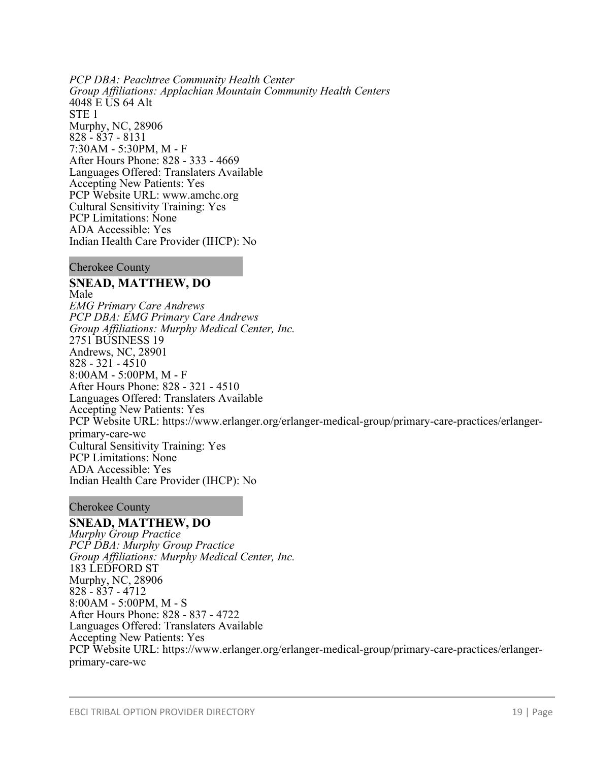*PCP DBA: Peachtree Community Health Center*
*Group Affiliations: Applachian Mountain Community Health Centers*
4048 E US 64 Alt
STE 1
Murphy, NC, 28906
828 - 837 - 8131
7:30AM - 5:30PM, M - F
After Hours Phone: 828 - 333 - 4669
Languages Offered: Translaters Available
Accepting New Patients: Yes
PCP Website URL: www.amchc.org
Cultural Sensitivity Training: Yes
PCP Limitations: None
ADA Accessible: Yes
Indian Health Care Provider (IHCP): No

Cherokee County

**SNEAD, MATTHEW, DO**
Male
*EMG Primary Care Andrews*
*PCP DBA: EMG Primary Care Andrews*
*Group Affiliations: Murphy Medical Center, Inc.*
2751 BUSINESS 19
Andrews, NC, 28901
828 - 321 - 4510
8:00AM - 5:00PM, M - F
After Hours Phone: 828 - 321 - 4510
Languages Offered: Translaters Available
Accepting New Patients: Yes
PCP Website URL: https://www.erlanger.org/erlanger-medical-group/primary-care-practices/erlanger-primary-care-wc
Cultural Sensitivity Training: Yes
PCP Limitations: None
ADA Accessible: Yes
Indian Health Care Provider (IHCP): No

Cherokee County

**SNEAD, MATTHEW, DO**
*Murphy Group Practice*
*PCP DBA: Murphy Group Practice*
*Group Affiliations: Murphy Medical Center, Inc.*
183 LEDFORD ST
Murphy, NC, 28906
828 - 837 - 4712
8:00AM - 5:00PM, M - S
After Hours Phone: 828 - 837 - 4722
Languages Offered: Translaters Available
Accepting New Patients: Yes
PCP Website URL: https://www.erlanger.org/erlanger-medical-group/primary-care-practices/erlanger-primary-care-wc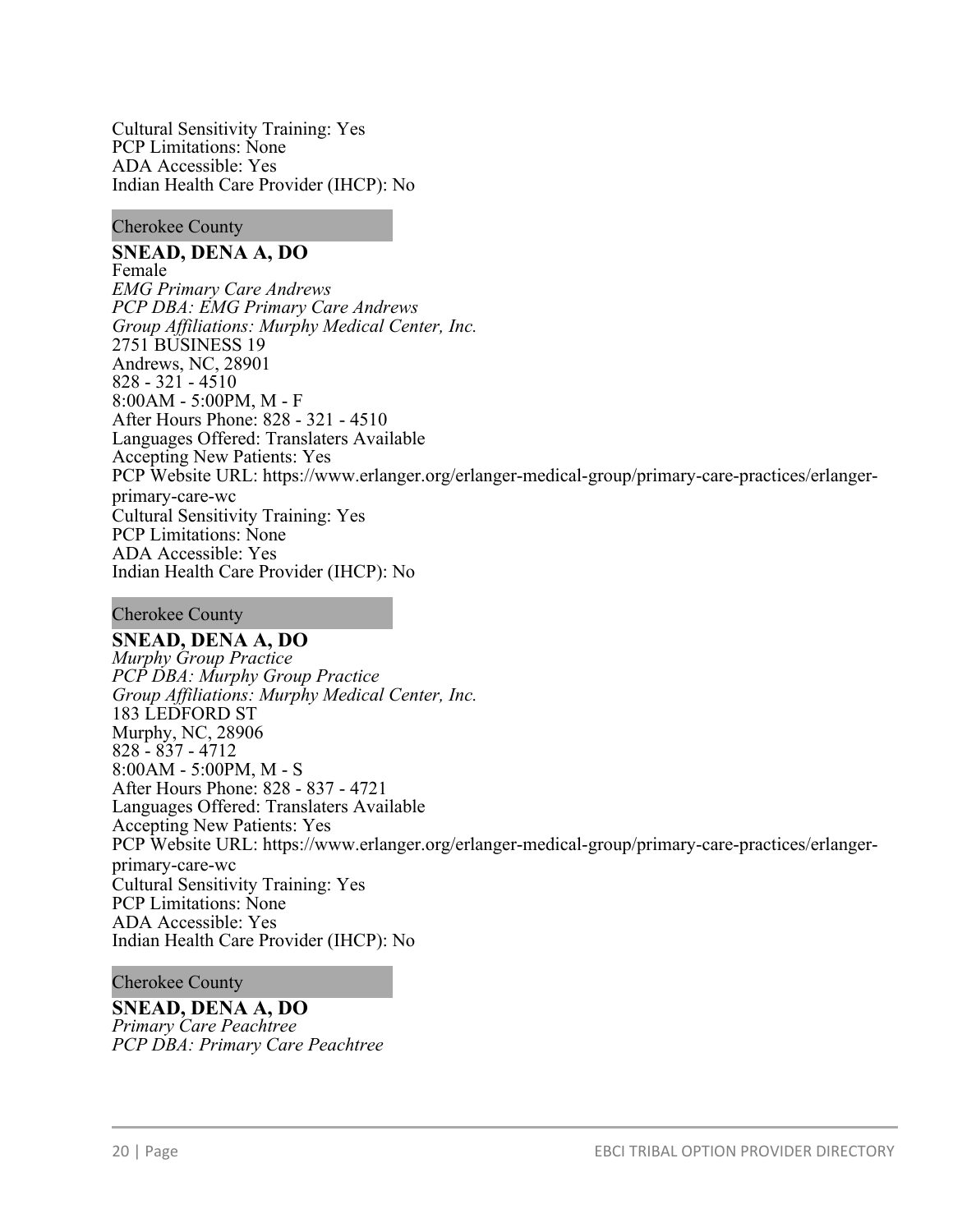Cultural Sensitivity Training: Yes
PCP Limitations: None
ADA Accessible: Yes
Indian Health Care Provider (IHCP): No

Cherokee County

**SNEAD, DENA A, DO**
Female
*EMG Primary Care Andrews*
*PCP DBA: EMG Primary Care Andrews*
*Group Affiliations: Murphy Medical Center, Inc.*
2751 BUSINESS 19
Andrews, NC, 28901
828 - 321 - 4510
8:00AM - 5:00PM, M - F
After Hours Phone: 828 - 321 - 4510
Languages Offered: Translaters Available
Accepting New Patients: Yes
PCP Website URL: https://www.erlanger.org/erlanger-medical-group/primary-care-practices/erlanger-primary-care-wc
Cultural Sensitivity Training: Yes
PCP Limitations: None
ADA Accessible: Yes
Indian Health Care Provider (IHCP): No

Cherokee County

**SNEAD, DENA A, DO**
*Murphy Group Practice*
*PCP DBA: Murphy Group Practice*
*Group Affiliations: Murphy Medical Center, Inc.*
183 LEDFORD ST
Murphy, NC, 28906
828 - 837 - 4712
8:00AM - 5:00PM, M - S
After Hours Phone: 828 - 837 - 4721
Languages Offered: Translaters Available
Accepting New Patients: Yes
PCP Website URL: https://www.erlanger.org/erlanger-medical-group/primary-care-practices/erlanger-primary-care-wc
Cultural Sensitivity Training: Yes
PCP Limitations: None
ADA Accessible: Yes
Indian Health Care Provider (IHCP): No

Cherokee County

**SNEAD, DENA A, DO**
*Primary Care Peachtree*
*PCP DBA: Primary Care Peachtree*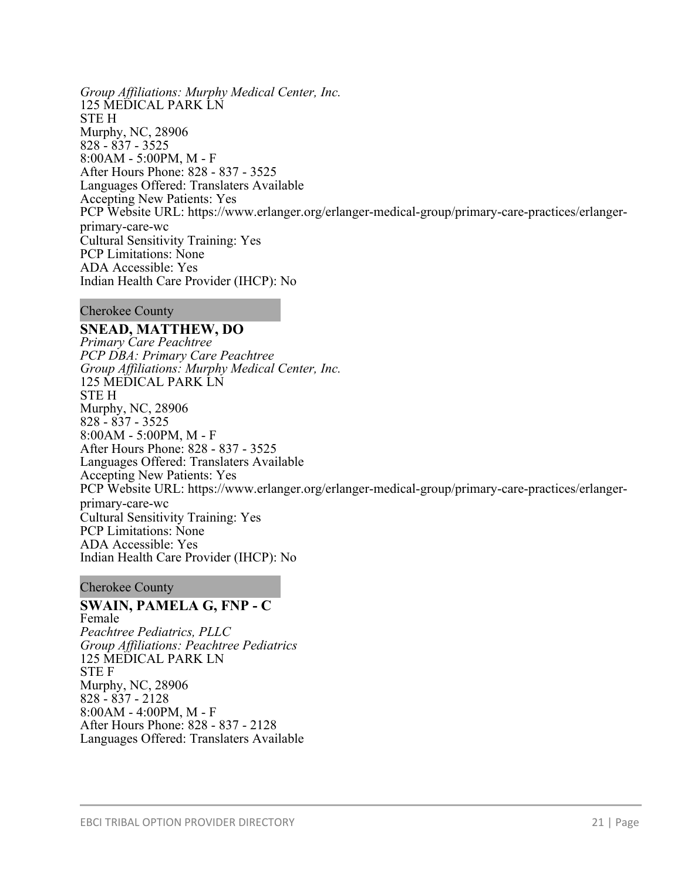*Group Affiliations: Murphy Medical Center, Inc.*
125 MEDICAL PARK LN
STE H
Murphy, NC, 28906
828 - 837 - 3525
8:00AM - 5:00PM, M - F
After Hours Phone: 828 - 837 - 3525
Languages Offered: Translaters Available
Accepting New Patients: Yes
PCP Website URL: https://www.erlanger.org/erlanger-medical-group/primary-care-practices/erlanger-primary-care-wc
Cultural Sensitivity Training: Yes
PCP Limitations: None
ADA Accessible: Yes
Indian Health Care Provider (IHCP): No

Cherokee County

**SNEAD, MATTHEW, DO**
*Primary Care Peachtree*
*PCP DBA: Primary Care Peachtree*
*Group Affiliations: Murphy Medical Center, Inc.*
125 MEDICAL PARK LN
STE H
Murphy, NC, 28906
828 - 837 - 3525
8:00AM - 5:00PM, M - F
After Hours Phone: 828 - 837 - 3525
Languages Offered: Translaters Available
Accepting New Patients: Yes
PCP Website URL: https://www.erlanger.org/erlanger-medical-group/primary-care-practices/erlanger-primary-care-wc
Cultural Sensitivity Training: Yes
PCP Limitations: None
ADA Accessible: Yes
Indian Health Care Provider (IHCP): No

Cherokee County

**SWAIN, PAMELA G, FNP - C**
Female
*Peachtree Pediatrics, PLLC*
*Group Affiliations: Peachtree Pediatrics*
125 MEDICAL PARK LN
STE F
Murphy, NC, 28906
828 - 837 - 2128
8:00AM - 4:00PM, M - F
After Hours Phone: 828 - 837 - 2128
Languages Offered: Translaters Available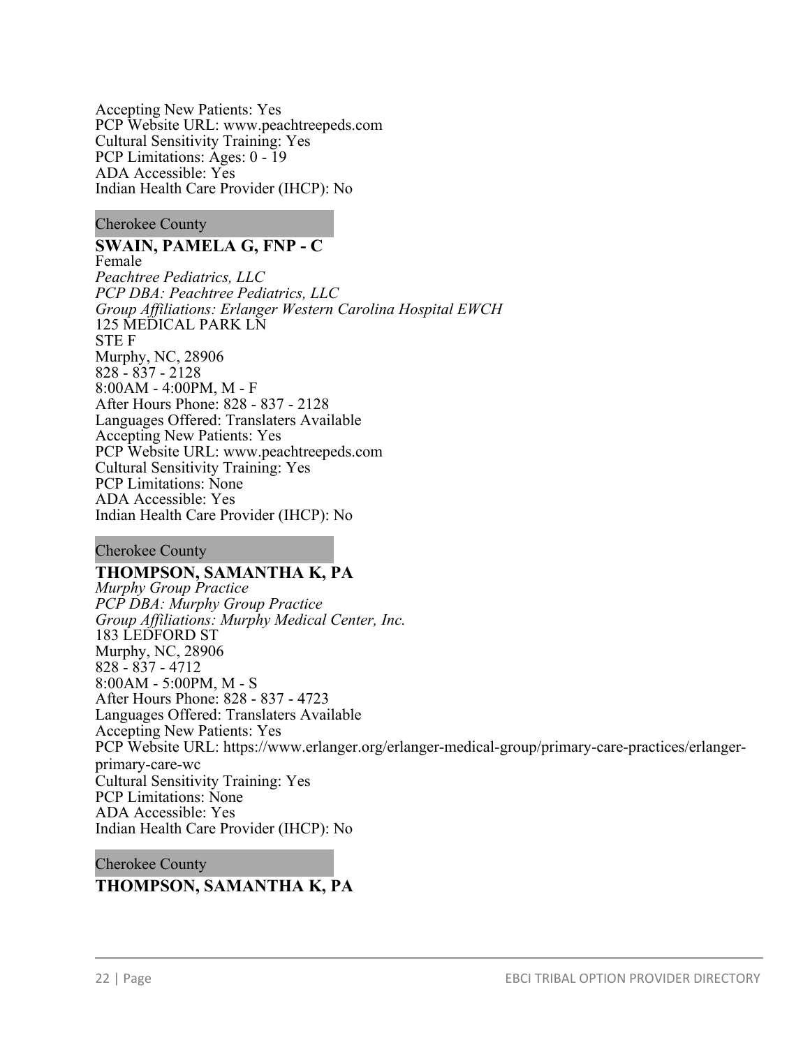Accepting New Patients: Yes
PCP Website URL: www.peachtreepeds.com
Cultural Sensitivity Training: Yes
PCP Limitations: Ages: 0 - 19
ADA Accessible: Yes
Indian Health Care Provider (IHCP): No

Cherokee County

**SWAIN, PAMELA G, FNP - C**
Female
*Peachtree Pediatrics, LLC*
*PCP DBA: Peachtree Pediatrics, LLC*
*Group Affiliations: Erlanger Western Carolina Hospital EWCH*
125 MEDICAL PARK LN
STE F
Murphy, NC, 28906
828 - 837 - 2128
8:00AM - 4:00PM, M - F
After Hours Phone: 828 - 837 - 2128
Languages Offered: Translaters Available
Accepting New Patients: Yes
PCP Website URL: www.peachtreepeds.com
Cultural Sensitivity Training: Yes
PCP Limitations: None
ADA Accessible: Yes
Indian Health Care Provider (IHCP): No

Cherokee County

**THOMPSON, SAMANTHA K, PA**
*Murphy Group Practice*
*PCP DBA: Murphy Group Practice*
*Group Affiliations: Murphy Medical Center, Inc.*
183 LEDFORD ST
Murphy, NC, 28906
828 - 837 - 4712
8:00AM - 5:00PM, M - S
After Hours Phone: 828 - 837 - 4723
Languages Offered: Translaters Available
Accepting New Patients: Yes
PCP Website URL: https://www.erlanger.org/erlanger-medical-group/primary-care-practices/erlanger-primary-care-wc
Cultural Sensitivity Training: Yes
PCP Limitations: None
ADA Accessible: Yes
Indian Health Care Provider (IHCP): No

Cherokee County

**THOMPSON, SAMANTHA K, PA**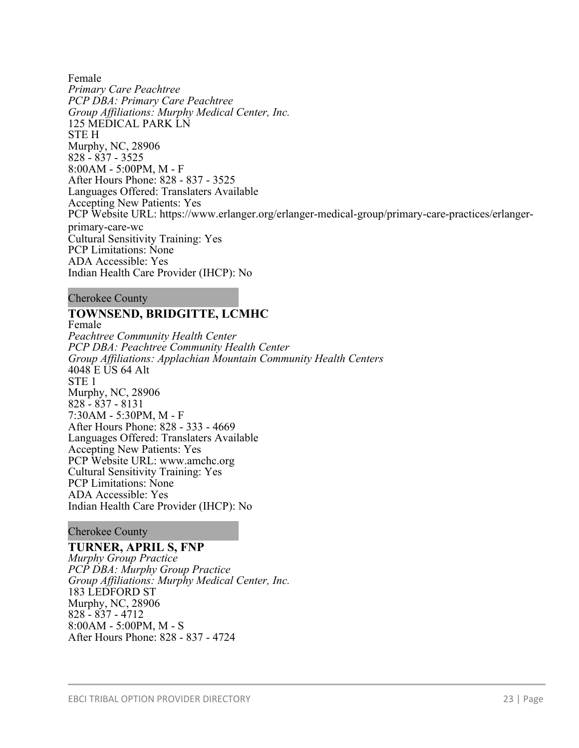Female
*Primary Care Peachtree*
*PCP DBA: Primary Care Peachtree*
*Group Affiliations: Murphy Medical Center, Inc.*
125 MEDICAL PARK LN
STE H
Murphy, NC, 28906
828 - 837 - 3525
8:00AM - 5:00PM, M - F
After Hours Phone: 828 - 837 - 3525
Languages Offered: Translaters Available
Accepting New Patients: Yes
PCP Website URL: https://www.erlanger.org/erlanger-medical-group/primary-care-practices/erlanger-primary-care-wc
Cultural Sensitivity Training: Yes
PCP Limitations: None
ADA Accessible: Yes
Indian Health Care Provider (IHCP): No

Cherokee County

**TOWNSEND, BRIDGITTE, LCMHC**
Female
*Peachtree Community Health Center*
*PCP DBA: Peachtree Community Health Center*
*Group Affiliations: Applachian Mountain Community Health Centers*
4048 E US 64 Alt
STE 1
Murphy, NC, 28906
828 - 837 - 8131
7:30AM - 5:30PM, M - F
After Hours Phone: 828 - 333 - 4669
Languages Offered: Translaters Available
Accepting New Patients: Yes
PCP Website URL: www.amchc.org
Cultural Sensitivity Training: Yes
PCP Limitations: None
ADA Accessible: Yes
Indian Health Care Provider (IHCP): No

Cherokee County

**TURNER, APRIL S, FNP**
*Murphy Group Practice*
*PCP DBA: Murphy Group Practice*
*Group Affiliations: Murphy Medical Center, Inc.*
183 LEDFORD ST
Murphy, NC, 28906
828 - 837 - 4712
8:00AM - 5:00PM, M - S
After Hours Phone: 828 - 837 - 4724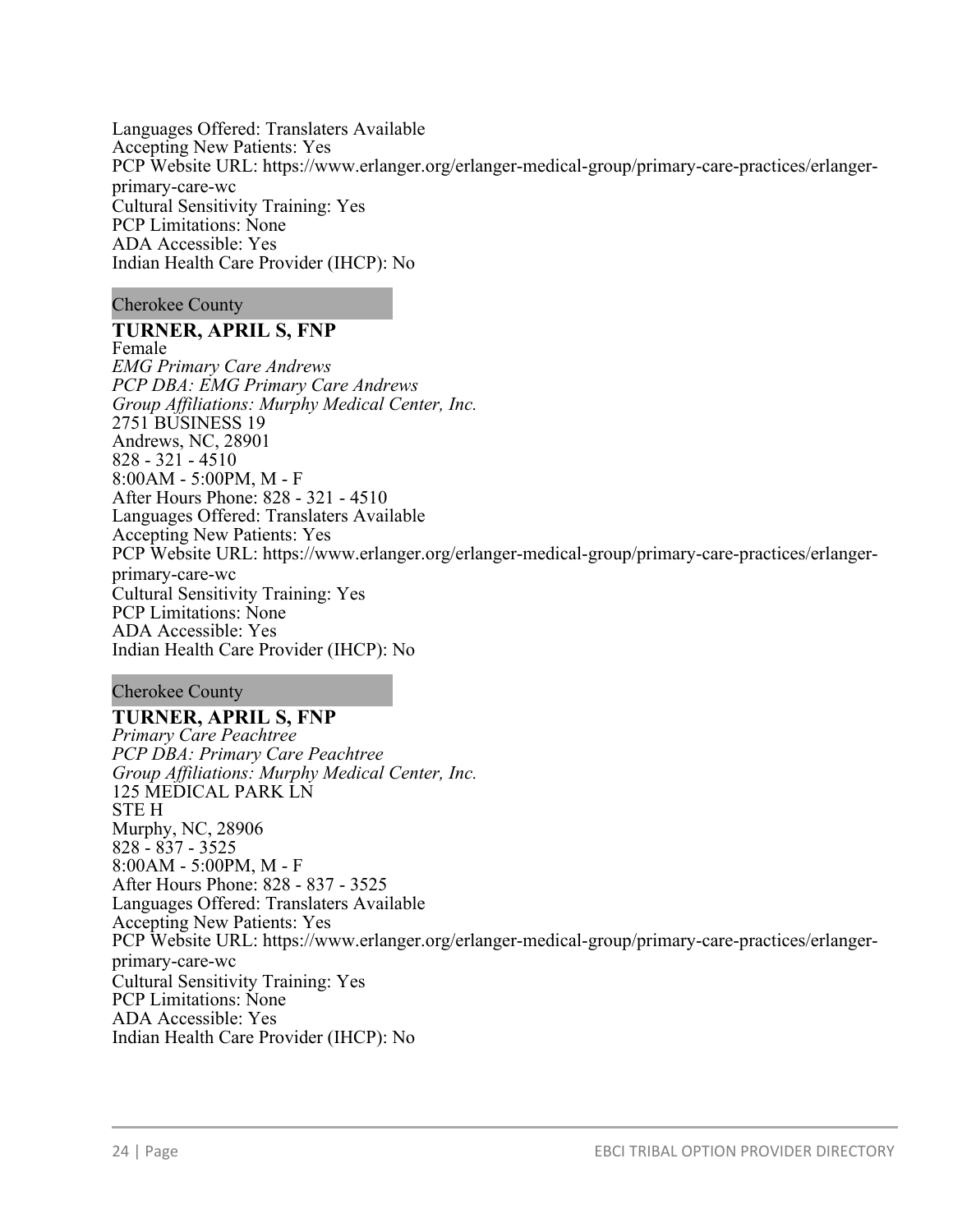Languages Offered: Translaters Available
Accepting New Patients: Yes
PCP Website URL: https://www.erlanger.org/erlanger-medical-group/primary-care-practices/erlanger-primary-care-wc
Cultural Sensitivity Training: Yes
PCP Limitations: None
ADA Accessible: Yes
Indian Health Care Provider (IHCP): No

Cherokee County

**TURNER, APRIL S, FNP**
Female
*EMG Primary Care Andrews*
*PCP DBA: EMG Primary Care Andrews*
*Group Affiliations: Murphy Medical Center, Inc.*
2751 BUSINESS 19
Andrews, NC, 28901
828 - 321 - 4510
8:00AM - 5:00PM, M - F
After Hours Phone: 828 - 321 - 4510
Languages Offered: Translaters Available
Accepting New Patients: Yes
PCP Website URL: https://www.erlanger.org/erlanger-medical-group/primary-care-practices/erlanger-primary-care-wc
Cultural Sensitivity Training: Yes
PCP Limitations: None
ADA Accessible: Yes
Indian Health Care Provider (IHCP): No

Cherokee County

**TURNER, APRIL S, FNP**
*Primary Care Peachtree*
*PCP DBA: Primary Care Peachtree*
*Group Affiliations: Murphy Medical Center, Inc.*
125 MEDICAL PARK LN
STE H
Murphy, NC, 28906
828 - 837 - 3525
8:00AM - 5:00PM, M - F
After Hours Phone: 828 - 837 - 3525
Languages Offered: Translaters Available
Accepting New Patients: Yes
PCP Website URL: https://www.erlanger.org/erlanger-medical-group/primary-care-practices/erlanger-primary-care-wc
Cultural Sensitivity Training: Yes
PCP Limitations: None
ADA Accessible: Yes
Indian Health Care Provider (IHCP): No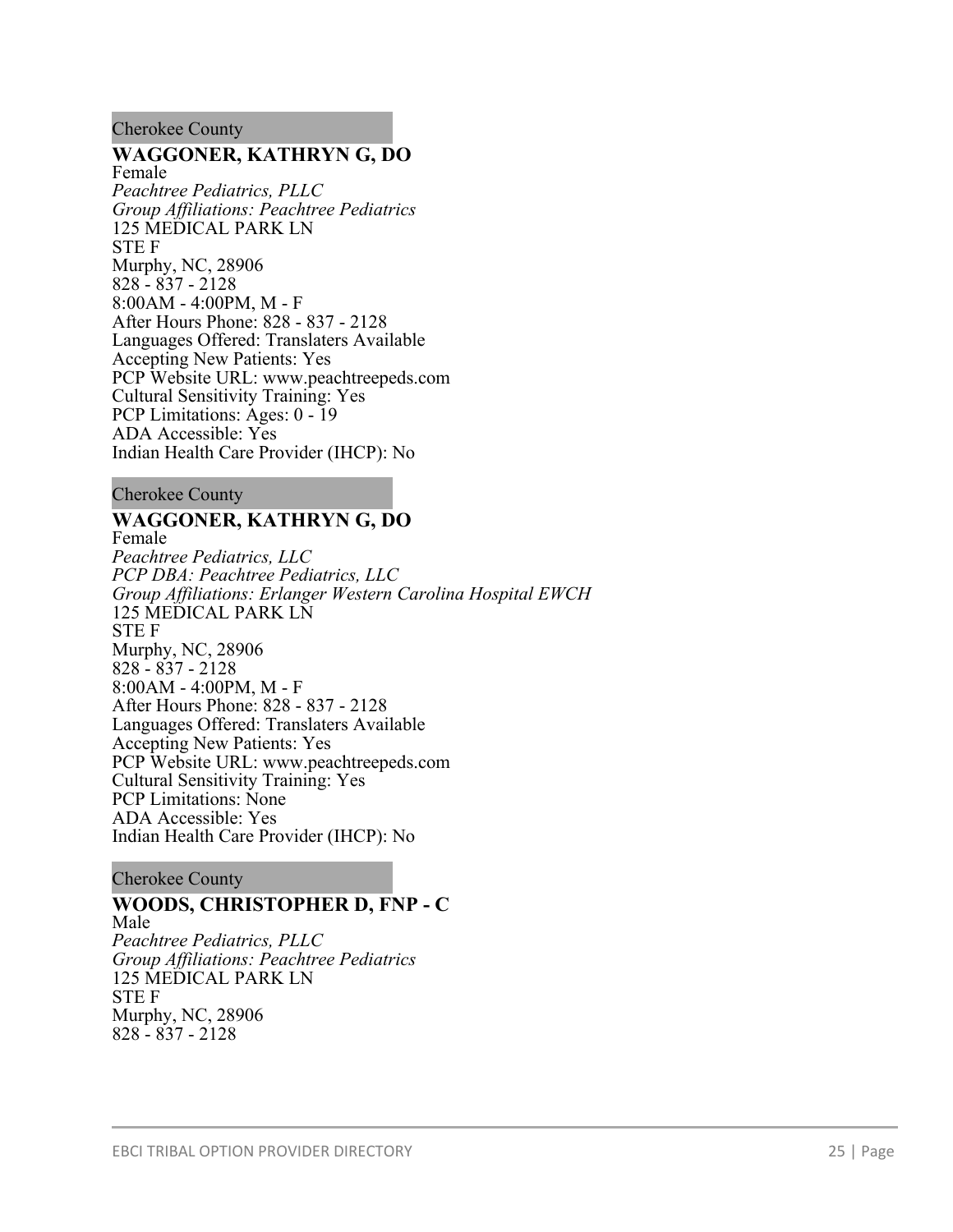Cherokee County

**WAGGONER, KATHRYN G, DO**
Female
*Peachtree Pediatrics, PLLC*
*Group Affiliations: Peachtree Pediatrics*
125 MEDICAL PARK LN
STE F
Murphy, NC, 28906
828 - 837 - 2128
8:00AM - 4:00PM, M - F
After Hours Phone: 828 - 837 - 2128
Languages Offered: Translaters Available
Accepting New Patients: Yes
PCP Website URL: www.peachtreepeds.com
Cultural Sensitivity Training: Yes
PCP Limitations: Ages: 0 - 19
ADA Accessible: Yes
Indian Health Care Provider (IHCP): No

Cherokee County

**WAGGONER, KATHRYN G, DO**
Female
*Peachtree Pediatrics, LLC*
*PCP DBA: Peachtree Pediatrics, LLC*
*Group Affiliations: Erlanger Western Carolina Hospital EWCH*
125 MEDICAL PARK LN
STE F
Murphy, NC, 28906
828 - 837 - 2128
8:00AM - 4:00PM, M - F
After Hours Phone: 828 - 837 - 2128
Languages Offered: Translaters Available
Accepting New Patients: Yes
PCP Website URL: www.peachtreepeds.com
Cultural Sensitivity Training: Yes
PCP Limitations: None
ADA Accessible: Yes
Indian Health Care Provider (IHCP): No

Cherokee County

**WOODS, CHRISTOPHER D, FNP - C**
Male
*Peachtree Pediatrics, PLLC*
*Group Affiliations: Peachtree Pediatrics*
125 MEDICAL PARK LN
STE F
Murphy, NC, 28906
828 - 837 - 2128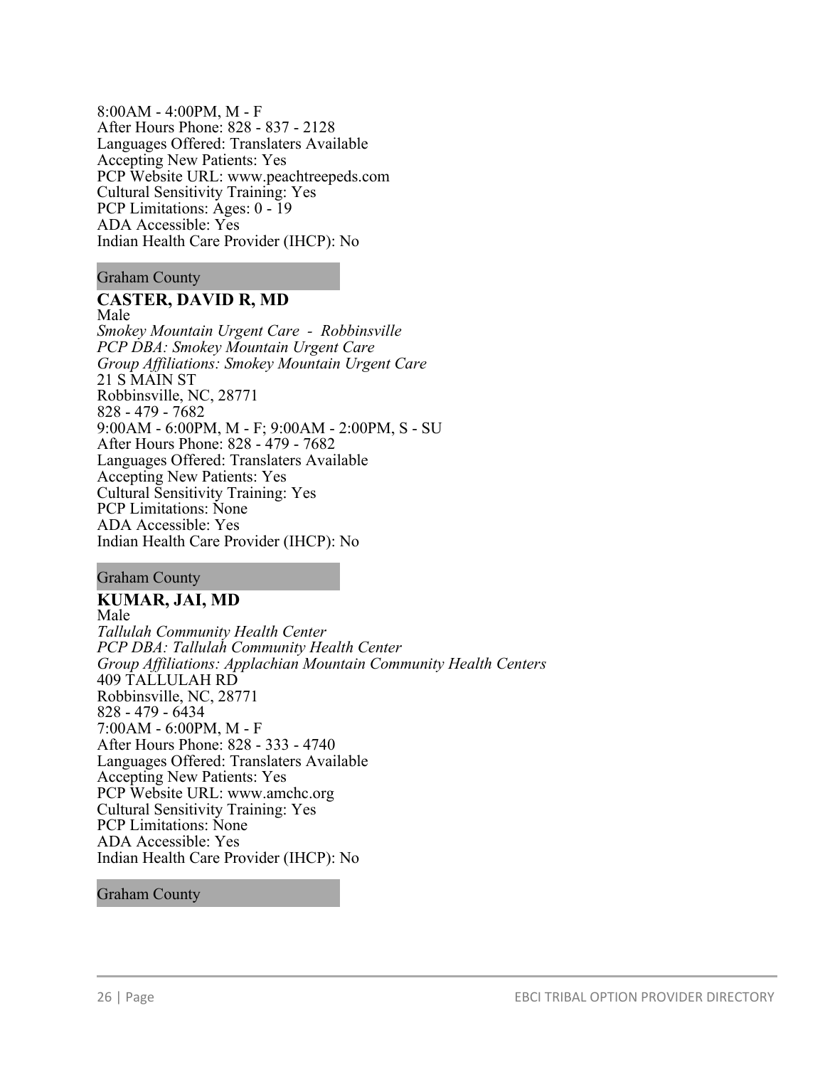8:00AM - 4:00PM, M - F
After Hours Phone: 828 - 837 - 2128
Languages Offered: Translaters Available
Accepting New Patients: Yes
PCP Website URL: www.peachtreepeds.com
Cultural Sensitivity Training: Yes
PCP Limitations: Ages: 0 - 19
ADA Accessible: Yes
Indian Health Care Provider (IHCP): No

Graham County

**CASTER, DAVID R, MD**
Male
*Smokey Mountain Urgent Care - Robbinsville*
*PCP DBA: Smokey Mountain Urgent Care*
*Group Affiliations: Smokey Mountain Urgent Care*
21 S MAIN ST
Robbinsville, NC, 28771
828 - 479 - 7682
9:00AM - 6:00PM, M - F; 9:00AM - 2:00PM, S - SU
After Hours Phone: 828 - 479 - 7682
Languages Offered: Translaters Available
Accepting New Patients: Yes
Cultural Sensitivity Training: Yes
PCP Limitations: None
ADA Accessible: Yes
Indian Health Care Provider (IHCP): No

Graham County

**KUMAR, JAI, MD**
Male
*Tallulah Community Health Center*
*PCP DBA: Tallulah Community Health Center*
*Group Affiliations: Applachian Mountain Community Health Centers*
409 TALLULAH RD
Robbinsville, NC, 28771
828 - 479 - 6434
7:00AM - 6:00PM, M - F
After Hours Phone: 828 - 333 - 4740
Languages Offered: Translaters Available
Accepting New Patients: Yes
PCP Website URL: www.amchc.org
Cultural Sensitivity Training: Yes
PCP Limitations: None
ADA Accessible: Yes
Indian Health Care Provider (IHCP): No

Graham County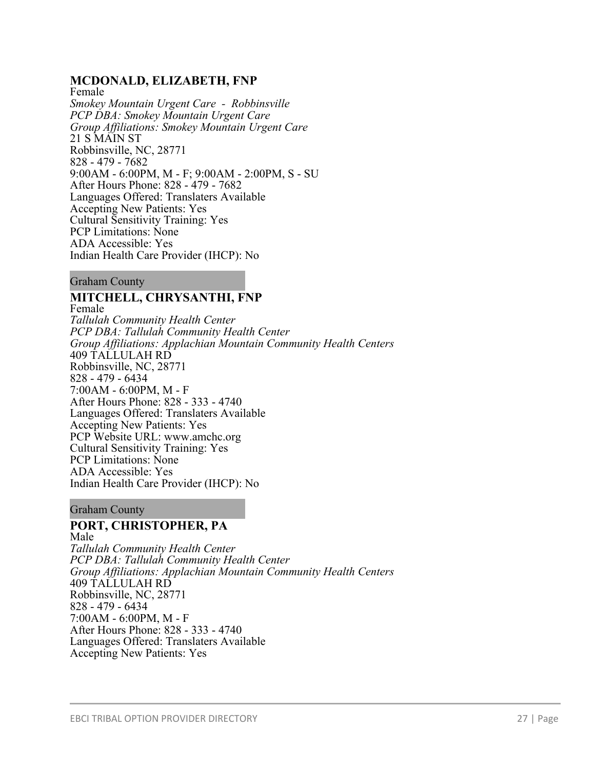### MCDONALD, ELIZABETH, FNP

Female
*Smokey Mountain Urgent Care - Robbinsville*
*PCP DBA: Smokey Mountain Urgent Care*
*Group Affiliations: Smokey Mountain Urgent Care*
21 S MAIN ST
Robbinsville, NC, 28771
828 - 479 - 7682
9:00AM - 6:00PM, M - F; 9:00AM - 2:00PM, S - SU
After Hours Phone: 828 - 479 - 7682
Languages Offered: Translaters Available
Accepting New Patients: Yes
Cultural Sensitivity Training: Yes
PCP Limitations: None
ADA Accessible: Yes
Indian Health Care Provider (IHCP): No

Graham County

### MITCHELL, CHRYSANTHI, FNP

Female
*Tallulah Community Health Center*
*PCP DBA: Tallulah Community Health Center*
*Group Affiliations: Applachian Mountain Community Health Centers*
409 TALLULAH RD
Robbinsville, NC, 28771
828 - 479 - 6434
7:00AM - 6:00PM, M - F
After Hours Phone: 828 - 333 - 4740
Languages Offered: Translaters Available
Accepting New Patients: Yes
PCP Website URL: www.amchc.org
Cultural Sensitivity Training: Yes
PCP Limitations: None
ADA Accessible: Yes
Indian Health Care Provider (IHCP): No

Graham County

### PORT, CHRISTOPHER, PA

Male
*Tallulah Community Health Center*
*PCP DBA: Tallulah Community Health Center*
*Group Affiliations: Applachian Mountain Community Health Centers*
409 TALLULAH RD
Robbinsville, NC, 28771
828 - 479 - 6434
7:00AM - 6:00PM, M - F
After Hours Phone: 828 - 333 - 4740
Languages Offered: Translaters Available
Accepting New Patients: Yes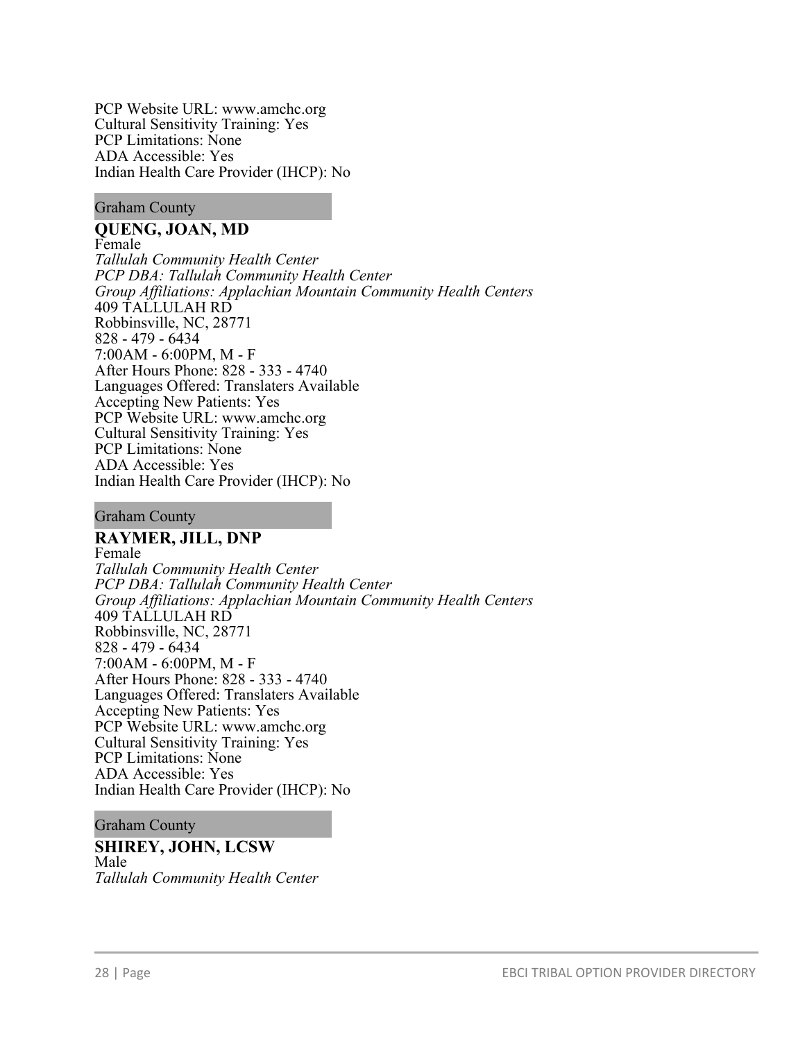PCP Website URL: www.amchc.org
Cultural Sensitivity Training: Yes
PCP Limitations: None
ADA Accessible: Yes
Indian Health Care Provider (IHCP): No

Graham County

**QUENG, JOAN, MD**
Female
*Tallulah Community Health Center*
*PCP DBA: Tallulah Community Health Center*
*Group Affiliations: Applachian Mountain Community Health Centers*
409 TALLULAH RD
Robbinsville, NC, 28771
828 - 479 - 6434
7:00AM - 6:00PM, M - F
After Hours Phone: 828 - 333 - 4740
Languages Offered: Translaters Available
Accepting New Patients: Yes
PCP Website URL: www.amchc.org
Cultural Sensitivity Training: Yes
PCP Limitations: None
ADA Accessible: Yes
Indian Health Care Provider (IHCP): No

Graham County

**RAYMER, JILL, DNP**
Female
*Tallulah Community Health Center*
*PCP DBA: Tallulah Community Health Center*
*Group Affiliations: Applachian Mountain Community Health Centers*
409 TALLULAH RD
Robbinsville, NC, 28771
828 - 479 - 6434
7:00AM - 6:00PM, M - F
After Hours Phone: 828 - 333 - 4740
Languages Offered: Translaters Available
Accepting New Patients: Yes
PCP Website URL: www.amchc.org
Cultural Sensitivity Training: Yes
PCP Limitations: None
ADA Accessible: Yes
Indian Health Care Provider (IHCP): No

Graham County

**SHIREY, JOHN, LCSW**
Male
*Tallulah Community Health Center*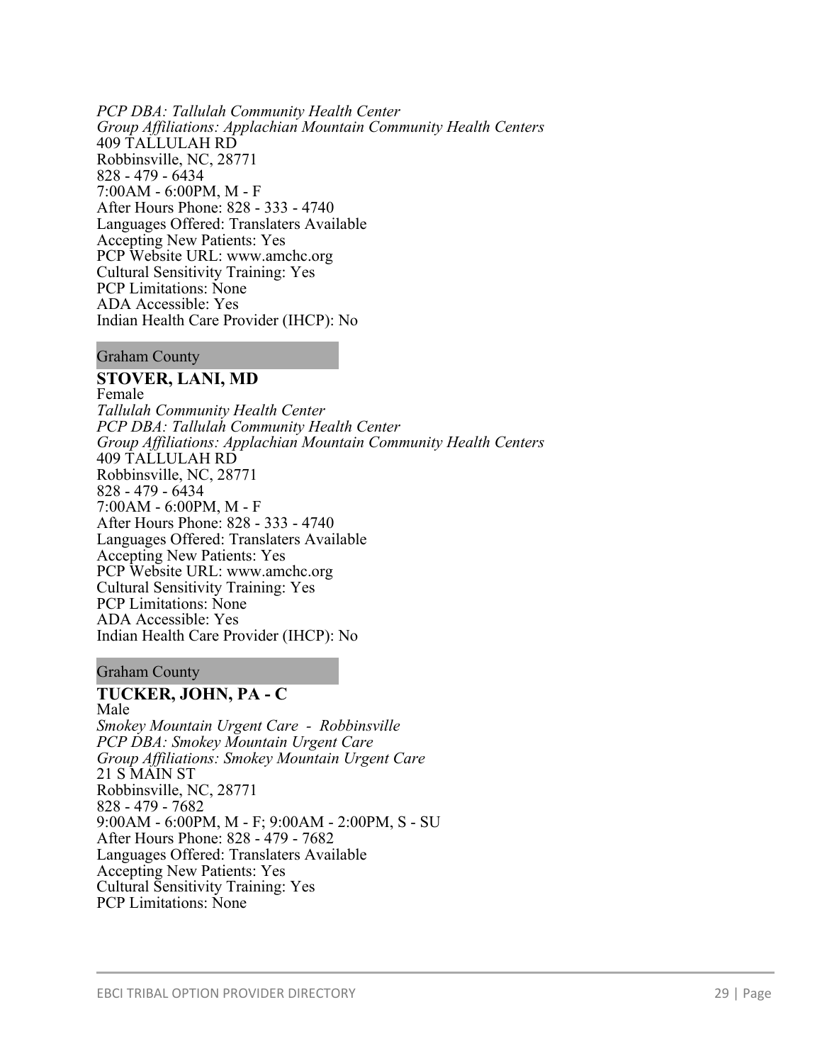*PCP DBA: Tallulah Community Health Center*
*Group Affiliations: Applachian Mountain Community Health Centers*
409 TALLULAH RD
Robbinsville, NC, 28771
828 - 479 - 6434
7:00AM - 6:00PM, M - F
After Hours Phone: 828 - 333 - 4740
Languages Offered: Translaters Available
Accepting New Patients: Yes
PCP Website URL: www.amchc.org
Cultural Sensitivity Training: Yes
PCP Limitations: None
ADA Accessible: Yes
Indian Health Care Provider (IHCP): No

Graham County

**STOVER, LANI, MD**
Female
*Tallulah Community Health Center*
*PCP DBA: Tallulah Community Health Center*
*Group Affiliations: Applachian Mountain Community Health Centers*
409 TALLULAH RD
Robbinsville, NC, 28771
828 - 479 - 6434
7:00AM - 6:00PM, M - F
After Hours Phone: 828 - 333 - 4740
Languages Offered: Translaters Available
Accepting New Patients: Yes
PCP Website URL: www.amchc.org
Cultural Sensitivity Training: Yes
PCP Limitations: None
ADA Accessible: Yes
Indian Health Care Provider (IHCP): No

Graham County

**TUCKER, JOHN, PA - C**
Male
*Smokey Mountain Urgent Care - Robbinsville*
*PCP DBA: Smokey Mountain Urgent Care*
*Group Affiliations: Smokey Mountain Urgent Care*
21 S MAIN ST
Robbinsville, NC, 28771
828 - 479 - 7682
9:00AM - 6:00PM, M - F; 9:00AM - 2:00PM, S - SU
After Hours Phone: 828 - 479 - 7682
Languages Offered: Translaters Available
Accepting New Patients: Yes
Cultural Sensitivity Training: Yes
PCP Limitations: None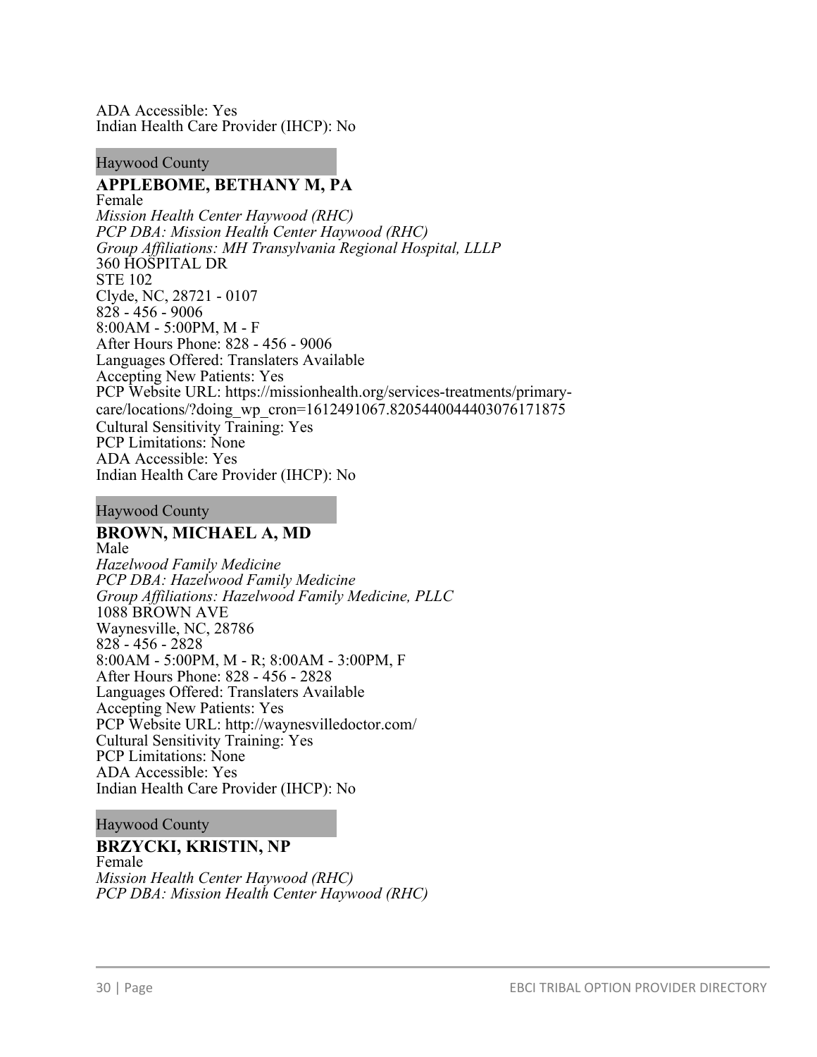ADA Accessible: Yes
Indian Health Care Provider (IHCP): No

Haywood County

**APPLEBOME, BETHANY M, PA**
Female
*Mission Health Center Haywood (RHC)*
*PCP DBA: Mission Health Center Haywood (RHC)*
*Group Affiliations: MH Transylvania Regional Hospital, LLLP*
360 HOSPITAL DR
STE 102
Clyde, NC, 28721 - 0107
828 - 456 - 9006
8:00AM - 5:00PM, M - F
After Hours Phone: 828 - 456 - 9006
Languages Offered: Translaters Available
Accepting New Patients: Yes
PCP Website URL: https://missionhealth.org/services-treatments/primary-care/locations/?doing_wp_cron=1612491067.8205440044403076171875
Cultural Sensitivity Training: Yes
PCP Limitations: None
ADA Accessible: Yes
Indian Health Care Provider (IHCP): No

Haywood County

**BROWN, MICHAEL A, MD**
Male
*Hazelwood Family Medicine*
*PCP DBA: Hazelwood Family Medicine*
*Group Affiliations: Hazelwood Family Medicine, PLLC*
1088 BROWN AVE
Waynesville, NC, 28786
828 - 456 - 2828
8:00AM - 5:00PM, M - R; 8:00AM - 3:00PM, F
After Hours Phone: 828 - 456 - 2828
Languages Offered: Translaters Available
Accepting New Patients: Yes
PCP Website URL: http://waynesvilledoctor.com/
Cultural Sensitivity Training: Yes
PCP Limitations: None
ADA Accessible: Yes
Indian Health Care Provider (IHCP): No

Haywood County

**BRZYCKI, KRISTIN, NP**
Female
*Mission Health Center Haywood (RHC)*
*PCP DBA: Mission Health Center Haywood (RHC)*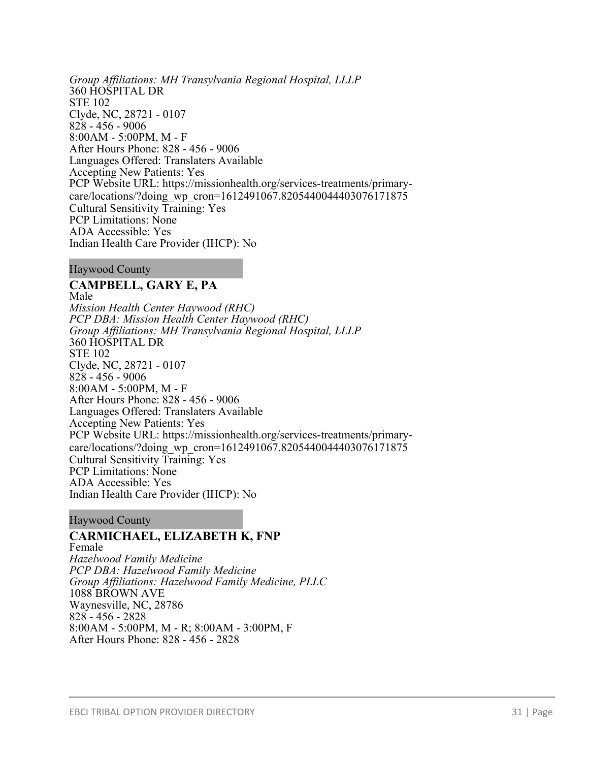*Group Affiliations: MH Transylvania Regional Hospital, LLLP*
360 HOSPITAL DR
STE 102
Clyde, NC, 28721 - 0107
828 - 456 - 9006
8:00AM - 5:00PM, M - F
After Hours Phone: 828 - 456 - 9006
Languages Offered: Translaters Available
Accepting New Patients: Yes
PCP Website URL: https://missionhealth.org/services-treatments/primary-care/locations/?doing_wp_cron=1612491067.8205440044403076171875
Cultural Sensitivity Training: Yes
PCP Limitations: None
ADA Accessible: Yes
Indian Health Care Provider (IHCP): No

Haywood County

**CAMPBELL, GARY E, PA**
Male
*Mission Health Center Haywood (RHC)*
*PCP DBA: Mission Health Center Haywood (RHC)*
*Group Affiliations: MH Transylvania Regional Hospital, LLLP*
360 HOSPITAL DR
STE 102
Clyde, NC, 28721 - 0107
828 - 456 - 9006
8:00AM - 5:00PM, M - F
After Hours Phone: 828 - 456 - 9006
Languages Offered: Translaters Available
Accepting New Patients: Yes
PCP Website URL: https://missionhealth.org/services-treatments/primary-care/locations/?doing_wp_cron=1612491067.8205440044403076171875
Cultural Sensitivity Training: Yes
PCP Limitations: None
ADA Accessible: Yes
Indian Health Care Provider (IHCP): No

Haywood County

**CARMICHAEL, ELIZABETH K, FNP**
Female
*Hazelwood Family Medicine*
*PCP DBA: Hazelwood Family Medicine*
*Group Affiliations: Hazelwood Family Medicine, PLLC*
1088 BROWN AVE
Waynesville, NC, 28786
828 - 456 - 2828
8:00AM - 5:00PM, M - R; 8:00AM - 3:00PM, F
After Hours Phone: 828 - 456 - 2828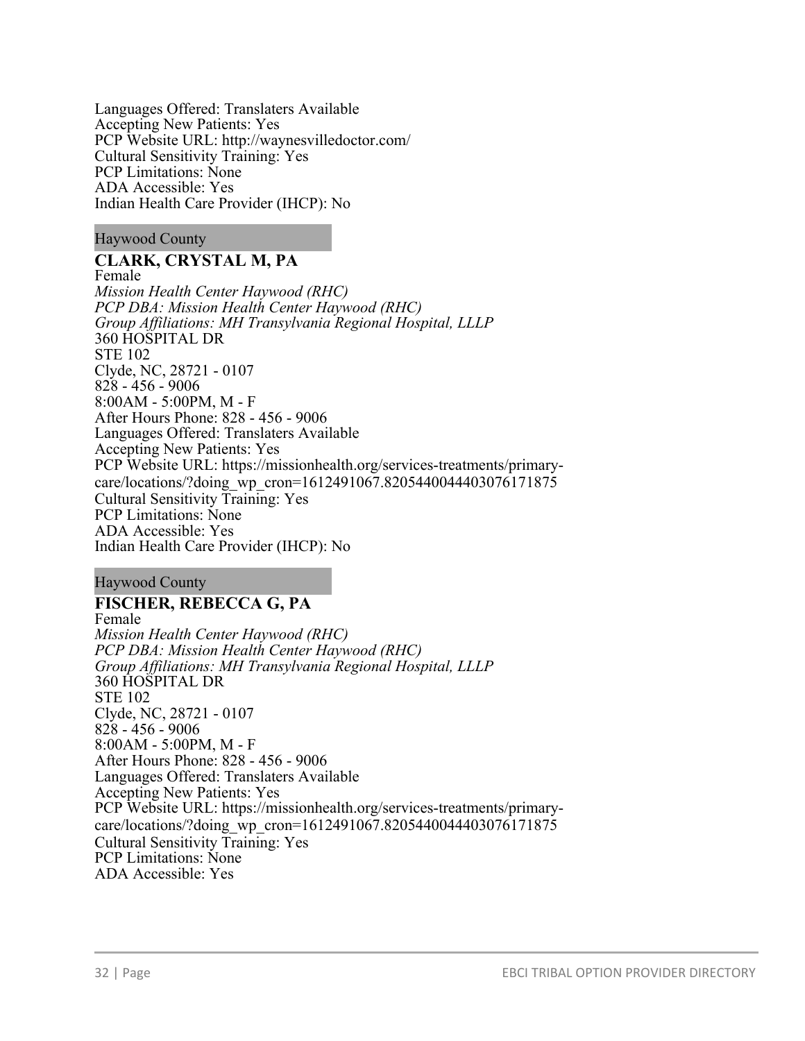Languages Offered: Translaters Available
Accepting New Patients: Yes
PCP Website URL: http://waynesvilledoctor.com/
Cultural Sensitivity Training: Yes
PCP Limitations: None
ADA Accessible: Yes
Indian Health Care Provider (IHCP): No

Haywood County

**CLARK, CRYSTAL M, PA**
Female
*Mission Health Center Haywood (RHC)*
*PCP DBA: Mission Health Center Haywood (RHC)*
*Group Affiliations: MH Transylvania Regional Hospital, LLLP*
360 HOSPITAL DR
STE 102
Clyde, NC, 28721 - 0107
828 - 456 - 9006
8:00AM - 5:00PM, M - F
After Hours Phone: 828 - 456 - 9006
Languages Offered: Translaters Available
Accepting New Patients: Yes
PCP Website URL: https://missionhealth.org/services-treatments/primary-care/locations/?doing_wp_cron=1612491067.8205440044403076171875
Cultural Sensitivity Training: Yes
PCP Limitations: None
ADA Accessible: Yes
Indian Health Care Provider (IHCP): No

Haywood County

**FISCHER, REBECCA G, PA**
Female
*Mission Health Center Haywood (RHC)*
*PCP DBA: Mission Health Center Haywood (RHC)*
*Group Affiliations: MH Transylvania Regional Hospital, LLLP*
360 HOSPITAL DR
STE 102
Clyde, NC, 28721 - 0107
828 - 456 - 9006
8:00AM - 5:00PM, M - F
After Hours Phone: 828 - 456 - 9006
Languages Offered: Translaters Available
Accepting New Patients: Yes
PCP Website URL: https://missionhealth.org/services-treatments/primary-care/locations/?doing_wp_cron=1612491067.8205440044403076171875
Cultural Sensitivity Training: Yes
PCP Limitations: None
ADA Accessible: Yes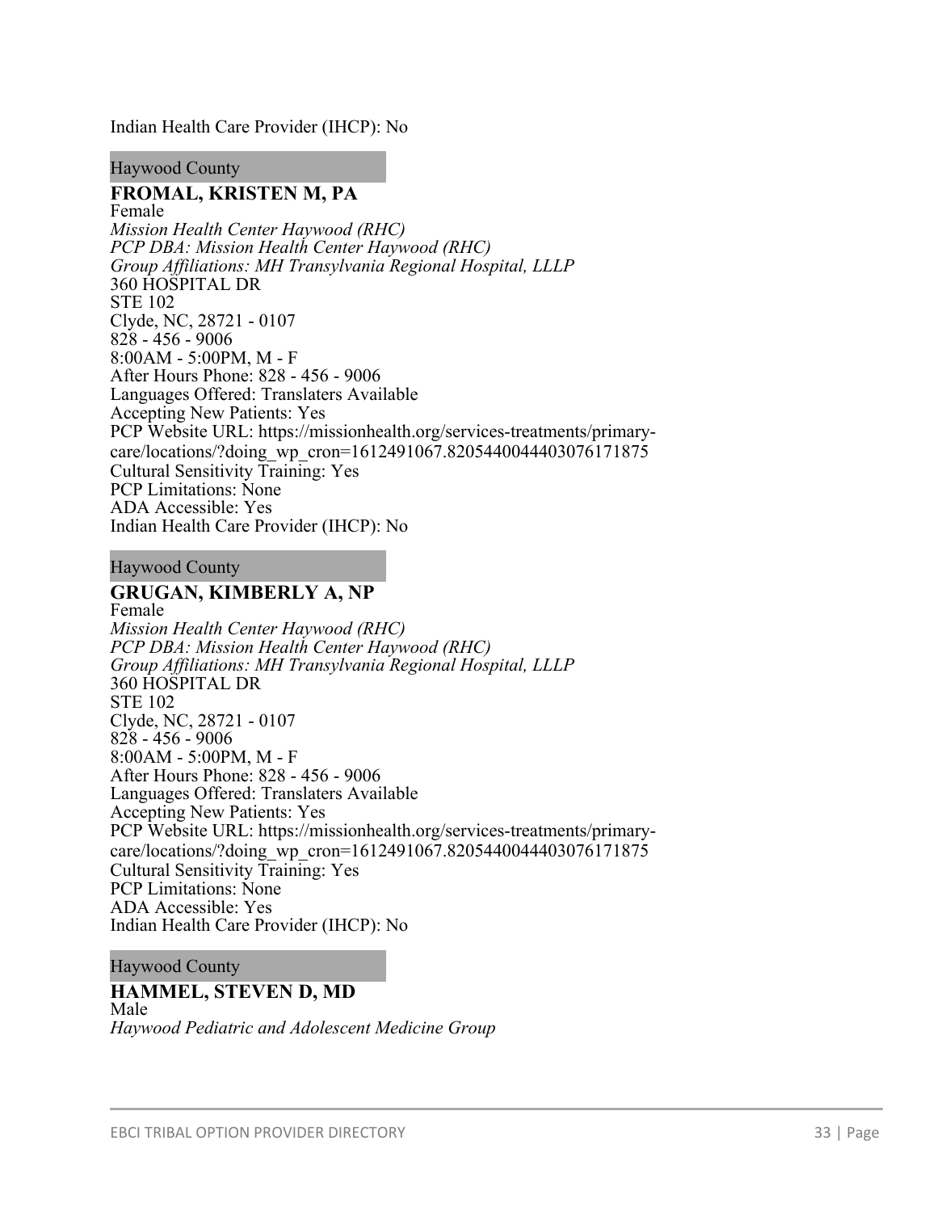Indian Health Care Provider (IHCP): No

Haywood County

**FROMAL, KRISTEN M, PA**
Female
*Mission Health Center Haywood (RHC)*
*PCP DBA: Mission Health Center Haywood (RHC)*
*Group Affiliations: MH Transylvania Regional Hospital, LLLP*
360 HOSPITAL DR
STE 102
Clyde, NC, 28721 - 0107
828 - 456 - 9006
8:00AM - 5:00PM, M - F
After Hours Phone: 828 - 456 - 9006
Languages Offered: Translaters Available
Accepting New Patients: Yes
PCP Website URL: https://missionhealth.org/services-treatments/primary-care/locations/?doing_wp_cron=1612491067.8205440044403076171875
Cultural Sensitivity Training: Yes
PCP Limitations: None
ADA Accessible: Yes
Indian Health Care Provider (IHCP): No

Haywood County

**GRUGAN, KIMBERLY A, NP**
Female
*Mission Health Center Haywood (RHC)*
*PCP DBA: Mission Health Center Haywood (RHC)*
*Group Affiliations: MH Transylvania Regional Hospital, LLLP*
360 HOSPITAL DR
STE 102
Clyde, NC, 28721 - 0107
828 - 456 - 9006
8:00AM - 5:00PM, M - F
After Hours Phone: 828 - 456 - 9006
Languages Offered: Translaters Available
Accepting New Patients: Yes
PCP Website URL: https://missionhealth.org/services-treatments/primary-care/locations/?doing_wp_cron=1612491067.8205440044403076171875
Cultural Sensitivity Training: Yes
PCP Limitations: None
ADA Accessible: Yes
Indian Health Care Provider (IHCP): No

Haywood County

**HAMMEL, STEVEN D, MD**
Male
*Haywood Pediatric and Adolescent Medicine Group*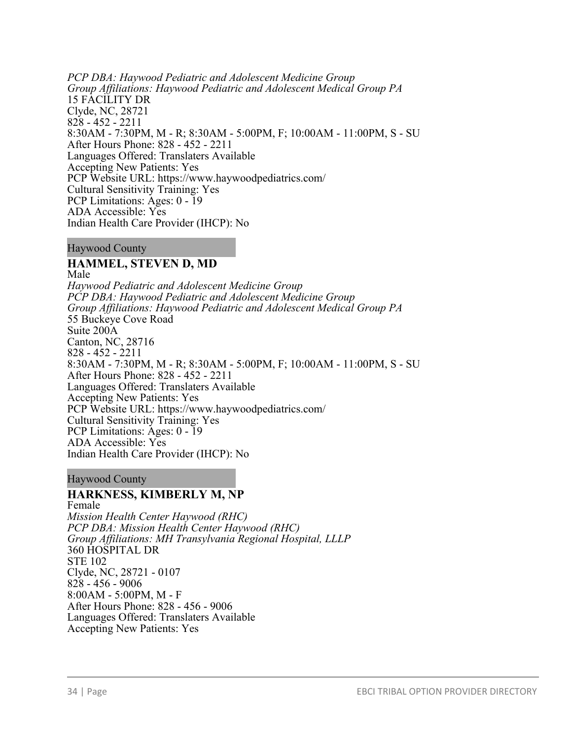*PCP DBA: Haywood Pediatric and Adolescent Medicine Group*
*Group Affiliations: Haywood Pediatric and Adolescent Medical Group PA*
15 FACILITY DR
Clyde, NC, 28721
828 - 452 - 2211
8:30AM - 7:30PM, M - R; 8:30AM - 5:00PM, F; 10:00AM - 11:00PM, S - SU
After Hours Phone: 828 - 452 - 2211
Languages Offered: Translaters Available
Accepting New Patients: Yes
PCP Website URL: https://www.haywoodpediatrics.com/
Cultural Sensitivity Training: Yes
PCP Limitations: Ages: 0 - 19
ADA Accessible: Yes
Indian Health Care Provider (IHCP): No

Haywood County

**HAMMEL, STEVEN D, MD**
Male
*Haywood Pediatric and Adolescent Medicine Group*
*PCP DBA: Haywood Pediatric and Adolescent Medicine Group*
*Group Affiliations: Haywood Pediatric and Adolescent Medical Group PA*
55 Buckeye Cove Road
Suite 200A
Canton, NC, 28716
828 - 452 - 2211
8:30AM - 7:30PM, M - R; 8:30AM - 5:00PM, F; 10:00AM - 11:00PM, S - SU
After Hours Phone: 828 - 452 - 2211
Languages Offered: Translaters Available
Accepting New Patients: Yes
PCP Website URL: https://www.haywoodpediatrics.com/
Cultural Sensitivity Training: Yes
PCP Limitations: Ages: 0 - 19
ADA Accessible: Yes
Indian Health Care Provider (IHCP): No

Haywood County

**HARKNESS, KIMBERLY M, NP**
Female
*Mission Health Center Haywood (RHC)*
*PCP DBA: Mission Health Center Haywood (RHC)*
*Group Affiliations: MH Transylvania Regional Hospital, LLLP*
360 HOSPITAL DR
STE 102
Clyde, NC, 28721 - 0107
828 - 456 - 9006
8:00AM - 5:00PM, M - F
After Hours Phone: 828 - 456 - 9006
Languages Offered: Translaters Available
Accepting New Patients: Yes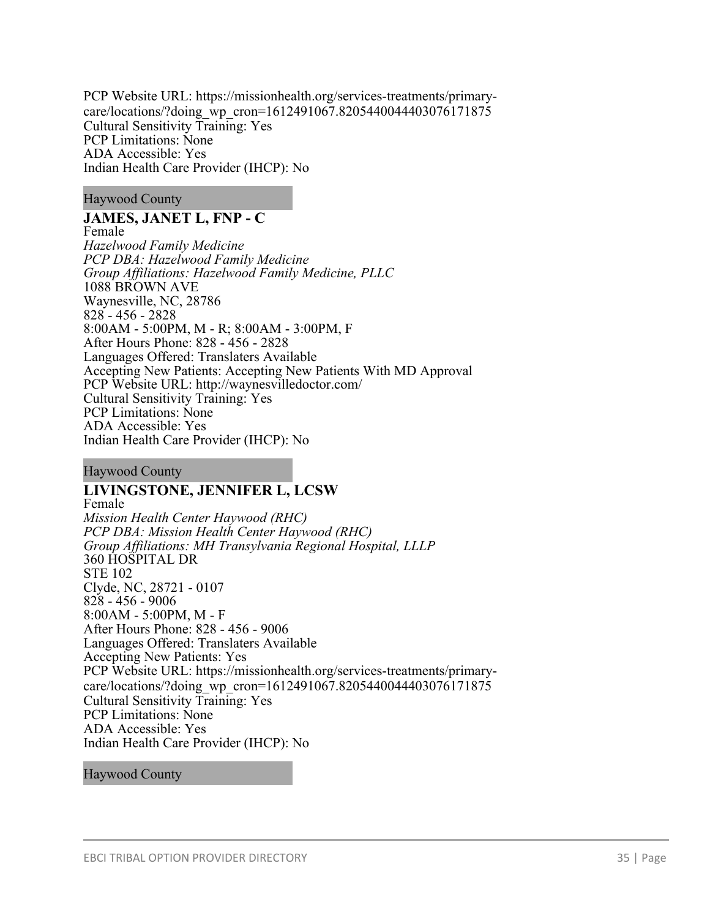PCP Website URL: https://missionhealth.org/services-treatments/primary-care/locations/?doing_wp_cron=1612491067.8205440044403076171875
Cultural Sensitivity Training: Yes
PCP Limitations: None
ADA Accessible: Yes
Indian Health Care Provider (IHCP): No

Haywood County

**JAMES, JANET L, FNP - C**
Female
*Hazelwood Family Medicine*
*PCP DBA: Hazelwood Family Medicine*
*Group Affiliations: Hazelwood Family Medicine, PLLC*
1088 BROWN AVE
Waynesville, NC, 28786
828 - 456 - 2828
8:00AM - 5:00PM, M - R; 8:00AM - 3:00PM, F
After Hours Phone: 828 - 456 - 2828
Languages Offered: Translaters Available
Accepting New Patients: Accepting New Patients With MD Approval
PCP Website URL: http://waynesvilledoctor.com/
Cultural Sensitivity Training: Yes
PCP Limitations: None
ADA Accessible: Yes
Indian Health Care Provider (IHCP): No

Haywood County

**LIVINGSTONE, JENNIFER L, LCSW**
Female
*Mission Health Center Haywood (RHC)*
*PCP DBA: Mission Health Center Haywood (RHC)*
*Group Affiliations: MH Transylvania Regional Hospital, LLLP*
360 HOSPITAL DR
STE 102
Clyde, NC, 28721 - 0107
828 - 456 - 9006
8:00AM - 5:00PM, M - F
After Hours Phone: 828 - 456 - 9006
Languages Offered: Translaters Available
Accepting New Patients: Yes
PCP Website URL: https://missionhealth.org/services-treatments/primary-care/locations/?doing_wp_cron=1612491067.8205440044403076171875
Cultural Sensitivity Training: Yes
PCP Limitations: None
ADA Accessible: Yes
Indian Health Care Provider (IHCP): No

Haywood County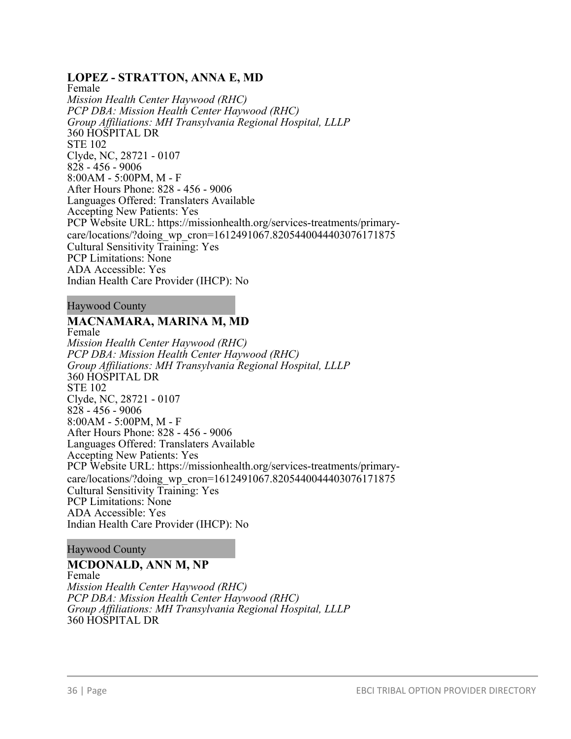**LOPEZ - STRATTON, ANNA E, MD**
Female
*Mission Health Center Haywood (RHC)*
*PCP DBA: Mission Health Center Haywood (RHC)*
*Group Affiliations: MH Transylvania Regional Hospital, LLLP*
360 HOSPITAL DR
STE 102
Clyde, NC, 28721 - 0107
828 - 456 - 9006
8:00AM - 5:00PM, M - F
After Hours Phone: 828 - 456 - 9006
Languages Offered: Translaters Available
Accepting New Patients: Yes
PCP Website URL: https://missionhealth.org/services-treatments/primary-care/locations/?doing_wp_cron=1612491067.8205440044403076171875
Cultural Sensitivity Training: Yes
PCP Limitations: None
ADA Accessible: Yes
Indian Health Care Provider (IHCP): No

Haywood County

**MACNAMARA, MARINA M, MD**
Female
*Mission Health Center Haywood (RHC)*
*PCP DBA: Mission Health Center Haywood (RHC)*
*Group Affiliations: MH Transylvania Regional Hospital, LLLP*
360 HOSPITAL DR
STE 102
Clyde, NC, 28721 - 0107
828 - 456 - 9006
8:00AM - 5:00PM, M - F
After Hours Phone: 828 - 456 - 9006
Languages Offered: Translaters Available
Accepting New Patients: Yes
PCP Website URL: https://missionhealth.org/services-treatments/primary-care/locations/?doing_wp_cron=1612491067.8205440044403076171875
Cultural Sensitivity Training: Yes
PCP Limitations: None
ADA Accessible: Yes
Indian Health Care Provider (IHCP): No

Haywood County

**MCDONALD, ANN M, NP**
Female
*Mission Health Center Haywood (RHC)*
*PCP DBA: Mission Health Center Haywood (RHC)*
*Group Affiliations: MH Transylvania Regional Hospital, LLLP*
360 HOSPITAL DR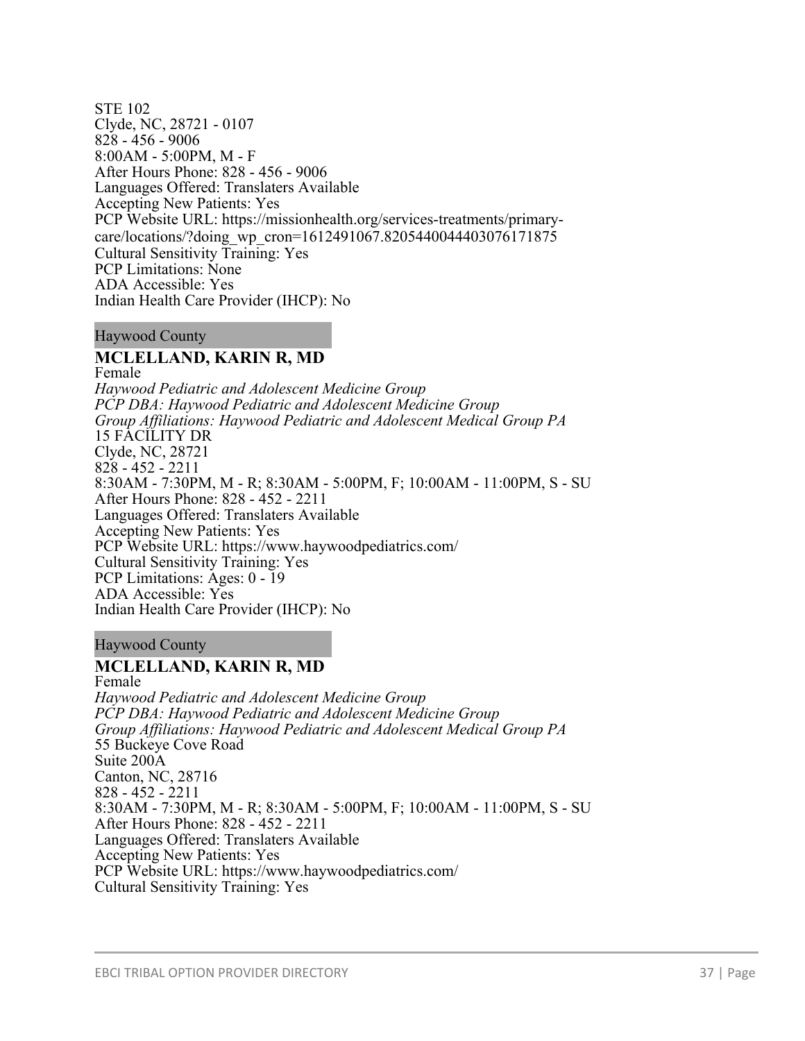STE 102
Clyde, NC, 28721 - 0107
828 - 456 - 9006
8:00AM - 5:00PM, M - F
After Hours Phone: 828 - 456 - 9006
Languages Offered: Translaters Available
Accepting New Patients: Yes
PCP Website URL: https://missionhealth.org/services-treatments/primary-care/locations/?doing_wp_cron=1612491067.8205440044403076171875
Cultural Sensitivity Training: Yes
PCP Limitations: None
ADA Accessible: Yes
Indian Health Care Provider (IHCP): No

Haywood County

**MCLELLAND, KARIN R, MD**
Female
*Haywood Pediatric and Adolescent Medicine Group*
*PCP DBA: Haywood Pediatric and Adolescent Medicine Group*
*Group Affiliations: Haywood Pediatric and Adolescent Medical Group PA*
15 FACILITY DR
Clyde, NC, 28721
828 - 452 - 2211
8:30AM - 7:30PM, M - R; 8:30AM - 5:00PM, F; 10:00AM - 11:00PM, S - SU
After Hours Phone: 828 - 452 - 2211
Languages Offered: Translaters Available
Accepting New Patients: Yes
PCP Website URL: https://www.haywoodpediatrics.com/
Cultural Sensitivity Training: Yes
PCP Limitations: Ages: 0 - 19
ADA Accessible: Yes
Indian Health Care Provider (IHCP): No

Haywood County

**MCLELLAND, KARIN R, MD**
Female
*Haywood Pediatric and Adolescent Medicine Group*
*PCP DBA: Haywood Pediatric and Adolescent Medicine Group*
*Group Affiliations: Haywood Pediatric and Adolescent Medical Group PA*
55 Buckeye Cove Road
Suite 200A
Canton, NC, 28716
828 - 452 - 2211
8:30AM - 7:30PM, M - R; 8:30AM - 5:00PM, F; 10:00AM - 11:00PM, S - SU
After Hours Phone: 828 - 452 - 2211
Languages Offered: Translaters Available
Accepting New Patients: Yes
PCP Website URL: https://www.haywoodpediatrics.com/
Cultural Sensitivity Training: Yes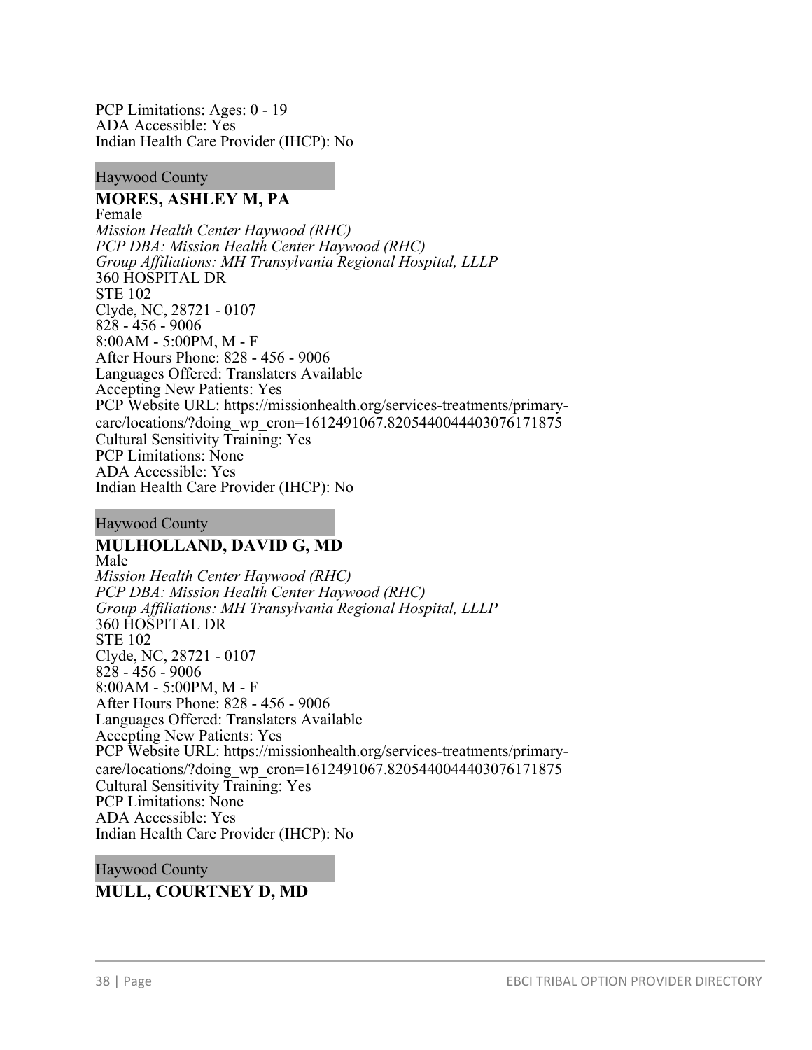PCP Limitations: Ages: 0 - 19
ADA Accessible: Yes
Indian Health Care Provider (IHCP): No

Haywood County

**MORES, ASHLEY M, PA**
Female
*Mission Health Center Haywood (RHC)*
*PCP DBA: Mission Health Center Haywood (RHC)*
*Group Affiliations: MH Transylvania Regional Hospital, LLLP*
360 HOSPITAL DR
STE 102
Clyde, NC, 28721 - 0107
828 - 456 - 9006
8:00AM - 5:00PM, M - F
After Hours Phone: 828 - 456 - 9006
Languages Offered: Translaters Available
Accepting New Patients: Yes
PCP Website URL: https://missionhealth.org/services-treatments/primary-care/locations/?doing_wp_cron=1612491067.8205440044403076171875
Cultural Sensitivity Training: Yes
PCP Limitations: None
ADA Accessible: Yes
Indian Health Care Provider (IHCP): No

Haywood County

**MULHOLLAND, DAVID G, MD**
Male
*Mission Health Center Haywood (RHC)*
*PCP DBA: Mission Health Center Haywood (RHC)*
*Group Affiliations: MH Transylvania Regional Hospital, LLLP*
360 HOSPITAL DR
STE 102
Clyde, NC, 28721 - 0107
828 - 456 - 9006
8:00AM - 5:00PM, M - F
After Hours Phone: 828 - 456 - 9006
Languages Offered: Translaters Available
Accepting New Patients: Yes
PCP Website URL: https://missionhealth.org/services-treatments/primary-care/locations/?doing_wp_cron=1612491067.8205440044403076171875
Cultural Sensitivity Training: Yes
PCP Limitations: None
ADA Accessible: Yes
Indian Health Care Provider (IHCP): No

Haywood County

**MULL, COURTNEY D, MD**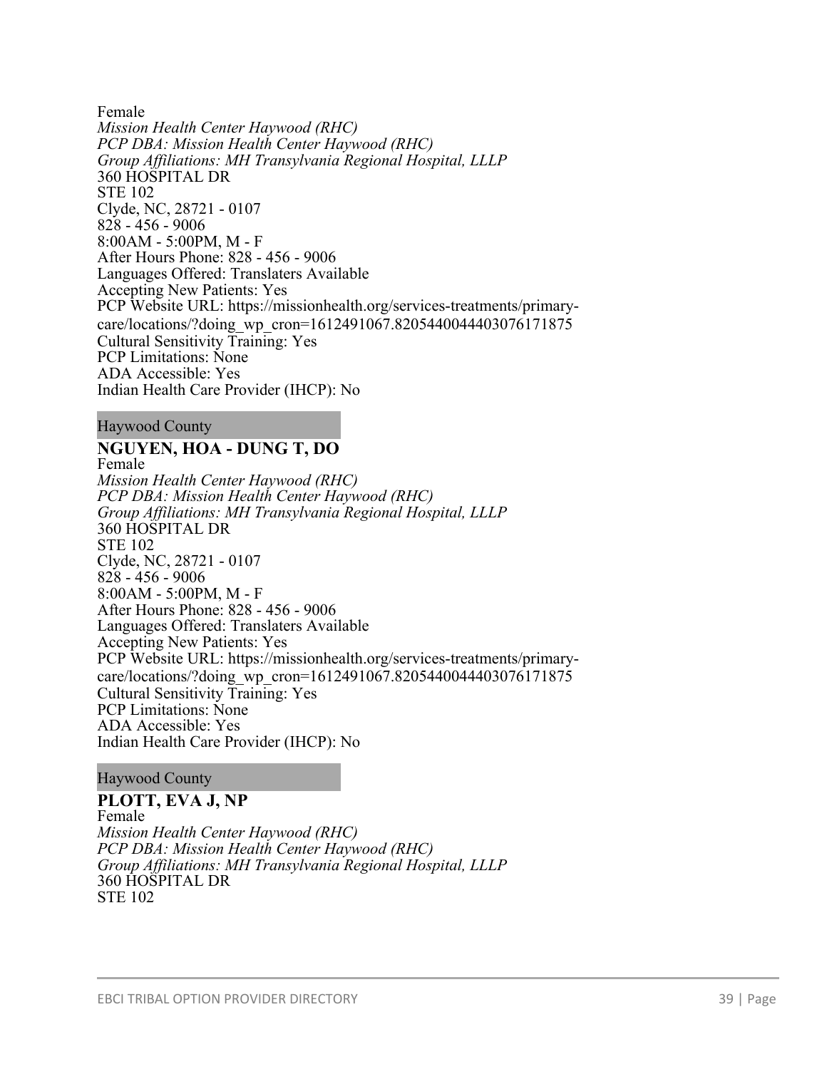Female

*Mission Health Center Haywood (RHC)*
*PCP DBA: Mission Health Center Haywood (RHC)*
*Group Affiliations: MH Transylvania Regional Hospital, LLLP*
360 HOSPITAL DR
STE 102
Clyde, NC, 28721 - 0107
828 - 456 - 9006
8:00AM - 5:00PM, M - F
After Hours Phone: 828 - 456 - 9006
Languages Offered: Translaters Available
Accepting New Patients: Yes
PCP Website URL: https://missionhealth.org/services-treatments/primary-care/locations/?doing_wp_cron=1612491067.8205440044403076171875
Cultural Sensitivity Training: Yes
PCP Limitations: None
ADA Accessible: Yes
Indian Health Care Provider (IHCP): No

Haywood County

**NGUYEN, HOA - DUNG T, DO**
Female
*Mission Health Center Haywood (RHC)*
*PCP DBA: Mission Health Center Haywood (RHC)*
*Group Affiliations: MH Transylvania Regional Hospital, LLLP*
360 HOSPITAL DR
STE 102
Clyde, NC, 28721 - 0107
828 - 456 - 9006
8:00AM - 5:00PM, M - F
After Hours Phone: 828 - 456 - 9006
Languages Offered: Translaters Available
Accepting New Patients: Yes
PCP Website URL: https://missionhealth.org/services-treatments/primary-care/locations/?doing_wp_cron=1612491067.8205440044403076171875
Cultural Sensitivity Training: Yes
PCP Limitations: None
ADA Accessible: Yes
Indian Health Care Provider (IHCP): No

Haywood County

**PLOTT, EVA J, NP**
Female
*Mission Health Center Haywood (RHC)*
*PCP DBA: Mission Health Center Haywood (RHC)*
*Group Affiliations: MH Transylvania Regional Hospital, LLLP*
360 HOSPITAL DR
STE 102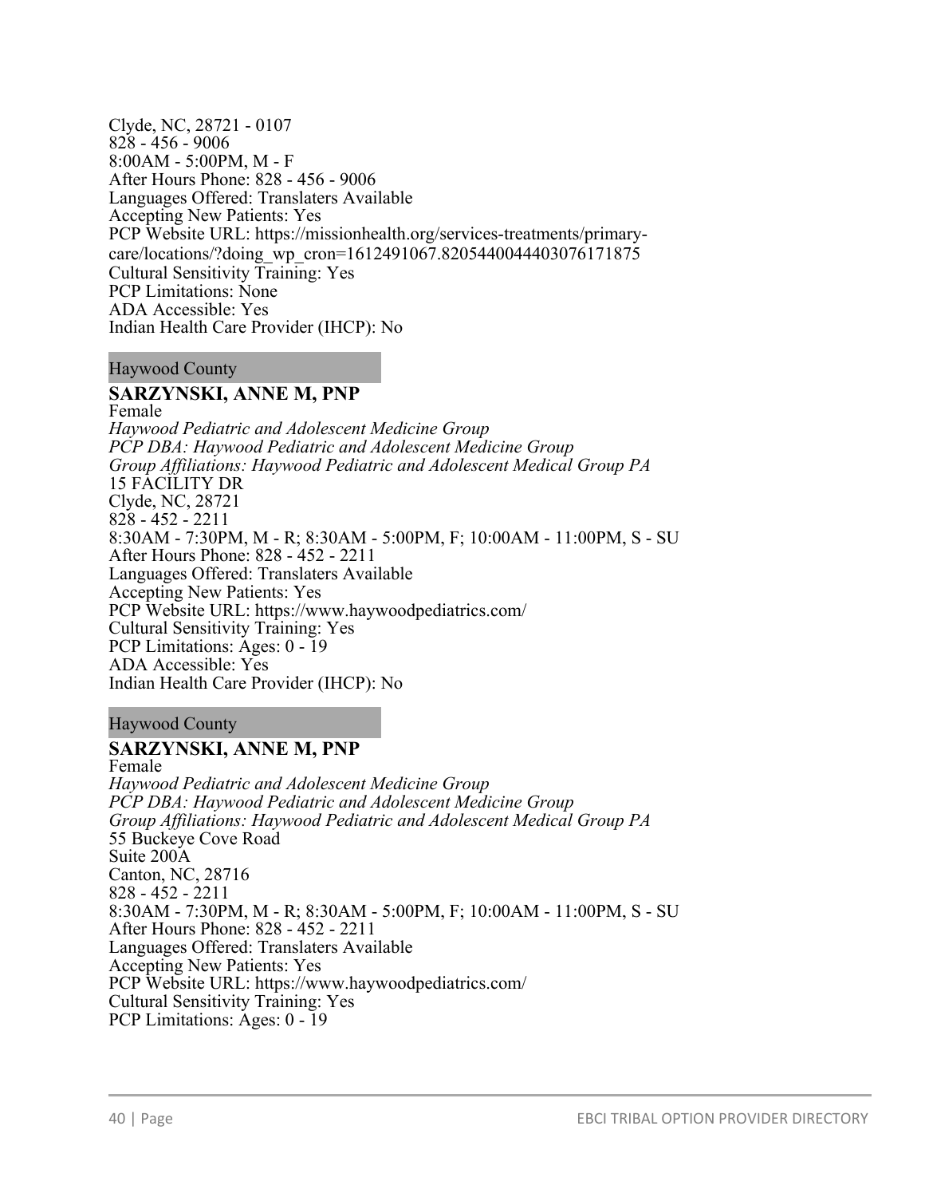Clyde, NC, 28721 - 0107
828 - 456 - 9006
8:00AM - 5:00PM, M - F
After Hours Phone: 828 - 456 - 9006
Languages Offered: Translaters Available
Accepting New Patients: Yes
PCP Website URL: https://missionhealth.org/services-treatments/primary-care/locations/?doing_wp_cron=1612491067.8205440044403076171875
Cultural Sensitivity Training: Yes
PCP Limitations: None
ADA Accessible: Yes
Indian Health Care Provider (IHCP): No

Haywood County

**SARZYNSKI, ANNE M, PNP**
Female
*Haywood Pediatric and Adolescent Medicine Group*
*PCP DBA: Haywood Pediatric and Adolescent Medicine Group*
*Group Affiliations: Haywood Pediatric and Adolescent Medical Group PA*
15 FACILITY DR
Clyde, NC, 28721
828 - 452 - 2211
8:30AM - 7:30PM, M - R; 8:30AM - 5:00PM, F; 10:00AM - 11:00PM, S - SU
After Hours Phone: 828 - 452 - 2211
Languages Offered: Translaters Available
Accepting New Patients: Yes
PCP Website URL: https://www.haywoodpediatrics.com/
Cultural Sensitivity Training: Yes
PCP Limitations: Ages: 0 - 19
ADA Accessible: Yes
Indian Health Care Provider (IHCP): No

Haywood County

**SARZYNSKI, ANNE M, PNP**
Female
*Haywood Pediatric and Adolescent Medicine Group*
*PCP DBA: Haywood Pediatric and Adolescent Medicine Group*
*Group Affiliations: Haywood Pediatric and Adolescent Medical Group PA*
55 Buckeye Cove Road
Suite 200A
Canton, NC, 28716
828 - 452 - 2211
8:30AM - 7:30PM, M - R; 8:30AM - 5:00PM, F; 10:00AM - 11:00PM, S - SU
After Hours Phone: 828 - 452 - 2211
Languages Offered: Translaters Available
Accepting New Patients: Yes
PCP Website URL: https://www.haywoodpediatrics.com/
Cultural Sensitivity Training: Yes
PCP Limitations: Ages: 0 - 19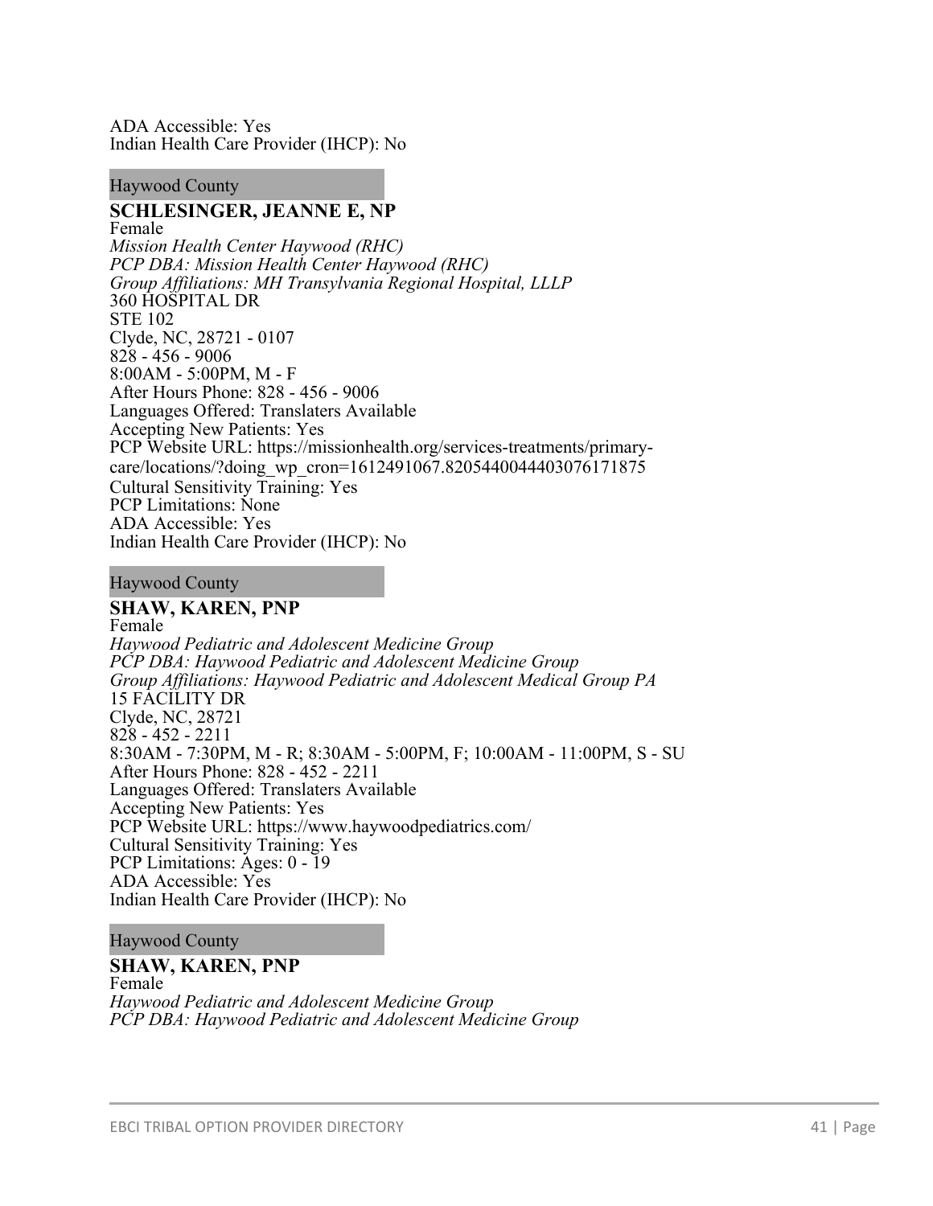ADA Accessible: Yes
Indian Health Care Provider (IHCP): No

Haywood County

**SCHLESINGER, JEANNE E, NP**
Female
*Mission Health Center Haywood (RHC)*
*PCP DBA: Mission Health Center Haywood (RHC)*
*Group Affiliations: MH Transylvania Regional Hospital, LLLP*
360 HOSPITAL DR
STE 102
Clyde, NC, 28721 - 0107
828 - 456 - 9006
8:00AM - 5:00PM, M - F
After Hours Phone: 828 - 456 - 9006
Languages Offered: Translaters Available
Accepting New Patients: Yes
PCP Website URL: https://missionhealth.org/services-treatments/primary-care/locations/?doing_wp_cron=1612491067.8205440044403076171875
Cultural Sensitivity Training: Yes
PCP Limitations: None
ADA Accessible: Yes
Indian Health Care Provider (IHCP): No

Haywood County

**SHAW, KAREN, PNP**
Female
*Haywood Pediatric and Adolescent Medicine Group*
*PCP DBA: Haywood Pediatric and Adolescent Medicine Group*
*Group Affiliations: Haywood Pediatric and Adolescent Medical Group PA*
15 FACILITY DR
Clyde, NC, 28721
828 - 452 - 2211
8:30AM - 7:30PM, M - R; 8:30AM - 5:00PM, F; 10:00AM - 11:00PM, S - SU
After Hours Phone: 828 - 452 - 2211
Languages Offered: Translaters Available
Accepting New Patients: Yes
PCP Website URL: https://www.haywoodpediatrics.com/
Cultural Sensitivity Training: Yes
PCP Limitations: Ages: 0 - 19
ADA Accessible: Yes
Indian Health Care Provider (IHCP): No

Haywood County

**SHAW, KAREN, PNP**
Female
*Haywood Pediatric and Adolescent Medicine Group*
*PCP DBA: Haywood Pediatric and Adolescent Medicine Group*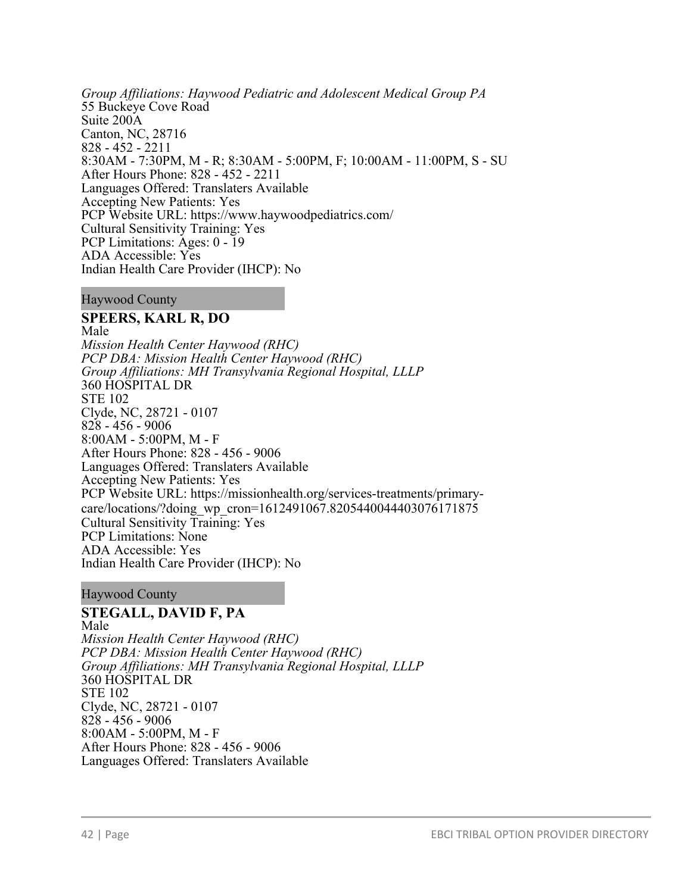*Group Affiliations: Haywood Pediatric and Adolescent Medical Group PA*
55 Buckeye Cove Road
Suite 200A
Canton, NC, 28716
828 - 452 - 2211
8:30AM - 7:30PM, M - R; 8:30AM - 5:00PM, F; 10:00AM - 11:00PM, S - SU
After Hours Phone: 828 - 452 - 2211
Languages Offered: Translaters Available
Accepting New Patients: Yes
PCP Website URL: https://www.haywoodpediatrics.com/
Cultural Sensitivity Training: Yes
PCP Limitations: Ages: 0 - 19
ADA Accessible: Yes
Indian Health Care Provider (IHCP): No

Haywood County

**SPEERS, KARL R, DO**
Male
*Mission Health Center Haywood (RHC)*
*PCP DBA: Mission Health Center Haywood (RHC)*
*Group Affiliations: MH Transylvania Regional Hospital, LLLP*
360 HOSPITAL DR
STE 102
Clyde, NC, 28721 - 0107
828 - 456 - 9006
8:00AM - 5:00PM, M - F
After Hours Phone: 828 - 456 - 9006
Languages Offered: Translaters Available
Accepting New Patients: Yes
PCP Website URL: https://missionhealth.org/services-treatments/primary-care/locations/?doing_wp_cron=1612491067.8205440044403076171875
Cultural Sensitivity Training: Yes
PCP Limitations: None
ADA Accessible: Yes
Indian Health Care Provider (IHCP): No

Haywood County

**STEGALL, DAVID F, PA**
Male
*Mission Health Center Haywood (RHC)*
*PCP DBA: Mission Health Center Haywood (RHC)*
*Group Affiliations: MH Transylvania Regional Hospital, LLLP*
360 HOSPITAL DR
STE 102
Clyde, NC, 28721 - 0107
828 - 456 - 9006
8:00AM - 5:00PM, M - F
After Hours Phone: 828 - 456 - 9006
Languages Offered: Translaters Available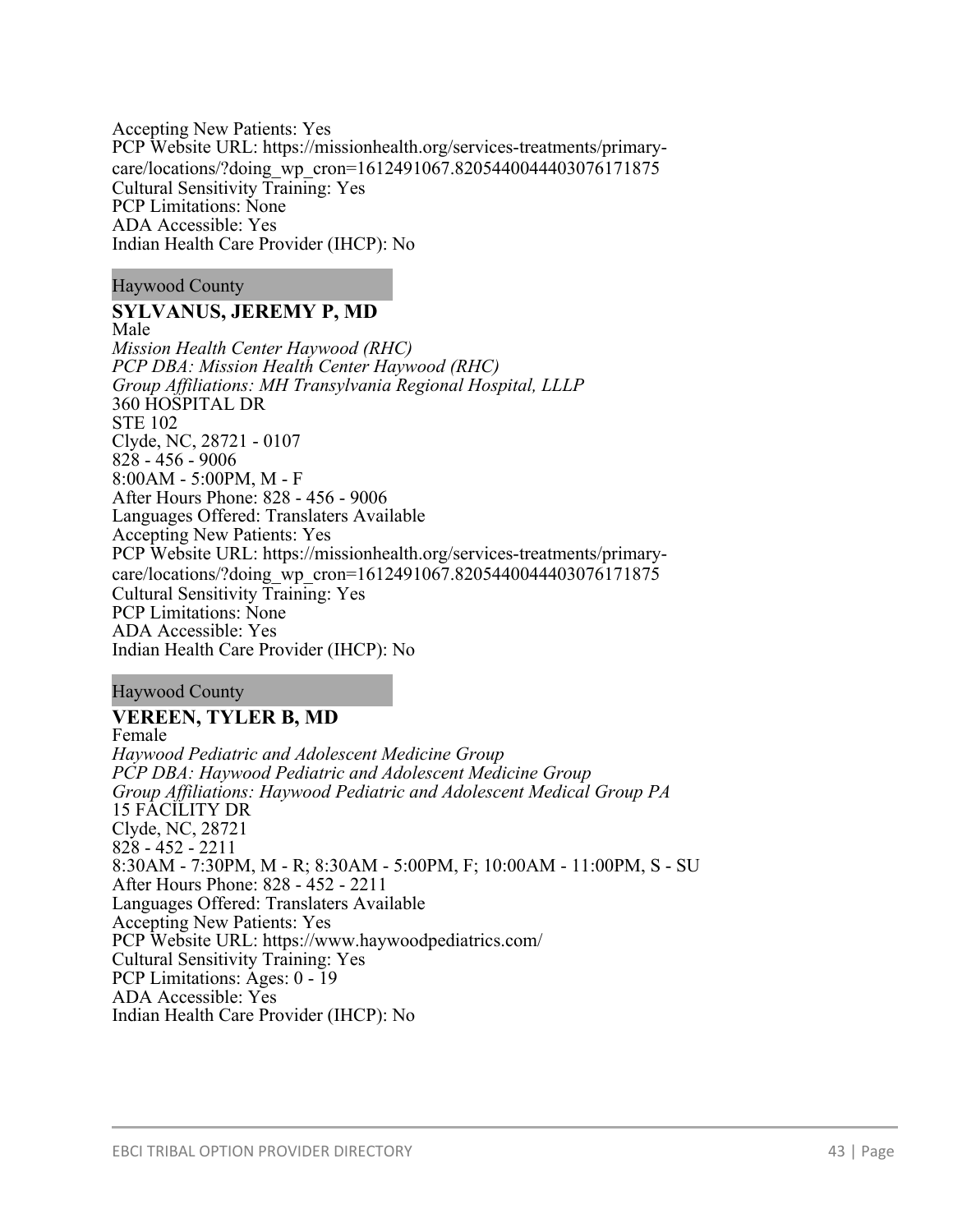Accepting New Patients: Yes
PCP Website URL: https://missionhealth.org/services-treatments/primary-care/locations/?doing_wp_cron=1612491067.8205440044403076171875
Cultural Sensitivity Training: Yes
PCP Limitations: None
ADA Accessible: Yes
Indian Health Care Provider (IHCP): No

Haywood County

**SYLVANUS, JEREMY P, MD**
Male
*Mission Health Center Haywood (RHC)*
*PCP DBA: Mission Health Center Haywood (RHC)*
*Group Affiliations: MH Transylvania Regional Hospital, LLLP*
360 HOSPITAL DR
STE 102
Clyde, NC, 28721 - 0107
828 - 456 - 9006
8:00AM - 5:00PM, M - F
After Hours Phone: 828 - 456 - 9006
Languages Offered: Translaters Available
Accepting New Patients: Yes
PCP Website URL: https://missionhealth.org/services-treatments/primary-care/locations/?doing_wp_cron=1612491067.8205440044403076171875
Cultural Sensitivity Training: Yes
PCP Limitations: None
ADA Accessible: Yes
Indian Health Care Provider (IHCP): No

Haywood County

**VEREEN, TYLER B, MD**
Female
*Haywood Pediatric and Adolescent Medicine Group*
*PCP DBA: Haywood Pediatric and Adolescent Medicine Group*
*Group Affiliations: Haywood Pediatric and Adolescent Medical Group PA*
15 FACILITY DR
Clyde, NC, 28721
828 - 452 - 2211
8:30AM - 7:30PM, M - R; 8:30AM - 5:00PM, F; 10:00AM - 11:00PM, S - SU
After Hours Phone: 828 - 452 - 2211
Languages Offered: Translaters Available
Accepting New Patients: Yes
PCP Website URL: https://www.haywoodpediatrics.com/
Cultural Sensitivity Training: Yes
PCP Limitations: Ages: 0 - 19
ADA Accessible: Yes
Indian Health Care Provider (IHCP): No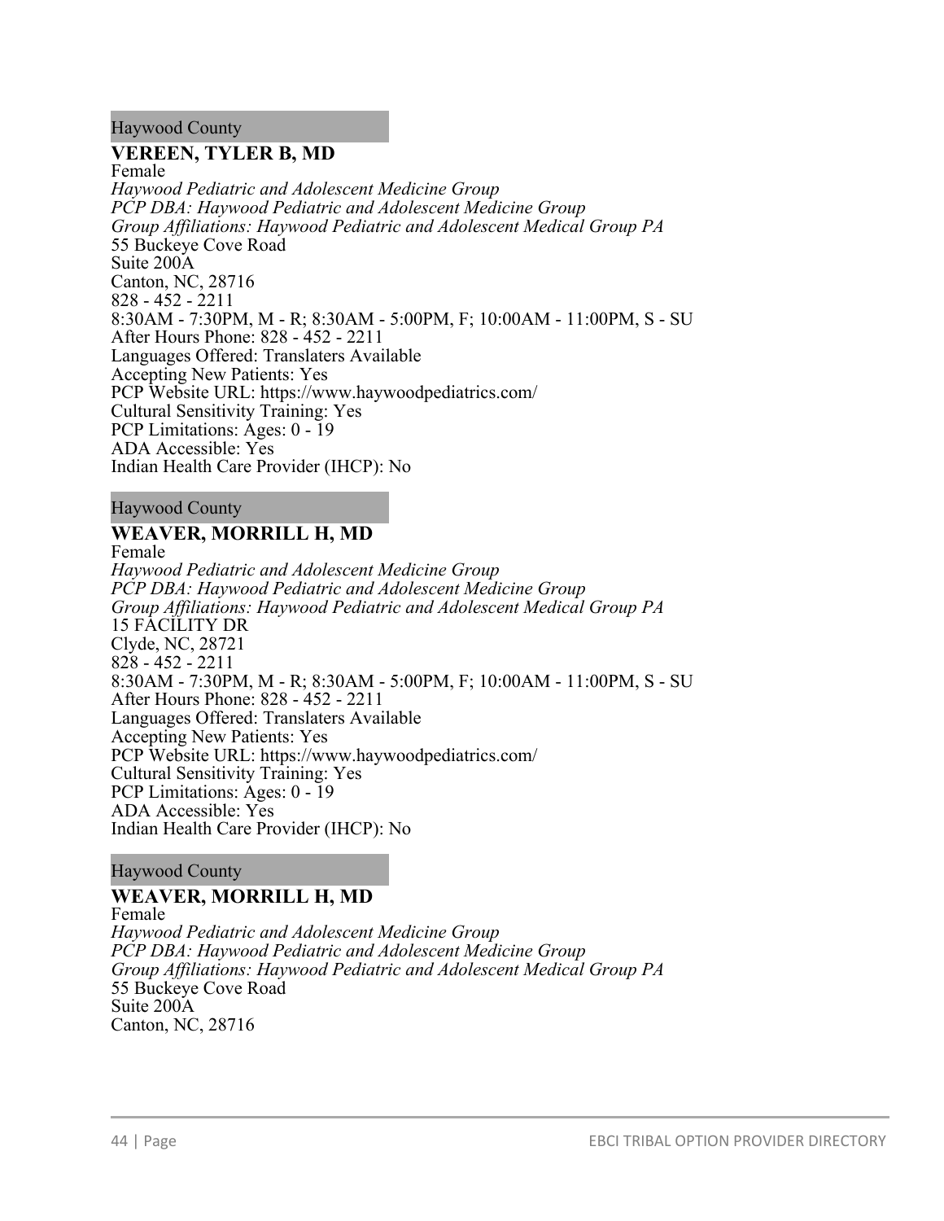Haywood County

**VEREEN, TYLER B, MD**
Female
*Haywood Pediatric and Adolescent Medicine Group*
*PCP DBA: Haywood Pediatric and Adolescent Medicine Group*
*Group Affiliations: Haywood Pediatric and Adolescent Medical Group PA*
55 Buckeye Cove Road
Suite 200A
Canton, NC, 28716
828 - 452 - 2211
8:30AM - 7:30PM, M - R; 8:30AM - 5:00PM, F; 10:00AM - 11:00PM, S - SU
After Hours Phone: 828 - 452 - 2211
Languages Offered: Translaters Available
Accepting New Patients: Yes
PCP Website URL: https://www.haywoodpediatrics.com/
Cultural Sensitivity Training: Yes
PCP Limitations: Ages: 0 - 19
ADA Accessible: Yes
Indian Health Care Provider (IHCP): No

Haywood County

**WEAVER, MORRILL H, MD**
Female
*Haywood Pediatric and Adolescent Medicine Group*
*PCP DBA: Haywood Pediatric and Adolescent Medicine Group*
*Group Affiliations: Haywood Pediatric and Adolescent Medical Group PA*
15 FACILITY DR
Clyde, NC, 28721
828 - 452 - 2211
8:30AM - 7:30PM, M - R; 8:30AM - 5:00PM, F; 10:00AM - 11:00PM, S - SU
After Hours Phone: 828 - 452 - 2211
Languages Offered: Translaters Available
Accepting New Patients: Yes
PCP Website URL: https://www.haywoodpediatrics.com/
Cultural Sensitivity Training: Yes
PCP Limitations: Ages: 0 - 19
ADA Accessible: Yes
Indian Health Care Provider (IHCP): No

Haywood County

**WEAVER, MORRILL H, MD**
Female
*Haywood Pediatric and Adolescent Medicine Group*
*PCP DBA: Haywood Pediatric and Adolescent Medicine Group*
*Group Affiliations: Haywood Pediatric and Adolescent Medical Group PA*
55 Buckeye Cove Road
Suite 200A
Canton, NC, 28716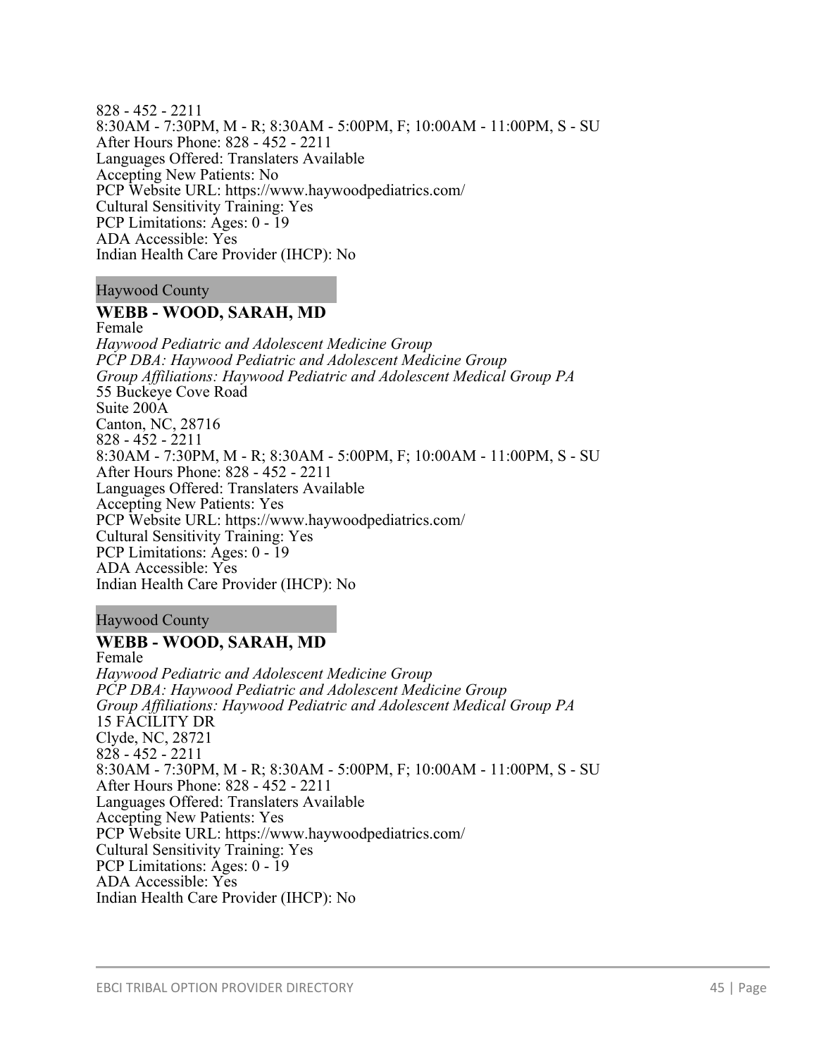828 - 452 - 2211
8:30AM - 7:30PM, M - R; 8:30AM - 5:00PM, F; 10:00AM - 11:00PM, S - SU
After Hours Phone: 828 - 452 - 2211
Languages Offered: Translaters Available
Accepting New Patients: No
PCP Website URL: https://www.haywoodpediatrics.com/
Cultural Sensitivity Training: Yes
PCP Limitations: Ages: 0 - 19
ADA Accessible: Yes
Indian Health Care Provider (IHCP): No

Haywood County

**WEBB - WOOD, SARAH, MD**
Female
*Haywood Pediatric and Adolescent Medicine Group*
*PCP DBA: Haywood Pediatric and Adolescent Medicine Group*
*Group Affiliations: Haywood Pediatric and Adolescent Medical Group PA*
55 Buckeye Cove Road
Suite 200A
Canton, NC, 28716
828 - 452 - 2211
8:30AM - 7:30PM, M - R; 8:30AM - 5:00PM, F; 10:00AM - 11:00PM, S - SU
After Hours Phone: 828 - 452 - 2211
Languages Offered: Translaters Available
Accepting New Patients: Yes
PCP Website URL: https://www.haywoodpediatrics.com/
Cultural Sensitivity Training: Yes
PCP Limitations: Ages: 0 - 19
ADA Accessible: Yes
Indian Health Care Provider (IHCP): No

Haywood County

**WEBB - WOOD, SARAH, MD**
Female
*Haywood Pediatric and Adolescent Medicine Group*
*PCP DBA: Haywood Pediatric and Adolescent Medicine Group*
*Group Affiliations: Haywood Pediatric and Adolescent Medical Group PA*
15 FACILITY DR
Clyde, NC, 28721
828 - 452 - 2211
8:30AM - 7:30PM, M - R; 8:30AM - 5:00PM, F; 10:00AM - 11:00PM, S - SU
After Hours Phone: 828 - 452 - 2211
Languages Offered: Translaters Available
Accepting New Patients: Yes
PCP Website URL: https://www.haywoodpediatrics.com/
Cultural Sensitivity Training: Yes
PCP Limitations: Ages: 0 - 19
ADA Accessible: Yes
Indian Health Care Provider (IHCP): No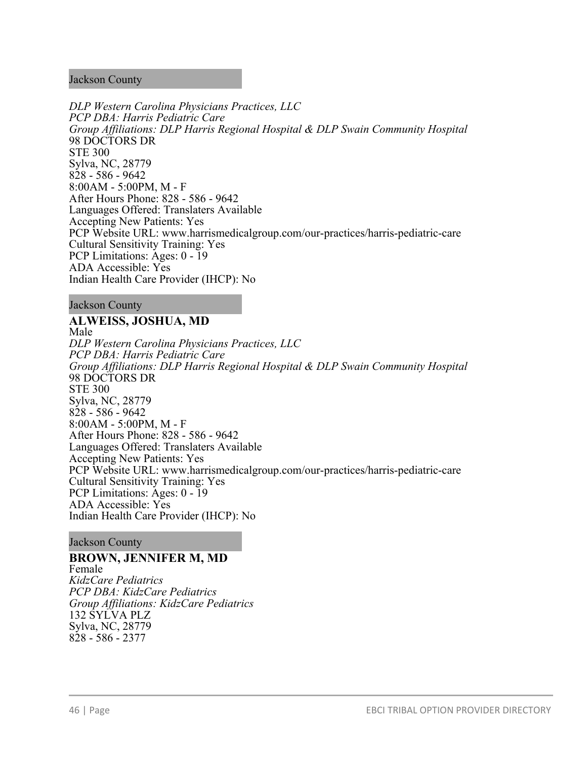Jackson County

*DLP Western Carolina Physicians Practices, LLC*
*PCP DBA: Harris Pediatric Care*
*Group Affiliations: DLP Harris Regional Hospital & DLP Swain Community Hospital*
98 DOCTORS DR
STE 300
Sylva, NC, 28779
828 - 586 - 9642
8:00AM - 5:00PM, M - F
After Hours Phone: 828 - 586 - 9642
Languages Offered: Translaters Available
Accepting New Patients: Yes
PCP Website URL: www.harrismedicalgroup.com/our-practices/harris-pediatric-care
Cultural Sensitivity Training: Yes
PCP Limitations: Ages: 0 - 19
ADA Accessible: Yes
Indian Health Care Provider (IHCP): No

Jackson County

**ALWEISS, JOSHUA, MD**
Male
*DLP Western Carolina Physicians Practices, LLC*
*PCP DBA: Harris Pediatric Care*
*Group Affiliations: DLP Harris Regional Hospital & DLP Swain Community Hospital*
98 DOCTORS DR
STE 300
Sylva, NC, 28779
828 - 586 - 9642
8:00AM - 5:00PM, M - F
After Hours Phone: 828 - 586 - 9642
Languages Offered: Translaters Available
Accepting New Patients: Yes
PCP Website URL: www.harrismedicalgroup.com/our-practices/harris-pediatric-care
Cultural Sensitivity Training: Yes
PCP Limitations: Ages: 0 - 19
ADA Accessible: Yes
Indian Health Care Provider (IHCP): No

Jackson County

**BROWN, JENNIFER M, MD**
Female
*KidzCare Pediatrics*
*PCP DBA: KidzCare Pediatrics*
*Group Affiliations: KidzCare Pediatrics*
132 SYLVA PLZ
Sylva, NC, 28779
828 - 586 - 2377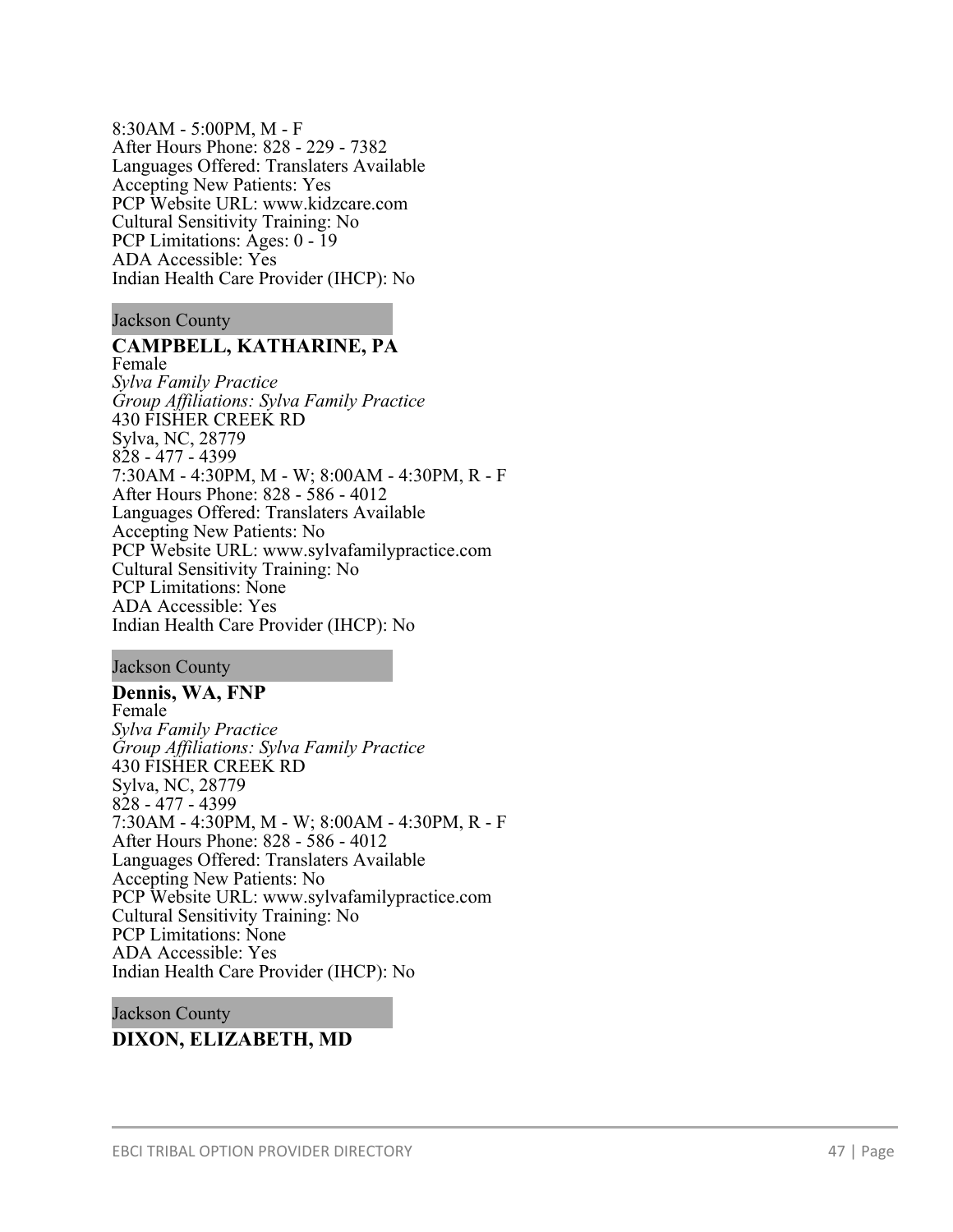8:30AM - 5:00PM, M - F
After Hours Phone: 828 - 229 - 7382
Languages Offered: Translaters Available
Accepting New Patients: Yes
PCP Website URL: www.kidzcare.com
Cultural Sensitivity Training: No
PCP Limitations: Ages: 0 - 19
ADA Accessible: Yes
Indian Health Care Provider (IHCP): No

Jackson County

**CAMPBELL, KATHARINE, PA**
Female
*Sylva Family Practice*
*Group Affiliations: Sylva Family Practice*
430 FISHER CREEK RD
Sylva, NC, 28779
828 - 477 - 4399
7:30AM - 4:30PM, M - W; 8:00AM - 4:30PM, R - F
After Hours Phone: 828 - 586 - 4012
Languages Offered: Translaters Available
Accepting New Patients: No
PCP Website URL: www.sylvafamilypractice.com
Cultural Sensitivity Training: No
PCP Limitations: None
ADA Accessible: Yes
Indian Health Care Provider (IHCP): No

Jackson County

**Dennis, WA, FNP**
Female
*Sylva Family Practice*
*Group Affiliations: Sylva Family Practice*
430 FISHER CREEK RD
Sylva, NC, 28779
828 - 477 - 4399
7:30AM - 4:30PM, M - W; 8:00AM - 4:30PM, R - F
After Hours Phone: 828 - 586 - 4012
Languages Offered: Translaters Available
Accepting New Patients: No
PCP Website URL: www.sylvafamilypractice.com
Cultural Sensitivity Training: No
PCP Limitations: None
ADA Accessible: Yes
Indian Health Care Provider (IHCP): No

Jackson County

**DIXON, ELIZABETH, MD**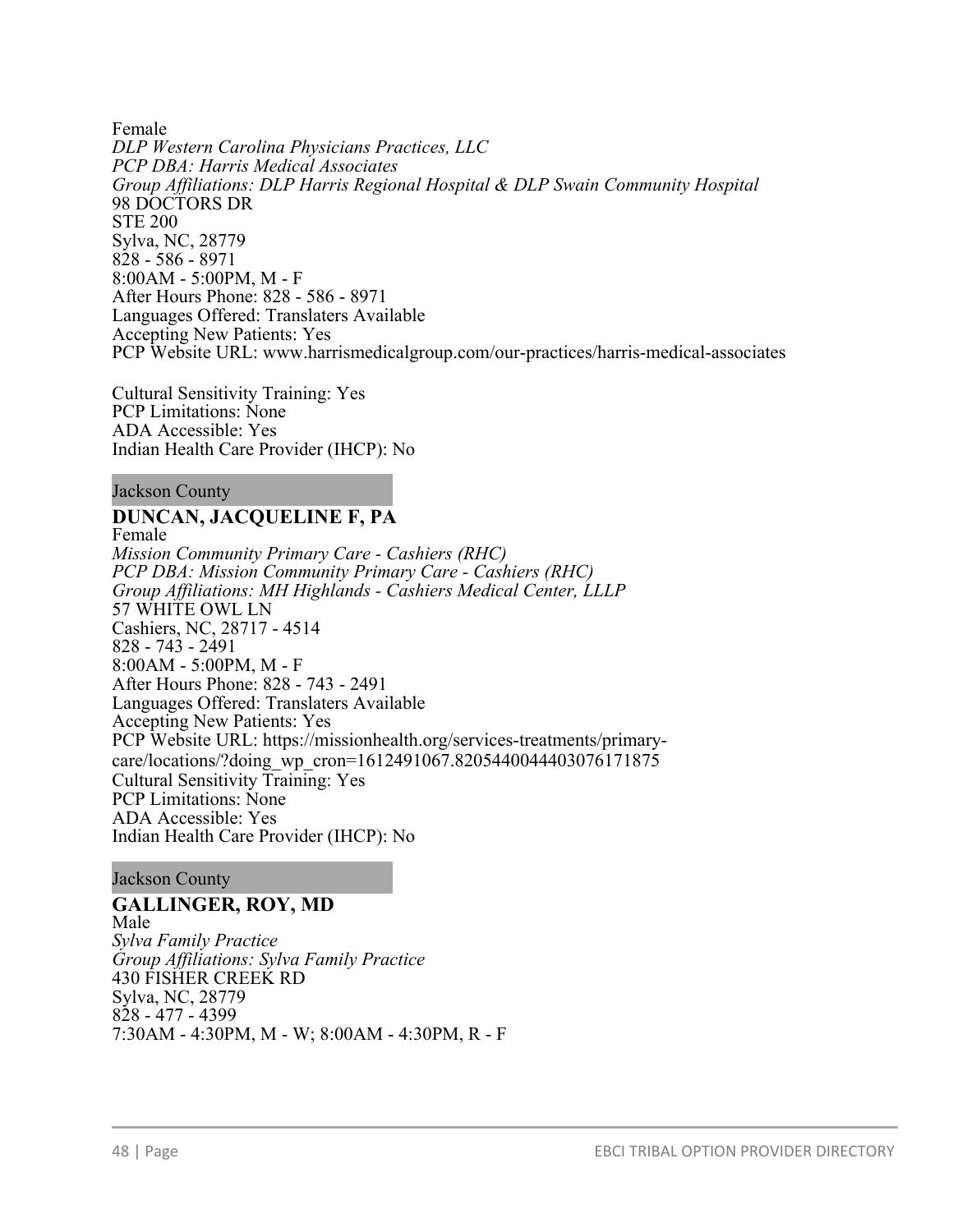Female
*DLP Western Carolina Physicians Practices, LLC*
*PCP DBA: Harris Medical Associates*
*Group Affiliations: DLP Harris Regional Hospital & DLP Swain Community Hospital*
98 DOCTORS DR
STE 200
Sylva, NC, 28779
828 - 586 - 8971
8:00AM - 5:00PM, M - F
After Hours Phone: 828 - 586 - 8971
Languages Offered: Translaters Available
Accepting New Patients: Yes
PCP Website URL: www.harrismedicalgroup.com/our-practices/harris-medical-associates

Cultural Sensitivity Training: Yes
PCP Limitations: None
ADA Accessible: Yes
Indian Health Care Provider (IHCP): No

Jackson County

**DUNCAN, JACQUELINE F, PA**
Female
*Mission Community Primary Care - Cashiers (RHC)*
*PCP DBA: Mission Community Primary Care - Cashiers (RHC)*
*Group Affiliations: MH Highlands - Cashiers Medical Center, LLLP*
57 WHITE OWL LN
Cashiers, NC, 28717 - 4514
828 - 743 - 2491
8:00AM - 5:00PM, M - F
After Hours Phone: 828 - 743 - 2491
Languages Offered: Translaters Available
Accepting New Patients: Yes
PCP Website URL: https://missionhealth.org/services-treatments/primary-care/locations/?doing_wp_cron=1612491067.8205440044403076171875
Cultural Sensitivity Training: Yes
PCP Limitations: None
ADA Accessible: Yes
Indian Health Care Provider (IHCP): No

Jackson County

**GALLINGER, ROY, MD**
Male
*Sylva Family Practice*
*Group Affiliations: Sylva Family Practice*
430 FISHER CREEK RD
Sylva, NC, 28779
828 - 477 - 4399
7:30AM - 4:30PM, M - W; 8:00AM - 4:30PM, R - F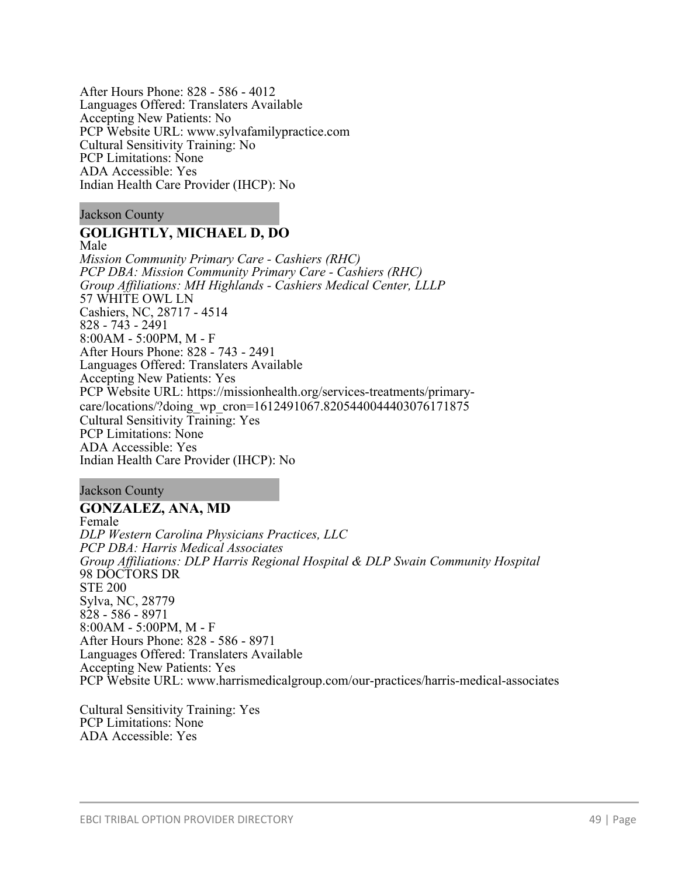After Hours Phone: 828 - 586 - 4012
Languages Offered: Translaters Available
Accepting New Patients: No
PCP Website URL: www.sylvafamilypractice.com
Cultural Sensitivity Training: No
PCP Limitations: None
ADA Accessible: Yes
Indian Health Care Provider (IHCP): No

Jackson County

**GOLIGHTLY, MICHAEL D, DO**
Male
*Mission Community Primary Care - Cashiers (RHC)*
*PCP DBA: Mission Community Primary Care - Cashiers (RHC)*
*Group Affiliations: MH Highlands - Cashiers Medical Center, LLLP*
57 WHITE OWL LN
Cashiers, NC, 28717 - 4514
828 - 743 - 2491
8:00AM - 5:00PM, M - F
After Hours Phone: 828 - 743 - 2491
Languages Offered: Translaters Available
Accepting New Patients: Yes
PCP Website URL: https://missionhealth.org/services-treatments/primary-care/locations/?doing_wp_cron=1612491067.8205440044403076171875
Cultural Sensitivity Training: Yes
PCP Limitations: None
ADA Accessible: Yes
Indian Health Care Provider (IHCP): No

Jackson County

**GONZALEZ, ANA, MD**
Female
*DLP Western Carolina Physicians Practices, LLC*
*PCP DBA: Harris Medical Associates*
*Group Affiliations: DLP Harris Regional Hospital & DLP Swain Community Hospital*
98 DOCTORS DR
STE 200
Sylva, NC, 28779
828 - 586 - 8971
8:00AM - 5:00PM, M - F
After Hours Phone: 828 - 586 - 8971
Languages Offered: Translaters Available
Accepting New Patients: Yes
PCP Website URL: www.harrismedicalgroup.com/our-practices/harris-medical-associates

Cultural Sensitivity Training: Yes
PCP Limitations: None
ADA Accessible: Yes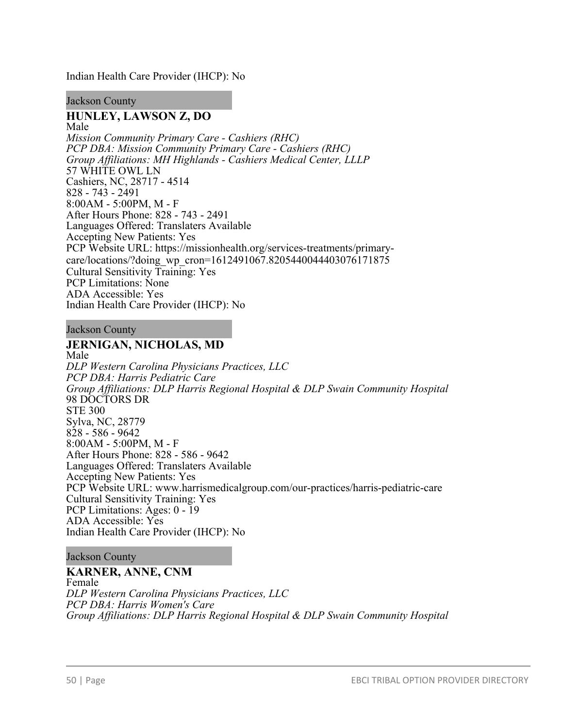Indian Health Care Provider (IHCP): No

Jackson County

**HUNLEY, LAWSON Z, DO**
Male
*Mission Community Primary Care - Cashiers (RHC)*
*PCP DBA: Mission Community Primary Care - Cashiers (RHC)*
*Group Affiliations: MH Highlands - Cashiers Medical Center, LLLP*
57 WHITE OWL LN
Cashiers, NC, 28717 - 4514
828 - 743 - 2491
8:00AM - 5:00PM, M - F
After Hours Phone: 828 - 743 - 2491
Languages Offered: Translaters Available
Accepting New Patients: Yes
PCP Website URL: https://missionhealth.org/services-treatments/primary-care/locations/?doing_wp_cron=1612491067.8205440044403076171875
Cultural Sensitivity Training: Yes
PCP Limitations: None
ADA Accessible: Yes
Indian Health Care Provider (IHCP): No

Jackson County

**JERNIGAN, NICHOLAS, MD**
Male
*DLP Western Carolina Physicians Practices, LLC*
*PCP DBA: Harris Pediatric Care*
*Group Affiliations: DLP Harris Regional Hospital & DLP Swain Community Hospital*
98 DOCTORS DR
STE 300
Sylva, NC, 28779
828 - 586 - 9642
8:00AM - 5:00PM, M - F
After Hours Phone: 828 - 586 - 9642
Languages Offered: Translaters Available
Accepting New Patients: Yes
PCP Website URL: www.harrismedicalgroup.com/our-practices/harris-pediatric-care
Cultural Sensitivity Training: Yes
PCP Limitations: Ages: 0 - 19
ADA Accessible: Yes
Indian Health Care Provider (IHCP): No

Jackson County

**KARNER, ANNE, CNM**
Female
*DLP Western Carolina Physicians Practices, LLC*
*PCP DBA: Harris Women's Care*
*Group Affiliations: DLP Harris Regional Hospital & DLP Swain Community Hospital*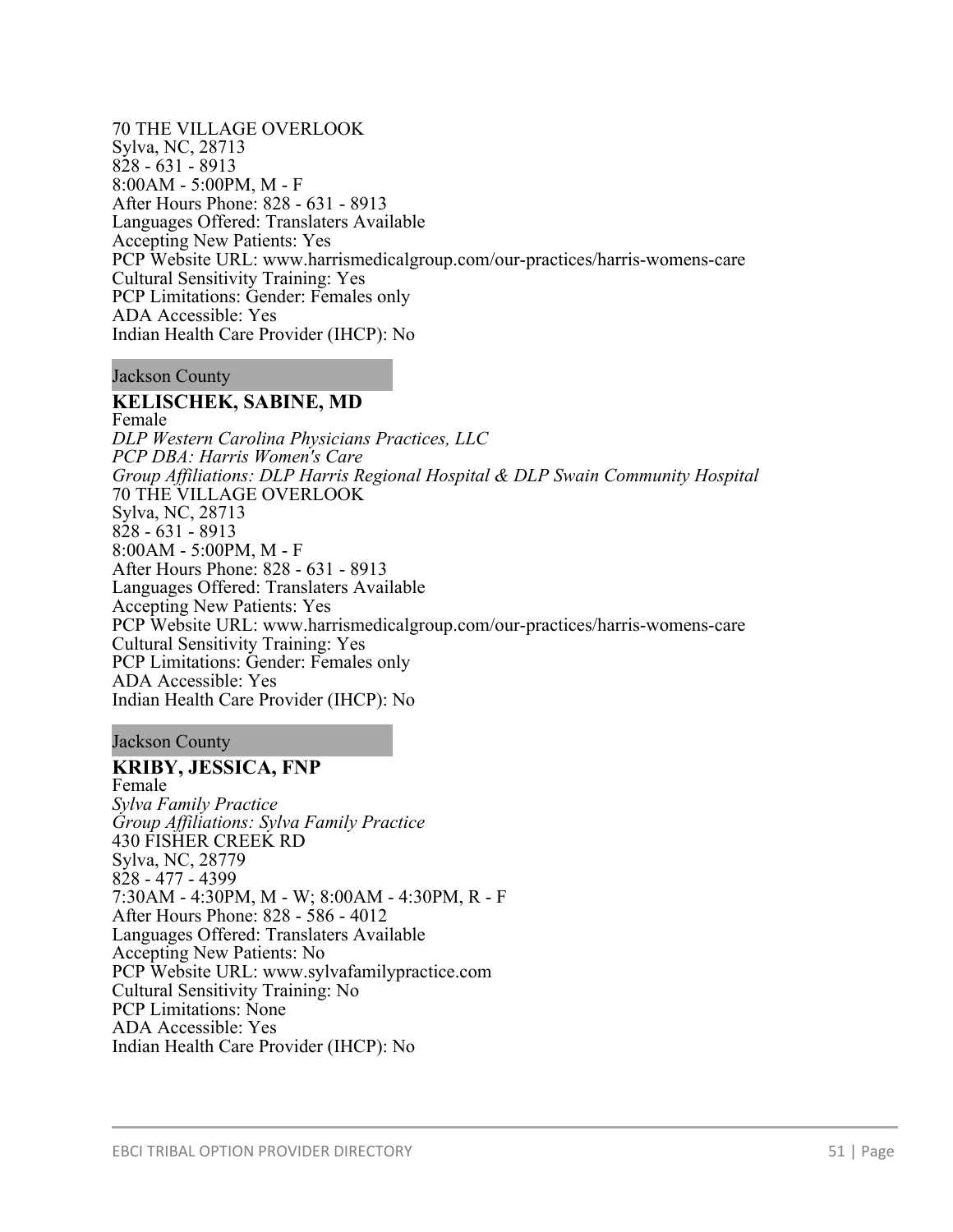70 THE VILLAGE OVERLOOK
Sylva, NC, 28713
828 - 631 - 8913
8:00AM - 5:00PM, M - F
After Hours Phone: 828 - 631 - 8913
Languages Offered: Translaters Available
Accepting New Patients: Yes
PCP Website URL: www.harrismedicalgroup.com/our-practices/harris-womens-care
Cultural Sensitivity Training: Yes
PCP Limitations: Gender: Females only
ADA Accessible: Yes
Indian Health Care Provider (IHCP): No

Jackson County

**KELISCHEK, SABINE, MD**
Female
*DLP Western Carolina Physicians Practices, LLC*
*PCP DBA: Harris Women's Care*
*Group Affiliations: DLP Harris Regional Hospital & DLP Swain Community Hospital*
70 THE VILLAGE OVERLOOK
Sylva, NC, 28713
828 - 631 - 8913
8:00AM - 5:00PM, M - F
After Hours Phone: 828 - 631 - 8913
Languages Offered: Translaters Available
Accepting New Patients: Yes
PCP Website URL: www.harrismedicalgroup.com/our-practices/harris-womens-care
Cultural Sensitivity Training: Yes
PCP Limitations: Gender: Females only
ADA Accessible: Yes
Indian Health Care Provider (IHCP): No

Jackson County

**KRIBY, JESSICA, FNP**
Female
*Sylva Family Practice*
*Group Affiliations: Sylva Family Practice*
430 FISHER CREEK RD
Sylva, NC, 28779
828 - 477 - 4399
7:30AM - 4:30PM, M - W; 8:00AM - 4:30PM, R - F
After Hours Phone: 828 - 586 - 4012
Languages Offered: Translaters Available
Accepting New Patients: No
PCP Website URL: www.sylvafamilypractice.com
Cultural Sensitivity Training: No
PCP Limitations: None
ADA Accessible: Yes
Indian Health Care Provider (IHCP): No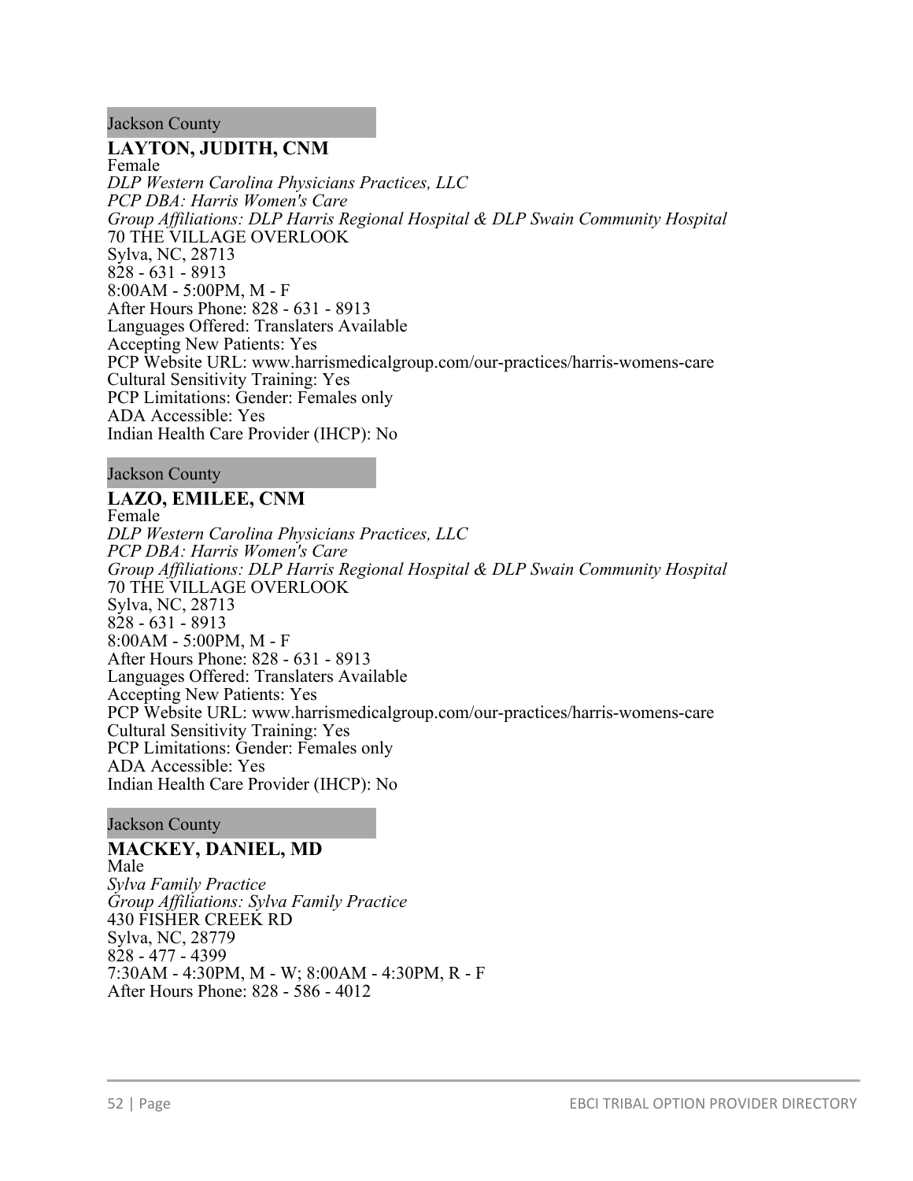Jackson County

**LAYTON, JUDITH, CNM**
Female
*DLP Western Carolina Physicians Practices, LLC*
*PCP DBA: Harris Women's Care*
*Group Affiliations: DLP Harris Regional Hospital & DLP Swain Community Hospital*
70 THE VILLAGE OVERLOOK
Sylva, NC, 28713
828 - 631 - 8913
8:00AM - 5:00PM, M - F
After Hours Phone: 828 - 631 - 8913
Languages Offered: Translaters Available
Accepting New Patients: Yes
PCP Website URL: www.harrismedicalgroup.com/our-practices/harris-womens-care
Cultural Sensitivity Training: Yes
PCP Limitations: Gender: Females only
ADA Accessible: Yes
Indian Health Care Provider (IHCP): No

Jackson County

**LAZO, EMILEE, CNM**
Female
*DLP Western Carolina Physicians Practices, LLC*
*PCP DBA: Harris Women's Care*
*Group Affiliations: DLP Harris Regional Hospital & DLP Swain Community Hospital*
70 THE VILLAGE OVERLOOK
Sylva, NC, 28713
828 - 631 - 8913
8:00AM - 5:00PM, M - F
After Hours Phone: 828 - 631 - 8913
Languages Offered: Translaters Available
Accepting New Patients: Yes
PCP Website URL: www.harrismedicalgroup.com/our-practices/harris-womens-care
Cultural Sensitivity Training: Yes
PCP Limitations: Gender: Females only
ADA Accessible: Yes
Indian Health Care Provider (IHCP): No

Jackson County

**MACKEY, DANIEL, MD**
Male
*Sylva Family Practice*
*Group Affiliations: Sylva Family Practice*
430 FISHER CREEK RD
Sylva, NC, 28779
828 - 477 - 4399
7:30AM - 4:30PM, M - W; 8:00AM - 4:30PM, R - F
After Hours Phone: 828 - 586 - 4012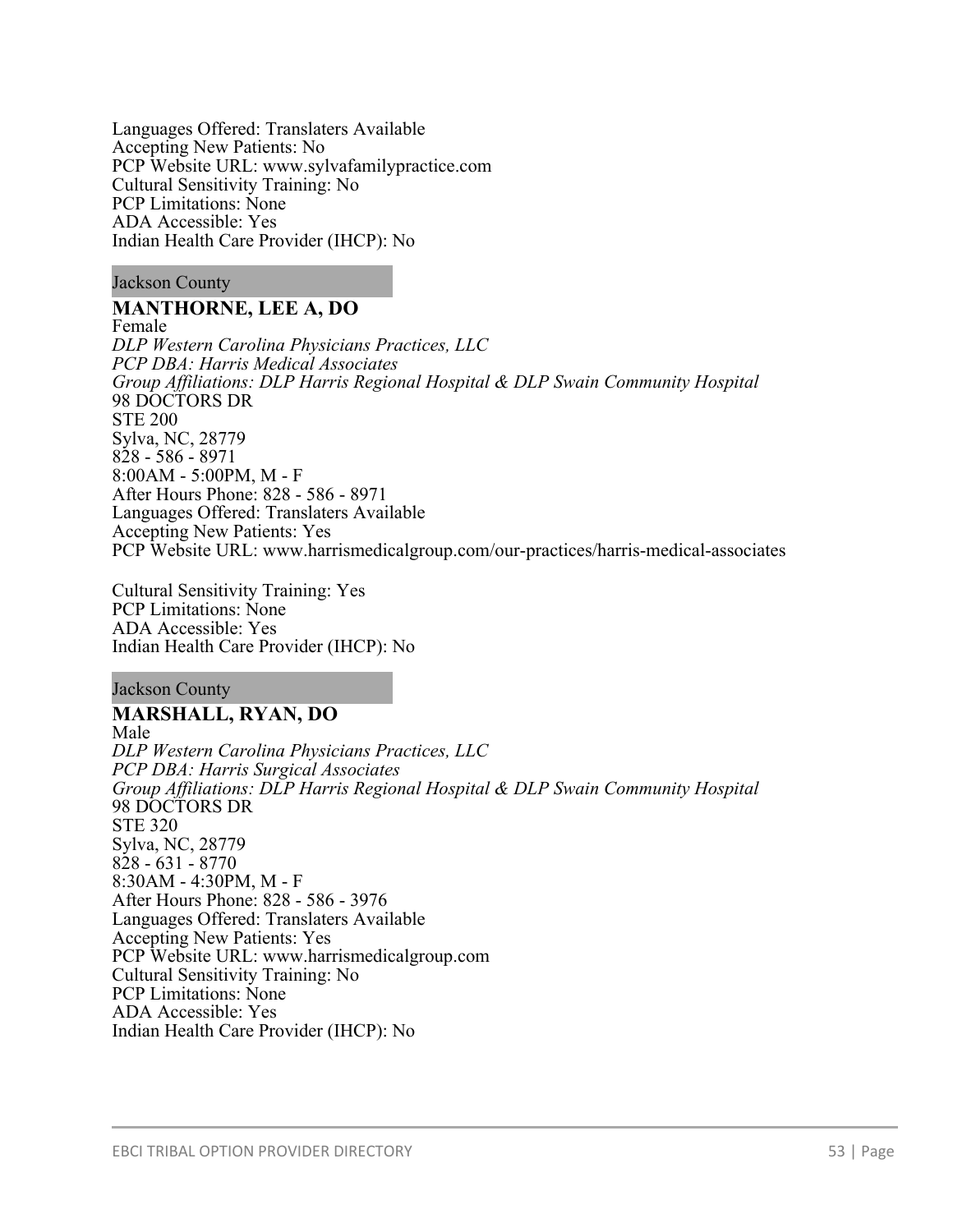Languages Offered: Translaters Available
Accepting New Patients: No
PCP Website URL: www.sylvafamilypractice.com
Cultural Sensitivity Training: No
PCP Limitations: None
ADA Accessible: Yes
Indian Health Care Provider (IHCP): No

Jackson County

**MANTHORNE, LEE A, DO**
Female
*DLP Western Carolina Physicians Practices, LLC*
*PCP DBA: Harris Medical Associates*
*Group Affiliations: DLP Harris Regional Hospital & DLP Swain Community Hospital*
98 DOCTORS DR
STE 200
Sylva, NC, 28779
828 - 586 - 8971
8:00AM - 5:00PM, M - F
After Hours Phone: 828 - 586 - 8971
Languages Offered: Translaters Available
Accepting New Patients: Yes
PCP Website URL: www.harrismedicalgroup.com/our-practices/harris-medical-associates

Cultural Sensitivity Training: Yes
PCP Limitations: None
ADA Accessible: Yes
Indian Health Care Provider (IHCP): No

Jackson County

**MARSHALL, RYAN, DO**
Male
*DLP Western Carolina Physicians Practices, LLC*
*PCP DBA: Harris Surgical Associates*
*Group Affiliations: DLP Harris Regional Hospital & DLP Swain Community Hospital*
98 DOCTORS DR
STE 320
Sylva, NC, 28779
828 - 631 - 8770
8:30AM - 4:30PM, M - F
After Hours Phone: 828 - 586 - 3976
Languages Offered: Translaters Available
Accepting New Patients: Yes
PCP Website URL: www.harrismedicalgroup.com
Cultural Sensitivity Training: No
PCP Limitations: None
ADA Accessible: Yes
Indian Health Care Provider (IHCP): No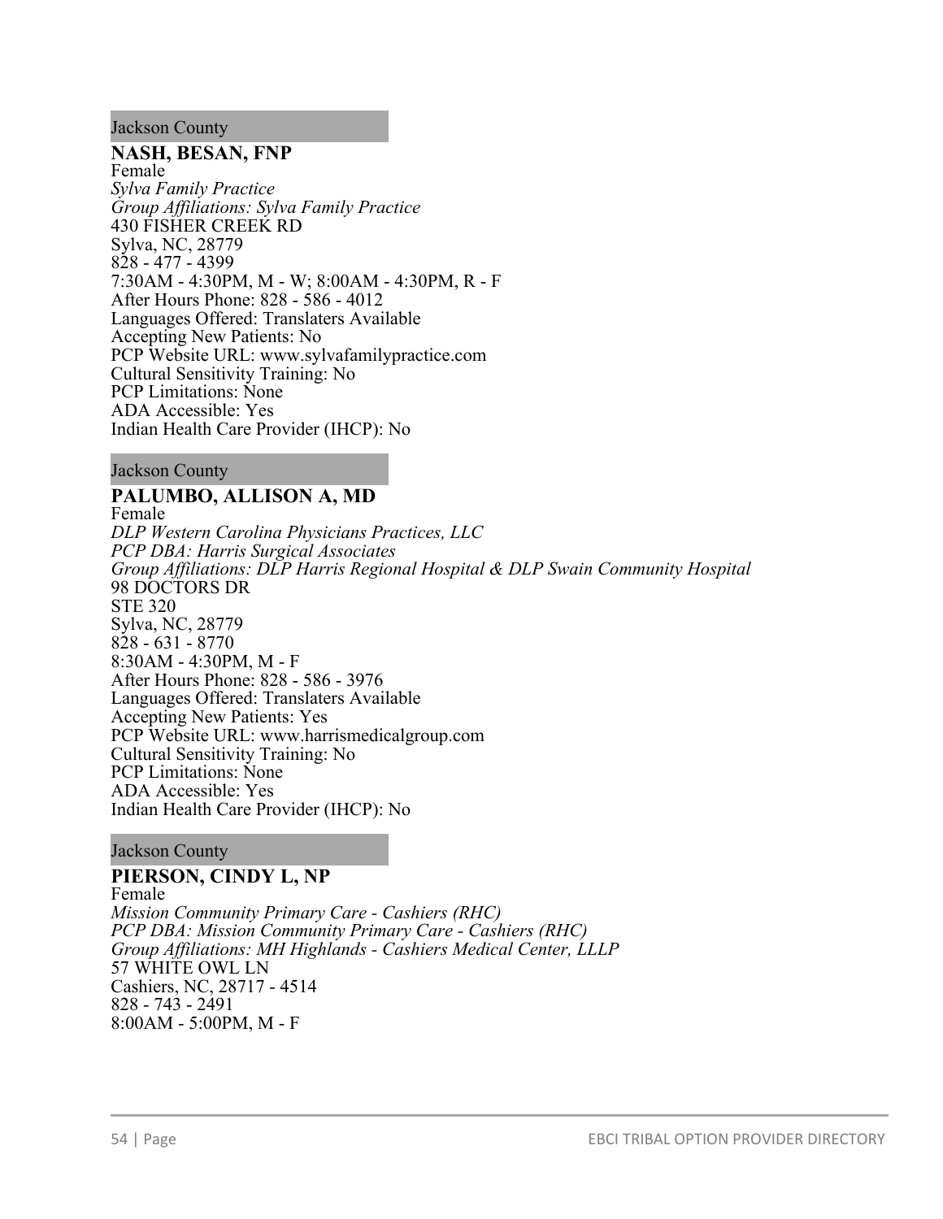Jackson County

**NASH, BESAN, FNP**
Female
*Sylva Family Practice*
*Group Affiliations: Sylva Family Practice*
430 FISHER CREEK RD
Sylva, NC, 28779
828 - 477 - 4399
7:30AM - 4:30PM, M - W; 8:00AM - 4:30PM, R - F
After Hours Phone: 828 - 586 - 4012
Languages Offered: Translaters Available
Accepting New Patients: No
PCP Website URL: www.sylvafamilypractice.com
Cultural Sensitivity Training: No
PCP Limitations: None
ADA Accessible: Yes
Indian Health Care Provider (IHCP): No

Jackson County

**PALUMBO, ALLISON A, MD**
Female
*DLP Western Carolina Physicians Practices, LLC*
*PCP DBA: Harris Surgical Associates*
*Group Affiliations: DLP Harris Regional Hospital & DLP Swain Community Hospital*
98 DOCTORS DR
STE 320
Sylva, NC, 28779
828 - 631 - 8770
8:30AM - 4:30PM, M - F
After Hours Phone: 828 - 586 - 3976
Languages Offered: Translaters Available
Accepting New Patients: Yes
PCP Website URL: www.harrismedicalgroup.com
Cultural Sensitivity Training: No
PCP Limitations: None
ADA Accessible: Yes
Indian Health Care Provider (IHCP): No

Jackson County

**PIERSON, CINDY L, NP**
Female
*Mission Community Primary Care - Cashiers (RHC)*
*PCP DBA: Mission Community Primary Care - Cashiers (RHC)*
*Group Affiliations: MH Highlands - Cashiers Medical Center, LLLP*
57 WHITE OWL LN
Cashiers, NC, 28717 - 4514
828 - 743 - 2491
8:00AM - 5:00PM, M - F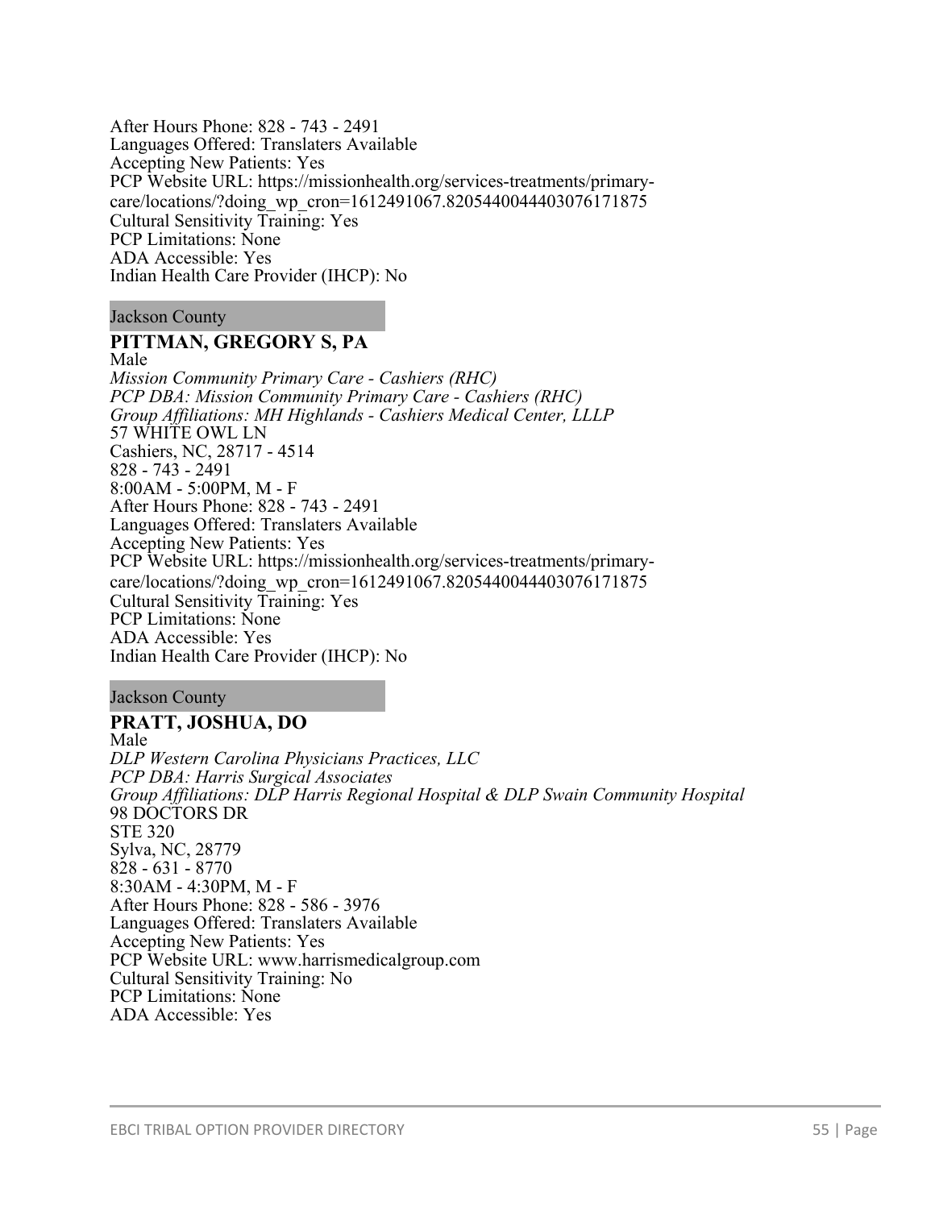After Hours Phone: 828 - 743 - 2491
Languages Offered: Translaters Available
Accepting New Patients: Yes
PCP Website URL: https://missionhealth.org/services-treatments/primary-care/locations/?doing_wp_cron=1612491067.8205440044403076171875
Cultural Sensitivity Training: Yes
PCP Limitations: None
ADA Accessible: Yes
Indian Health Care Provider (IHCP): No

Jackson County

**PITTMAN, GREGORY S, PA**
Male
*Mission Community Primary Care - Cashiers (RHC)*
*PCP DBA: Mission Community Primary Care - Cashiers (RHC)*
*Group Affiliations: MH Highlands - Cashiers Medical Center, LLLP*
57 WHITE OWL LN
Cashiers, NC, 28717 - 4514
828 - 743 - 2491
8:00AM - 5:00PM, M - F
After Hours Phone: 828 - 743 - 2491
Languages Offered: Translaters Available
Accepting New Patients: Yes
PCP Website URL: https://missionhealth.org/services-treatments/primary-care/locations/?doing_wp_cron=1612491067.8205440044403076171875
Cultural Sensitivity Training: Yes
PCP Limitations: None
ADA Accessible: Yes
Indian Health Care Provider (IHCP): No

Jackson County

**PRATT, JOSHUA, DO**
Male
*DLP Western Carolina Physicians Practices, LLC*
*PCP DBA: Harris Surgical Associates*
*Group Affiliations: DLP Harris Regional Hospital & DLP Swain Community Hospital*
98 DOCTORS DR
STE 320
Sylva, NC, 28779
828 - 631 - 8770
8:30AM - 4:30PM, M - F
After Hours Phone: 828 - 586 - 3976
Languages Offered: Translaters Available
Accepting New Patients: Yes
PCP Website URL: www.harrismedicalgroup.com
Cultural Sensitivity Training: No
PCP Limitations: None
ADA Accessible: Yes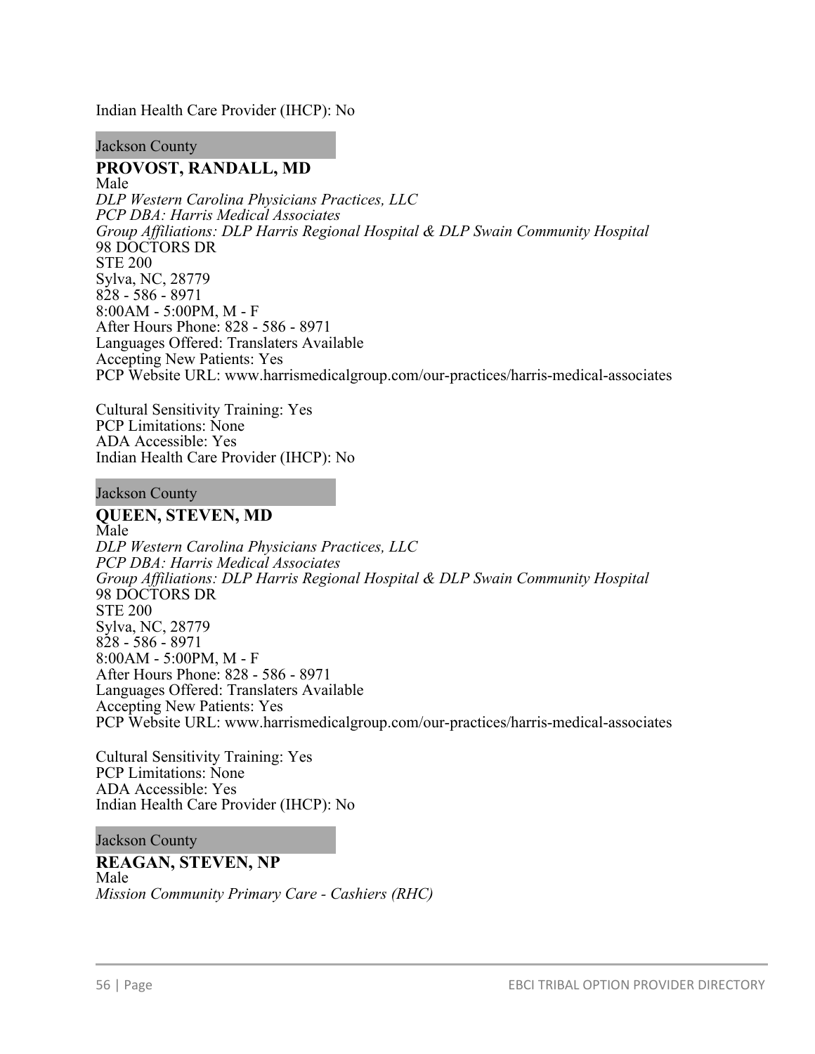Indian Health Care Provider (IHCP): No

Jackson County

**PROVOST, RANDALL, MD**
Male
*DLP Western Carolina Physicians Practices, LLC*
*PCP DBA: Harris Medical Associates*
*Group Affiliations: DLP Harris Regional Hospital & DLP Swain Community Hospital*
98 DOCTORS DR
STE 200
Sylva, NC, 28779
828 - 586 - 8971
8:00AM - 5:00PM, M - F
After Hours Phone: 828 - 586 - 8971
Languages Offered: Translaters Available
Accepting New Patients: Yes
PCP Website URL: www.harrismedicalgroup.com/our-practices/harris-medical-associates

Cultural Sensitivity Training: Yes
PCP Limitations: None
ADA Accessible: Yes
Indian Health Care Provider (IHCP): No

Jackson County

**QUEEN, STEVEN, MD**
Male
*DLP Western Carolina Physicians Practices, LLC*
*PCP DBA: Harris Medical Associates*
*Group Affiliations: DLP Harris Regional Hospital & DLP Swain Community Hospital*
98 DOCTORS DR
STE 200
Sylva, NC, 28779
828 - 586 - 8971
8:00AM - 5:00PM, M - F
After Hours Phone: 828 - 586 - 8971
Languages Offered: Translaters Available
Accepting New Patients: Yes
PCP Website URL: www.harrismedicalgroup.com/our-practices/harris-medical-associates

Cultural Sensitivity Training: Yes
PCP Limitations: None
ADA Accessible: Yes
Indian Health Care Provider (IHCP): No

Jackson County

**REAGAN, STEVEN, NP**
Male
*Mission Community Primary Care - Cashiers (RHC)*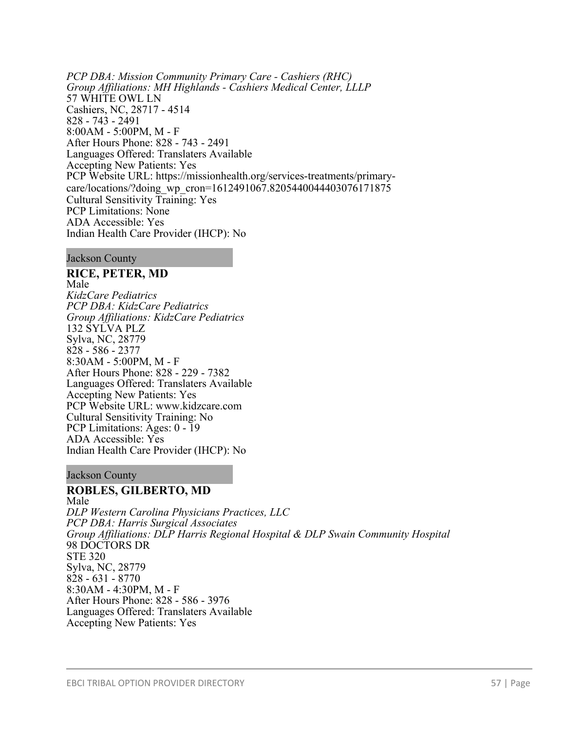*PCP DBA: Mission Community Primary Care - Cashiers (RHC)*
*Group Affiliations: MH Highlands - Cashiers Medical Center, LLLP*
57 WHITE OWL LN
Cashiers, NC, 28717 - 4514
828 - 743 - 2491
8:00AM - 5:00PM, M - F
After Hours Phone: 828 - 743 - 2491
Languages Offered: Translaters Available
Accepting New Patients: Yes
PCP Website URL: https://missionhealth.org/services-treatments/primary-care/locations/?doing_wp_cron=1612491067.8205440044403076171875
Cultural Sensitivity Training: Yes
PCP Limitations: None
ADA Accessible: Yes
Indian Health Care Provider (IHCP): No

Jackson County

**RICE, PETER, MD**
Male
*KidzCare Pediatrics*
*PCP DBA: KidzCare Pediatrics*
*Group Affiliations: KidzCare Pediatrics*
132 SYLVA PLZ
Sylva, NC, 28779
828 - 586 - 2377
8:30AM - 5:00PM, M - F
After Hours Phone: 828 - 229 - 7382
Languages Offered: Translaters Available
Accepting New Patients: Yes
PCP Website URL: www.kidzcare.com
Cultural Sensitivity Training: No
PCP Limitations: Ages: 0 - 19
ADA Accessible: Yes
Indian Health Care Provider (IHCP): No

Jackson County

**ROBLES, GILBERTO, MD**
Male
*DLP Western Carolina Physicians Practices, LLC*
*PCP DBA: Harris Surgical Associates*
*Group Affiliations: DLP Harris Regional Hospital & DLP Swain Community Hospital*
98 DOCTORS DR
STE 320
Sylva, NC, 28779
828 - 631 - 8770
8:30AM - 4:30PM, M - F
After Hours Phone: 828 - 586 - 3976
Languages Offered: Translaters Available
Accepting New Patients: Yes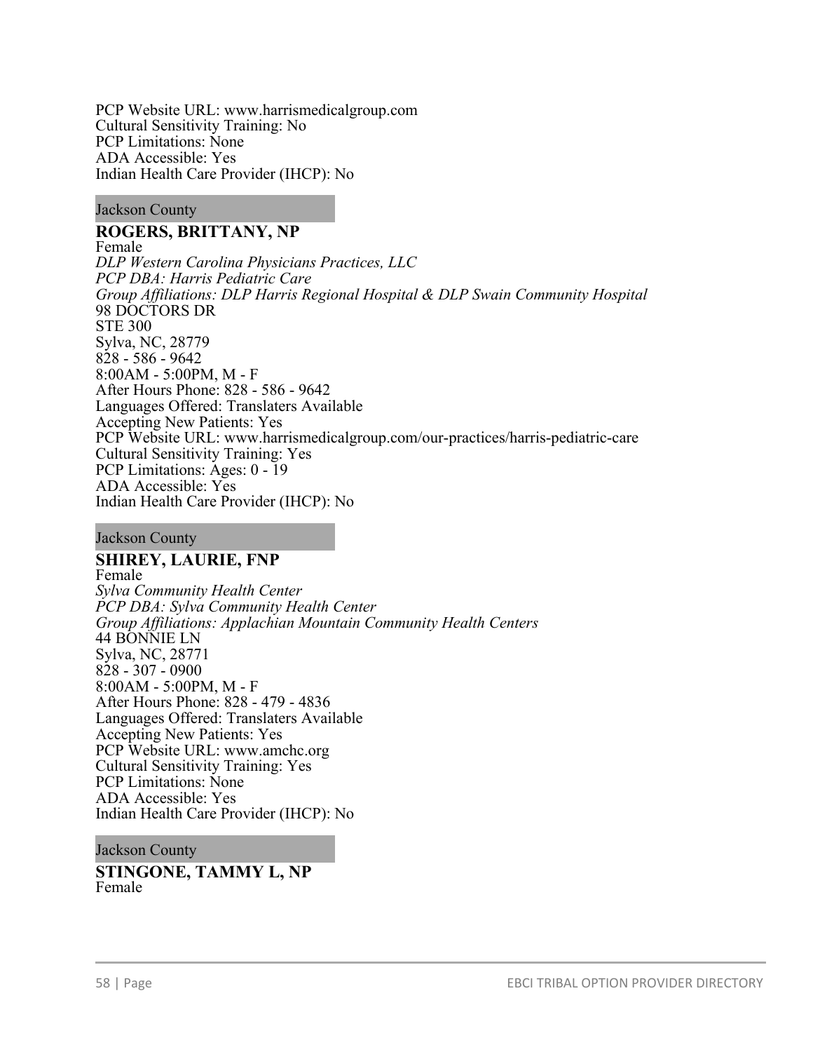PCP Website URL: www.harrismedicalgroup.com
Cultural Sensitivity Training: No
PCP Limitations: None
ADA Accessible: Yes
Indian Health Care Provider (IHCP): No

Jackson County

**ROGERS, BRITTANY, NP**
Female
*DLP Western Carolina Physicians Practices, LLC*
*PCP DBA: Harris Pediatric Care*
*Group Affiliations: DLP Harris Regional Hospital & DLP Swain Community Hospital*
98 DOCTORS DR
STE 300
Sylva, NC, 28779
828 - 586 - 9642
8:00AM - 5:00PM, M - F
After Hours Phone: 828 - 586 - 9642
Languages Offered: Translaters Available
Accepting New Patients: Yes
PCP Website URL: www.harrismedicalgroup.com/our-practices/harris-pediatric-care
Cultural Sensitivity Training: Yes
PCP Limitations: Ages: 0 - 19
ADA Accessible: Yes
Indian Health Care Provider (IHCP): No

Jackson County

**SHIREY, LAURIE, FNP**
Female
*Sylva Community Health Center*
*PCP DBA: Sylva Community Health Center*
*Group Affiliations: Applachian Mountain Community Health Centers*
44 BONNIE LN
Sylva, NC, 28771
828 - 307 - 0900
8:00AM - 5:00PM, M - F
After Hours Phone: 828 - 479 - 4836
Languages Offered: Translaters Available
Accepting New Patients: Yes
PCP Website URL: www.amchc.org
Cultural Sensitivity Training: Yes
PCP Limitations: None
ADA Accessible: Yes
Indian Health Care Provider (IHCP): No

Jackson County

**STINGONE, TAMMY L, NP**
Female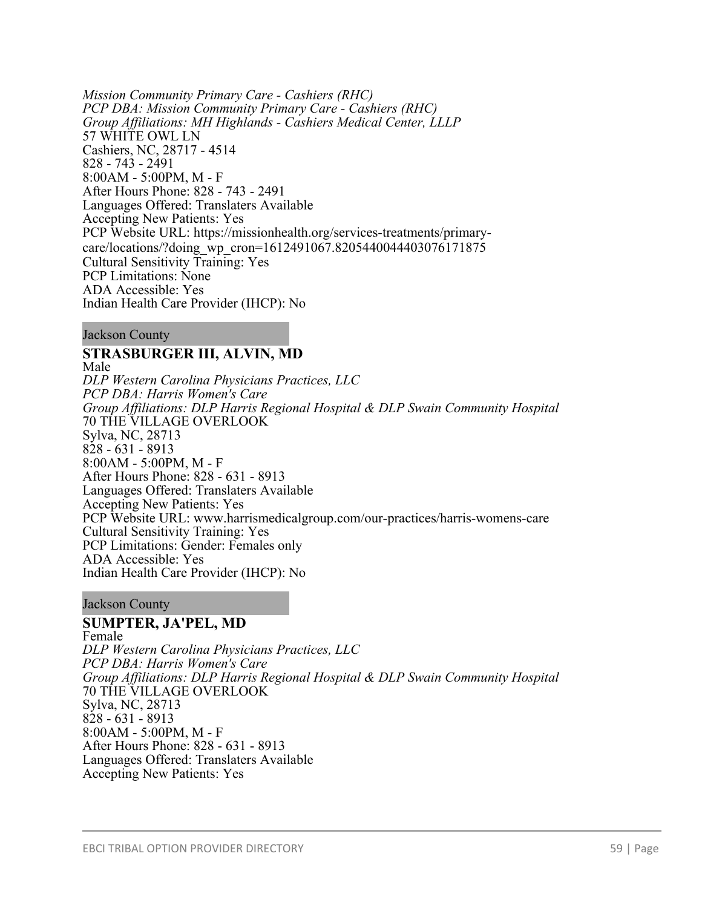*Mission Community Primary Care - Cashiers (RHC)*
*PCP DBA: Mission Community Primary Care - Cashiers (RHC)*
*Group Affiliations: MH Highlands - Cashiers Medical Center, LLLP*
57 WHITE OWL LN
Cashiers, NC, 28717 - 4514
828 - 743 - 2491
8:00AM - 5:00PM, M - F
After Hours Phone: 828 - 743 - 2491
Languages Offered: Translaters Available
Accepting New Patients: Yes
PCP Website URL: https://missionhealth.org/services-treatments/primary-care/locations/?doing_wp_cron=1612491067.8205440044403076171875
Cultural Sensitivity Training: Yes
PCP Limitations: None
ADA Accessible: Yes
Indian Health Care Provider (IHCP): No

Jackson County

**STRASBURGER III, ALVIN, MD**
Male
*DLP Western Carolina Physicians Practices, LLC*
*PCP DBA: Harris Women's Care*
*Group Affiliations: DLP Harris Regional Hospital & DLP Swain Community Hospital*
70 THE VILLAGE OVERLOOK
Sylva, NC, 28713
828 - 631 - 8913
8:00AM - 5:00PM, M - F
After Hours Phone: 828 - 631 - 8913
Languages Offered: Translaters Available
Accepting New Patients: Yes
PCP Website URL: www.harrismedicalgroup.com/our-practices/harris-womens-care
Cultural Sensitivity Training: Yes
PCP Limitations: Gender: Females only
ADA Accessible: Yes
Indian Health Care Provider (IHCP): No

Jackson County

**SUMPTER, JA'PEL, MD**
Female
*DLP Western Carolina Physicians Practices, LLC*
*PCP DBA: Harris Women's Care*
*Group Affiliations: DLP Harris Regional Hospital & DLP Swain Community Hospital*
70 THE VILLAGE OVERLOOK
Sylva, NC, 28713
828 - 631 - 8913
8:00AM - 5:00PM, M - F
After Hours Phone: 828 - 631 - 8913
Languages Offered: Translaters Available
Accepting New Patients: Yes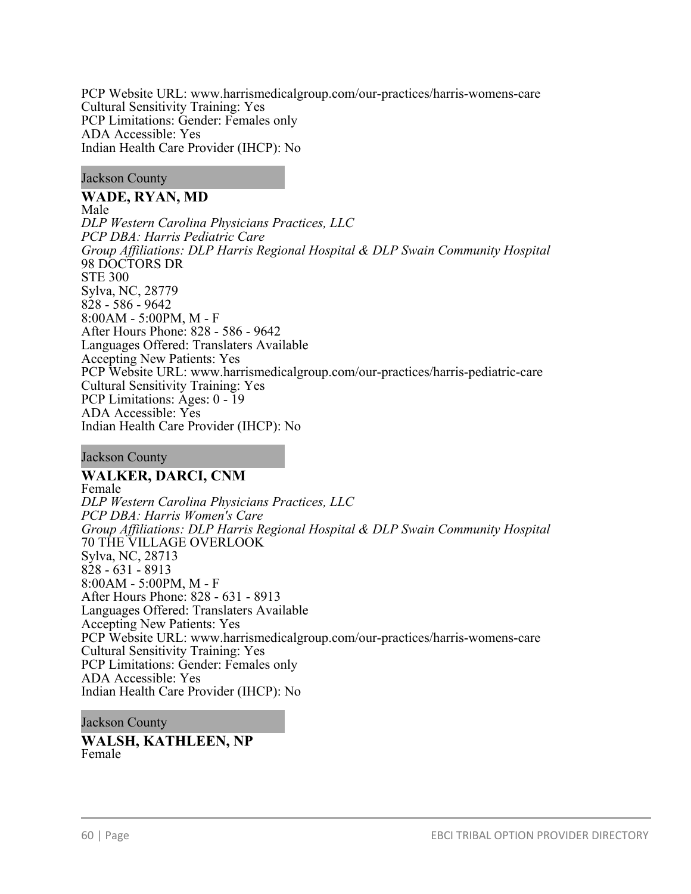PCP Website URL: www.harrismedicalgroup.com/our-practices/harris-womens-care
Cultural Sensitivity Training: Yes
PCP Limitations: Gender: Females only
ADA Accessible: Yes
Indian Health Care Provider (IHCP): No

Jackson County

**WADE, RYAN, MD**
Male
*DLP Western Carolina Physicians Practices, LLC*
*PCP DBA: Harris Pediatric Care*
*Group Affiliations: DLP Harris Regional Hospital & DLP Swain Community Hospital*
98 DOCTORS DR
STE 300
Sylva, NC, 28779
828 - 586 - 9642
8:00AM - 5:00PM, M - F
After Hours Phone: 828 - 586 - 9642
Languages Offered: Translaters Available
Accepting New Patients: Yes
PCP Website URL: www.harrismedicalgroup.com/our-practices/harris-pediatric-care
Cultural Sensitivity Training: Yes
PCP Limitations: Ages: 0 - 19
ADA Accessible: Yes
Indian Health Care Provider (IHCP): No

Jackson County

**WALKER, DARCI, CNM**
Female
*DLP Western Carolina Physicians Practices, LLC*
*PCP DBA: Harris Women's Care*
*Group Affiliations: DLP Harris Regional Hospital & DLP Swain Community Hospital*
70 THE VILLAGE OVERLOOK
Sylva, NC, 28713
828 - 631 - 8913
8:00AM - 5:00PM, M - F
After Hours Phone: 828 - 631 - 8913
Languages Offered: Translaters Available
Accepting New Patients: Yes
PCP Website URL: www.harrismedicalgroup.com/our-practices/harris-womens-care
Cultural Sensitivity Training: Yes
PCP Limitations: Gender: Females only
ADA Accessible: Yes
Indian Health Care Provider (IHCP): No

Jackson County

**WALSH, KATHLEEN, NP**
Female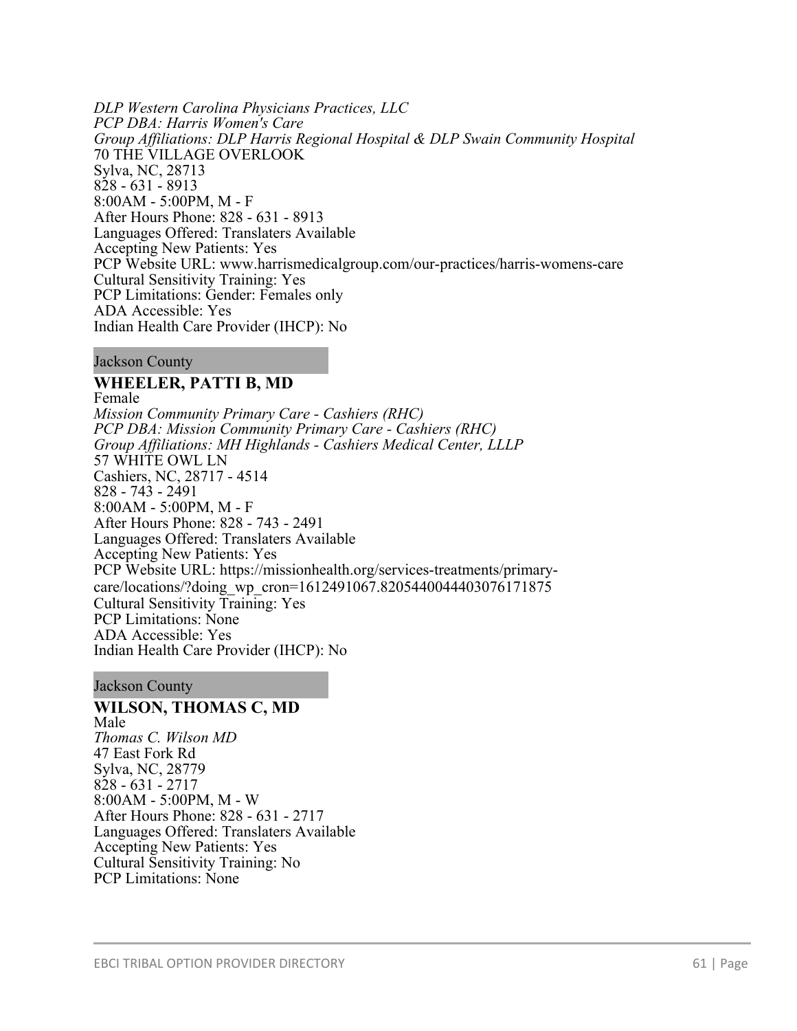*DLP Western Carolina Physicians Practices, LLC*
*PCP DBA: Harris Women's Care*
*Group Affiliations: DLP Harris Regional Hospital & DLP Swain Community Hospital*
70 THE VILLAGE OVERLOOK
Sylva, NC, 28713
828 - 631 - 8913
8:00AM - 5:00PM, M - F
After Hours Phone: 828 - 631 - 8913
Languages Offered: Translaters Available
Accepting New Patients: Yes
PCP Website URL: www.harrismedicalgroup.com/our-practices/harris-womens-care
Cultural Sensitivity Training: Yes
PCP Limitations: Gender: Females only
ADA Accessible: Yes
Indian Health Care Provider (IHCP): No

Jackson County

**WHEELER, PATTI B, MD**
Female
*Mission Community Primary Care - Cashiers (RHC)*
*PCP DBA: Mission Community Primary Care - Cashiers (RHC)*
*Group Affiliations: MH Highlands - Cashiers Medical Center, LLLP*
57 WHITE OWL LN
Cashiers, NC, 28717 - 4514
828 - 743 - 2491
8:00AM - 5:00PM, M - F
After Hours Phone: 828 - 743 - 2491
Languages Offered: Translaters Available
Accepting New Patients: Yes
PCP Website URL: https://missionhealth.org/services-treatments/primary-care/locations/?doing_wp_cron=1612491067.8205440044403076171875
Cultural Sensitivity Training: Yes
PCP Limitations: None
ADA Accessible: Yes
Indian Health Care Provider (IHCP): No

Jackson County

**WILSON, THOMAS C, MD**
Male
*Thomas C. Wilson MD*
47 East Fork Rd
Sylva, NC, 28779
828 - 631 - 2717
8:00AM - 5:00PM, M - W
After Hours Phone: 828 - 631 - 2717
Languages Offered: Translaters Available
Accepting New Patients: Yes
Cultural Sensitivity Training: No
PCP Limitations: None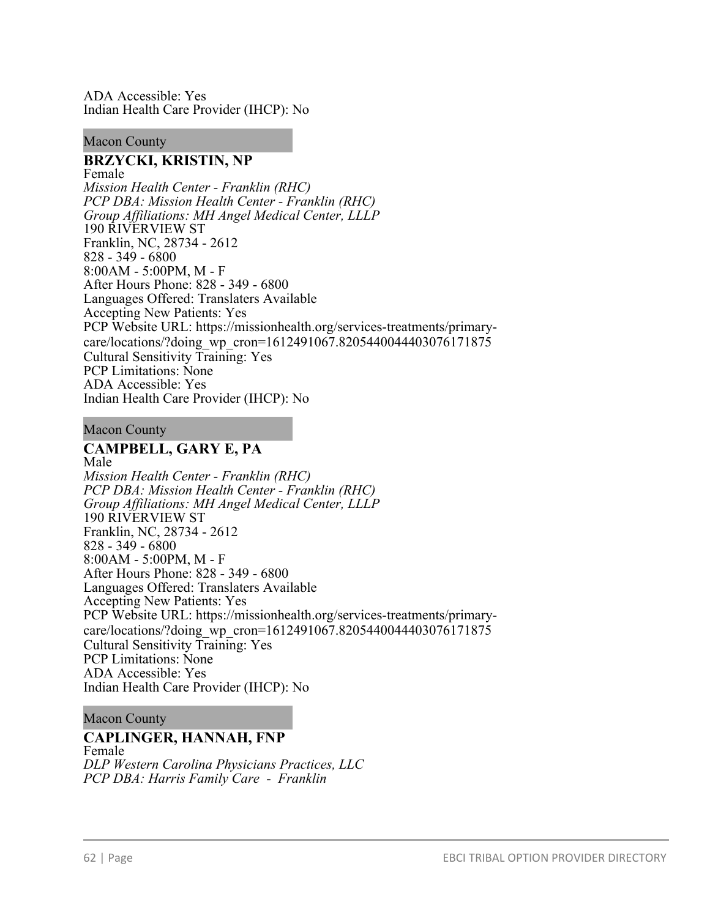ADA Accessible: Yes
Indian Health Care Provider (IHCP): No

Macon County

**BRZYCKI, KRISTIN, NP**
Female
*Mission Health Center - Franklin (RHC)*
*PCP DBA: Mission Health Center - Franklin (RHC)*
*Group Affiliations: MH Angel Medical Center, LLLP*
190 RIVERVIEW ST
Franklin, NC, 28734 - 2612
828 - 349 - 6800
8:00AM - 5:00PM, M - F
After Hours Phone: 828 - 349 - 6800
Languages Offered: Translaters Available
Accepting New Patients: Yes
PCP Website URL: https://missionhealth.org/services-treatments/primary-care/locations/?doing_wp_cron=1612491067.8205440044403076171875
Cultural Sensitivity Training: Yes
PCP Limitations: None
ADA Accessible: Yes
Indian Health Care Provider (IHCP): No

Macon County

**CAMPBELL, GARY E, PA**
Male
*Mission Health Center - Franklin (RHC)*
*PCP DBA: Mission Health Center - Franklin (RHC)*
*Group Affiliations: MH Angel Medical Center, LLLP*
190 RIVERVIEW ST
Franklin, NC, 28734 - 2612
828 - 349 - 6800
8:00AM - 5:00PM, M - F
After Hours Phone: 828 - 349 - 6800
Languages Offered: Translaters Available
Accepting New Patients: Yes
PCP Website URL: https://missionhealth.org/services-treatments/primary-care/locations/?doing_wp_cron=1612491067.8205440044403076171875
Cultural Sensitivity Training: Yes
PCP Limitations: None
ADA Accessible: Yes
Indian Health Care Provider (IHCP): No

Macon County

**CAPLINGER, HANNAH, FNP**
Female
*DLP Western Carolina Physicians Practices, LLC*
*PCP DBA: Harris Family Care - Franklin*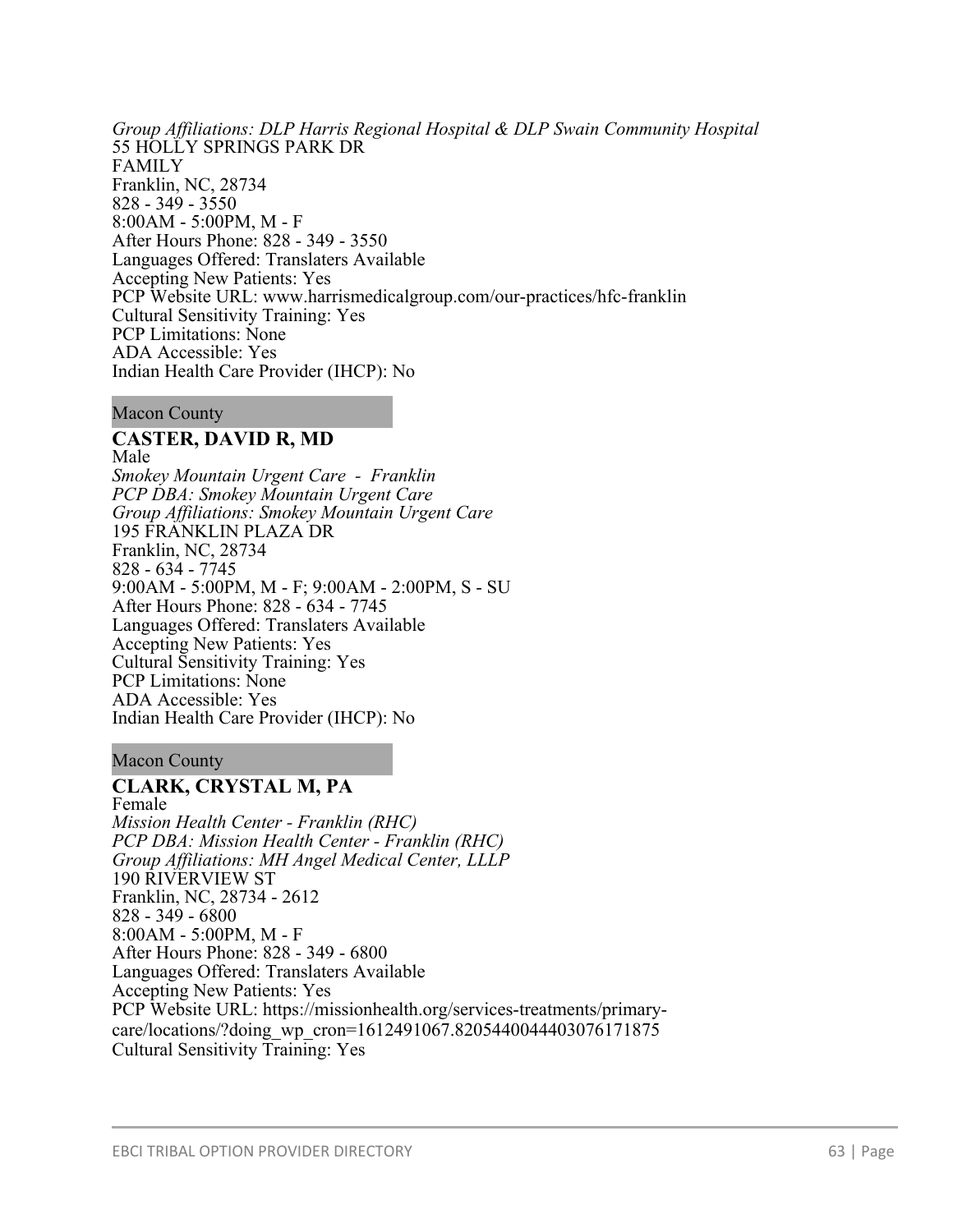*Group Affiliations: DLP Harris Regional Hospital & DLP Swain Community Hospital*
55 HOLLY SPRINGS PARK DR
FAMILY
Franklin, NC, 28734
828 - 349 - 3550
8:00AM - 5:00PM, M - F
After Hours Phone: 828 - 349 - 3550
Languages Offered: Translaters Available
Accepting New Patients: Yes
PCP Website URL: www.harrismedicalgroup.com/our-practices/hfc-franklin
Cultural Sensitivity Training: Yes
PCP Limitations: None
ADA Accessible: Yes
Indian Health Care Provider (IHCP): No

Macon County

**CASTER, DAVID R, MD**
Male
*Smokey Mountain Urgent Care - Franklin*
*PCP DBA: Smokey Mountain Urgent Care*
*Group Affiliations: Smokey Mountain Urgent Care*
195 FRANKLIN PLAZA DR
Franklin, NC, 28734
828 - 634 - 7745
9:00AM - 5:00PM, M - F; 9:00AM - 2:00PM, S - SU
After Hours Phone: 828 - 634 - 7745
Languages Offered: Translaters Available
Accepting New Patients: Yes
Cultural Sensitivity Training: Yes
PCP Limitations: None
ADA Accessible: Yes
Indian Health Care Provider (IHCP): No

Macon County

**CLARK, CRYSTAL M, PA**
Female
*Mission Health Center - Franklin (RHC)*
*PCP DBA: Mission Health Center - Franklin (RHC)*
*Group Affiliations: MH Angel Medical Center, LLLP*
190 RIVERVIEW ST
Franklin, NC, 28734 - 2612
828 - 349 - 6800
8:00AM - 5:00PM, M - F
After Hours Phone: 828 - 349 - 6800
Languages Offered: Translaters Available
Accepting New Patients: Yes
PCP Website URL: https://missionhealth.org/services-treatments/primary-care/locations/?doing_wp_cron=1612491067.8205440044403076171875
Cultural Sensitivity Training: Yes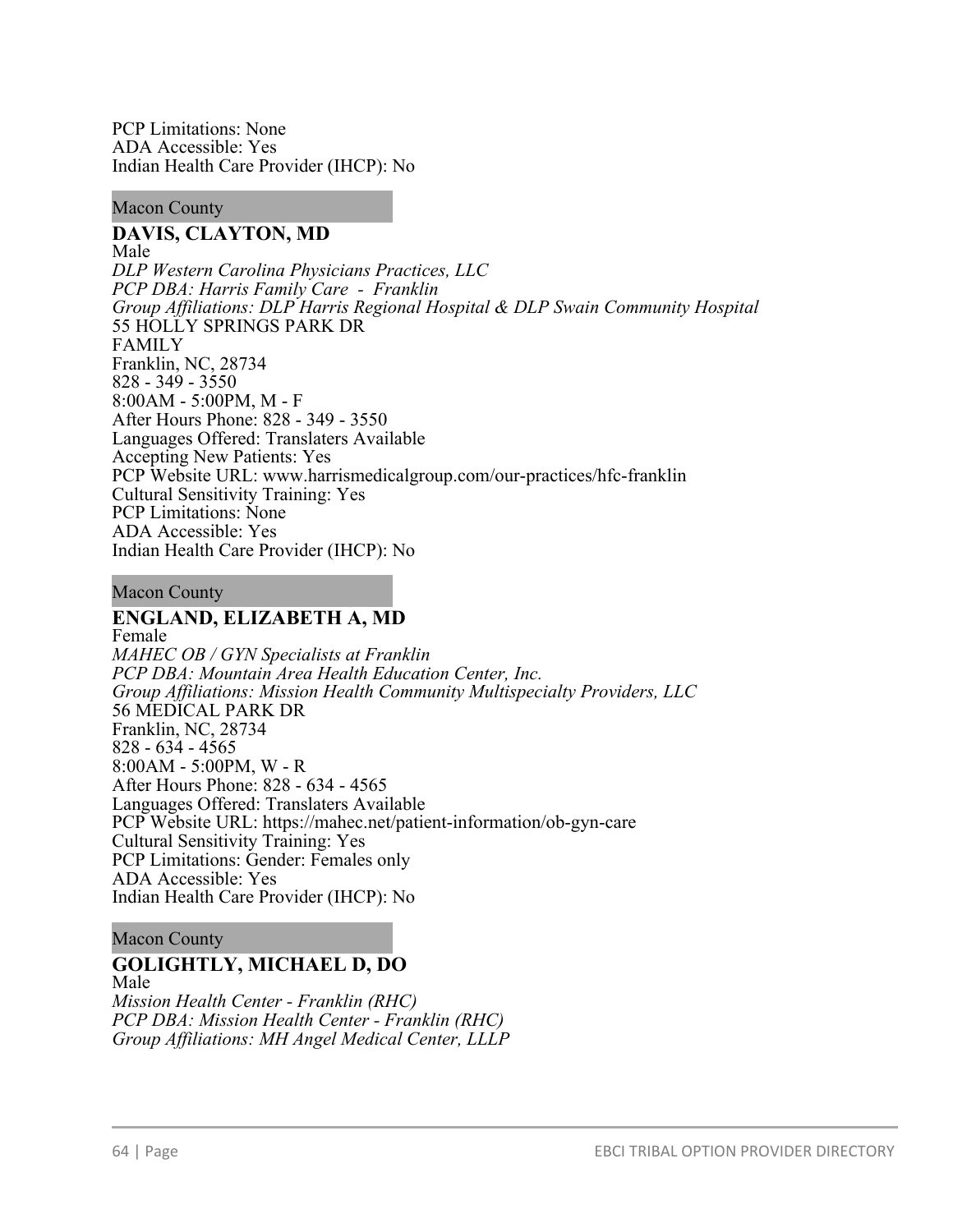PCP Limitations: None
ADA Accessible: Yes
Indian Health Care Provider (IHCP): No

Macon County

**DAVIS, CLAYTON, MD**
Male
*DLP Western Carolina Physicians Practices, LLC*
*PCP DBA: Harris Family Care - Franklin*
*Group Affiliations: DLP Harris Regional Hospital & DLP Swain Community Hospital*
55 HOLLY SPRINGS PARK DR
FAMILY
Franklin, NC, 28734
828 - 349 - 3550
8:00AM - 5:00PM, M - F
After Hours Phone: 828 - 349 - 3550
Languages Offered: Translaters Available
Accepting New Patients: Yes
PCP Website URL: www.harrismedicalgroup.com/our-practices/hfc-franklin
Cultural Sensitivity Training: Yes
PCP Limitations: None
ADA Accessible: Yes
Indian Health Care Provider (IHCP): No

Macon County

**ENGLAND, ELIZABETH A, MD**
Female
*MAHEC OB / GYN Specialists at Franklin*
*PCP DBA: Mountain Area Health Education Center, Inc.*
*Group Affiliations: Mission Health Community Multispecialty Providers, LLC*
56 MEDICAL PARK DR
Franklin, NC, 28734
828 - 634 - 4565
8:00AM - 5:00PM, W - R
After Hours Phone: 828 - 634 - 4565
Languages Offered: Translaters Available
PCP Website URL: https://mahec.net/patient-information/ob-gyn-care
Cultural Sensitivity Training: Yes
PCP Limitations: Gender: Females only
ADA Accessible: Yes
Indian Health Care Provider (IHCP): No

Macon County

**GOLIGHTLY, MICHAEL D, DO**
Male
*Mission Health Center - Franklin (RHC)*
*PCP DBA: Mission Health Center - Franklin (RHC)*
*Group Affiliations: MH Angel Medical Center, LLLP*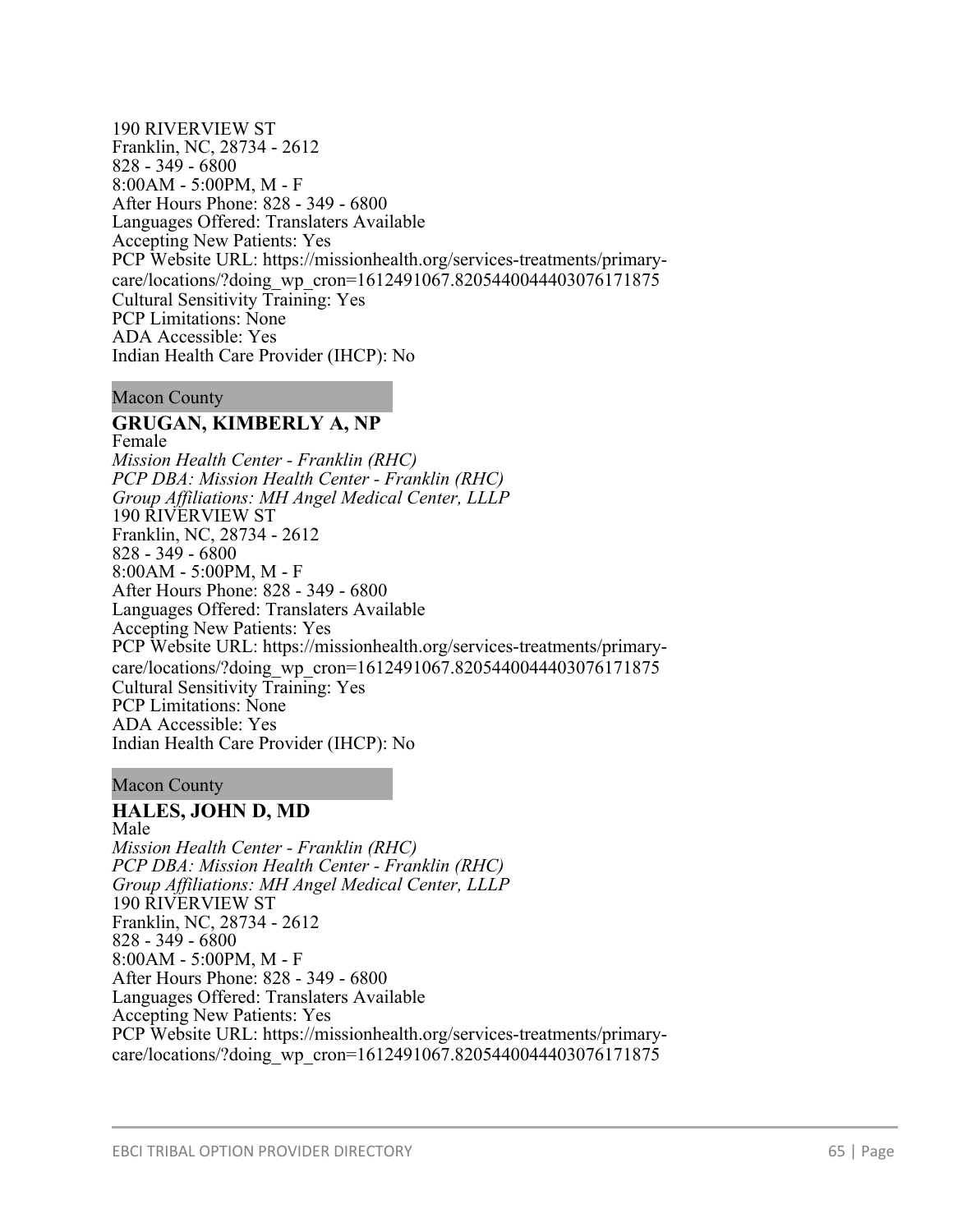190 RIVERVIEW ST
Franklin, NC, 28734 - 2612
828 - 349 - 6800
8:00AM - 5:00PM, M - F
After Hours Phone: 828 - 349 - 6800
Languages Offered: Translaters Available
Accepting New Patients: Yes
PCP Website URL: https://missionhealth.org/services-treatments/primary-care/locations/?doing_wp_cron=1612491067.8205440044403076171875
Cultural Sensitivity Training: Yes
PCP Limitations: None
ADA Accessible: Yes
Indian Health Care Provider (IHCP): No

Macon County

**GRUGAN, KIMBERLY A, NP**
Female
*Mission Health Center - Franklin (RHC)*
*PCP DBA: Mission Health Center - Franklin (RHC)*
*Group Affiliations: MH Angel Medical Center, LLLP*
190 RIVERVIEW ST
Franklin, NC, 28734 - 2612
828 - 349 - 6800
8:00AM - 5:00PM, M - F
After Hours Phone: 828 - 349 - 6800
Languages Offered: Translaters Available
Accepting New Patients: Yes
PCP Website URL: https://missionhealth.org/services-treatments/primary-care/locations/?doing_wp_cron=1612491067.8205440044403076171875
Cultural Sensitivity Training: Yes
PCP Limitations: None
ADA Accessible: Yes
Indian Health Care Provider (IHCP): No

Macon County

**HALES, JOHN D, MD**
Male
*Mission Health Center - Franklin (RHC)*
*PCP DBA: Mission Health Center - Franklin (RHC)*
*Group Affiliations: MH Angel Medical Center, LLLP*
190 RIVERVIEW ST
Franklin, NC, 28734 - 2612
828 - 349 - 6800
8:00AM - 5:00PM, M - F
After Hours Phone: 828 - 349 - 6800
Languages Offered: Translaters Available
Accepting New Patients: Yes
PCP Website URL: https://missionhealth.org/services-treatments/primary-care/locations/?doing_wp_cron=1612491067.8205440044403076171875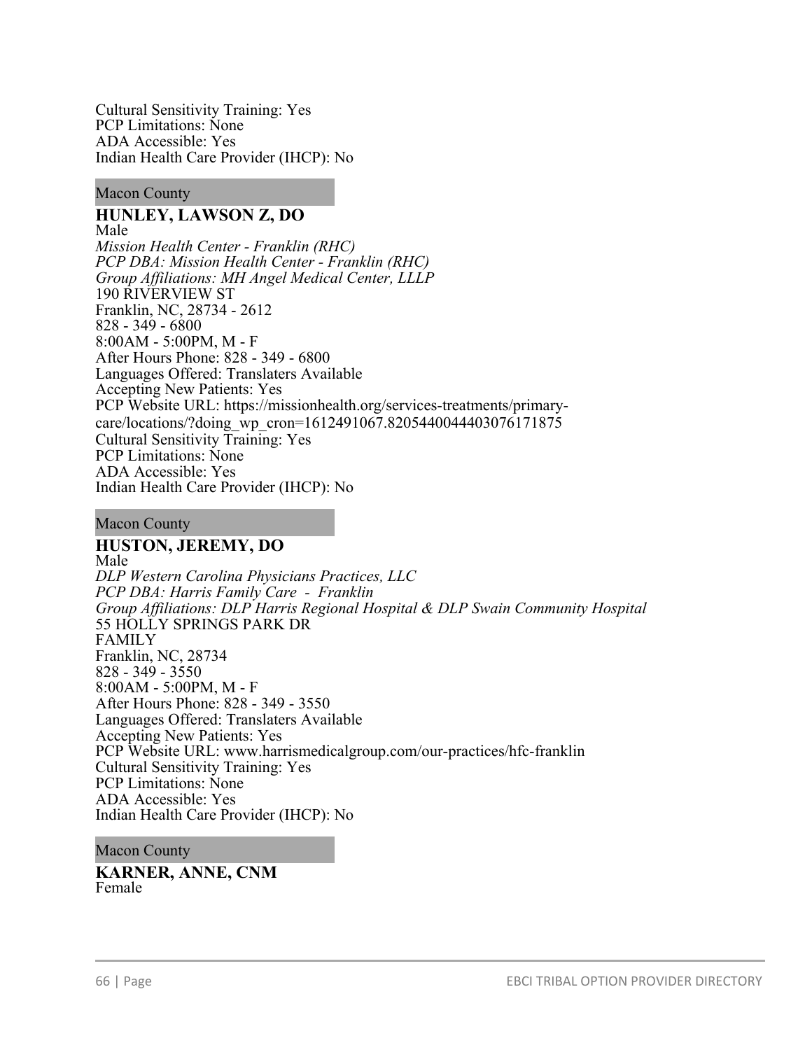Cultural Sensitivity Training: Yes
PCP Limitations: None
ADA Accessible: Yes
Indian Health Care Provider (IHCP): No

Macon County

**HUNLEY, LAWSON Z, DO**
Male
*Mission Health Center - Franklin (RHC)*
*PCP DBA: Mission Health Center - Franklin (RHC)*
*Group Affiliations: MH Angel Medical Center, LLLP*
190 RIVERVIEW ST
Franklin, NC, 28734 - 2612
828 - 349 - 6800
8:00AM - 5:00PM, M - F
After Hours Phone: 828 - 349 - 6800
Languages Offered: Translaters Available
Accepting New Patients: Yes
PCP Website URL: https://missionhealth.org/services-treatments/primary-care/locations/?doing_wp_cron=1612491067.8205440044403076171875
Cultural Sensitivity Training: Yes
PCP Limitations: None
ADA Accessible: Yes
Indian Health Care Provider (IHCP): No

Macon County

**HUSTON, JEREMY, DO**
Male
*DLP Western Carolina Physicians Practices, LLC*
*PCP DBA: Harris Family Care - Franklin*
*Group Affiliations: DLP Harris Regional Hospital & DLP Swain Community Hospital*
55 HOLLY SPRINGS PARK DR
FAMILY
Franklin, NC, 28734
828 - 349 - 3550
8:00AM - 5:00PM, M - F
After Hours Phone: 828 - 349 - 3550
Languages Offered: Translaters Available
Accepting New Patients: Yes
PCP Website URL: www.harrismedicalgroup.com/our-practices/hfc-franklin
Cultural Sensitivity Training: Yes
PCP Limitations: None
ADA Accessible: Yes
Indian Health Care Provider (IHCP): No

Macon County

**KARNER, ANNE, CNM**
Female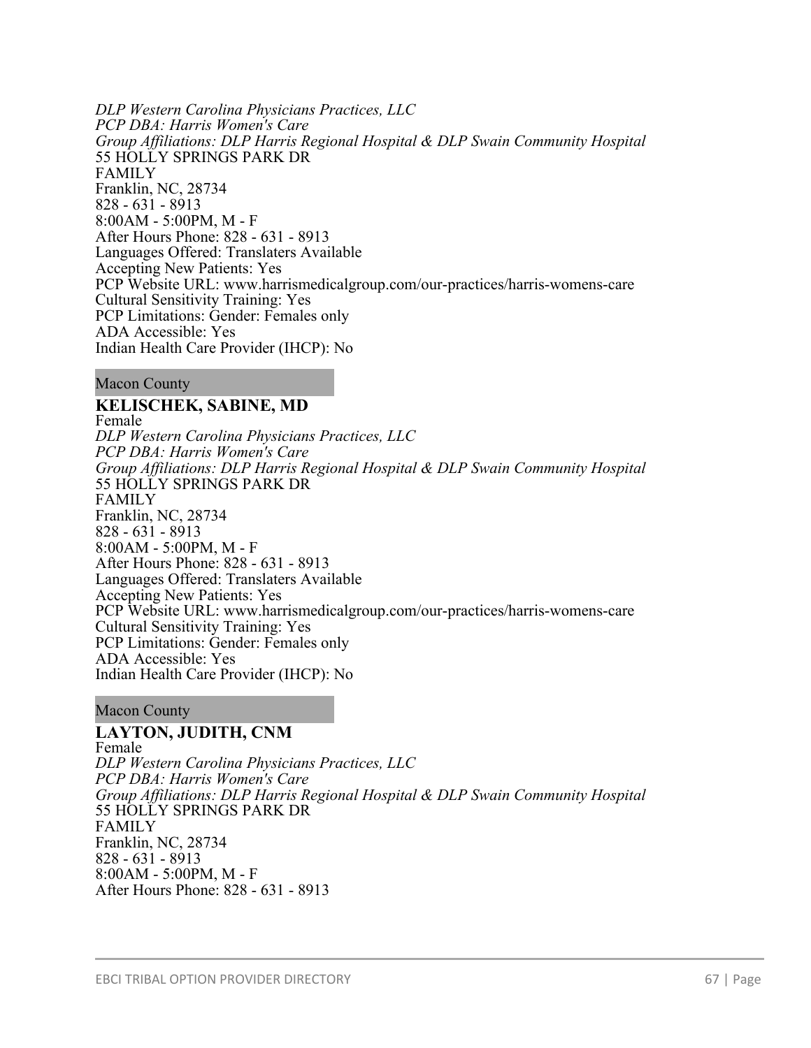*DLP Western Carolina Physicians Practices, LLC*
*PCP DBA: Harris Women's Care*
*Group Affiliations: DLP Harris Regional Hospital & DLP Swain Community Hospital*
55 HOLLY SPRINGS PARK DR
FAMILY
Franklin, NC, 28734
828 - 631 - 8913
8:00AM - 5:00PM, M - F
After Hours Phone: 828 - 631 - 8913
Languages Offered: Translaters Available
Accepting New Patients: Yes
PCP Website URL: www.harrismedicalgroup.com/our-practices/harris-womens-care
Cultural Sensitivity Training: Yes
PCP Limitations: Gender: Females only
ADA Accessible: Yes
Indian Health Care Provider (IHCP): No

Macon County

**KELISCHEK, SABINE, MD**
Female
*DLP Western Carolina Physicians Practices, LLC*
*PCP DBA: Harris Women's Care*
*Group Affiliations: DLP Harris Regional Hospital & DLP Swain Community Hospital*
55 HOLLY SPRINGS PARK DR
FAMILY
Franklin, NC, 28734
828 - 631 - 8913
8:00AM - 5:00PM, M - F
After Hours Phone: 828 - 631 - 8913
Languages Offered: Translaters Available
Accepting New Patients: Yes
PCP Website URL: www.harrismedicalgroup.com/our-practices/harris-womens-care
Cultural Sensitivity Training: Yes
PCP Limitations: Gender: Females only
ADA Accessible: Yes
Indian Health Care Provider (IHCP): No

Macon County

**LAYTON, JUDITH, CNM**
Female
*DLP Western Carolina Physicians Practices, LLC*
*PCP DBA: Harris Women's Care*
*Group Affiliations: DLP Harris Regional Hospital & DLP Swain Community Hospital*
55 HOLLY SPRINGS PARK DR
FAMILY
Franklin, NC, 28734
828 - 631 - 8913
8:00AM - 5:00PM, M - F
After Hours Phone: 828 - 631 - 8913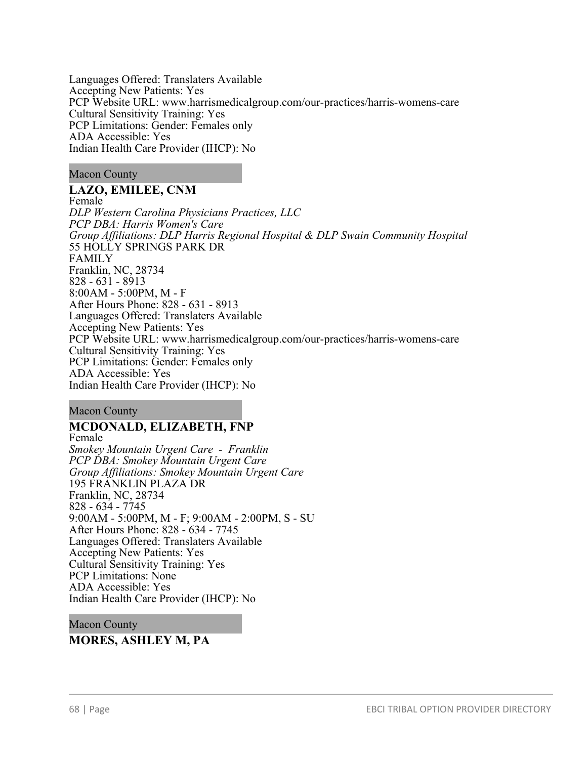Languages Offered: Translaters Available
Accepting New Patients: Yes
PCP Website URL: www.harrismedicalgroup.com/our-practices/harris-womens-care
Cultural Sensitivity Training: Yes
PCP Limitations: Gender: Females only
ADA Accessible: Yes
Indian Health Care Provider (IHCP): No

Macon County

**LAZO, EMILEE, CNM**
Female
*DLP Western Carolina Physicians Practices, LLC*
*PCP DBA: Harris Women's Care*
*Group Affiliations: DLP Harris Regional Hospital & DLP Swain Community Hospital*
55 HOLLY SPRINGS PARK DR
FAMILY
Franklin, NC, 28734
828 - 631 - 8913
8:00AM - 5:00PM, M - F
After Hours Phone: 828 - 631 - 8913
Languages Offered: Translaters Available
Accepting New Patients: Yes
PCP Website URL: www.harrismedicalgroup.com/our-practices/harris-womens-care
Cultural Sensitivity Training: Yes
PCP Limitations: Gender: Females only
ADA Accessible: Yes
Indian Health Care Provider (IHCP): No

Macon County

**MCDONALD, ELIZABETH, FNP**
Female
*Smokey Mountain Urgent Care - Franklin*
*PCP DBA: Smokey Mountain Urgent Care*
*Group Affiliations: Smokey Mountain Urgent Care*
195 FRANKLIN PLAZA DR
Franklin, NC, 28734
828 - 634 - 7745
9:00AM - 5:00PM, M - F; 9:00AM - 2:00PM, S - SU
After Hours Phone: 828 - 634 - 7745
Languages Offered: Translaters Available
Accepting New Patients: Yes
Cultural Sensitivity Training: Yes
PCP Limitations: None
ADA Accessible: Yes
Indian Health Care Provider (IHCP): No

Macon County

**MORES, ASHLEY M, PA**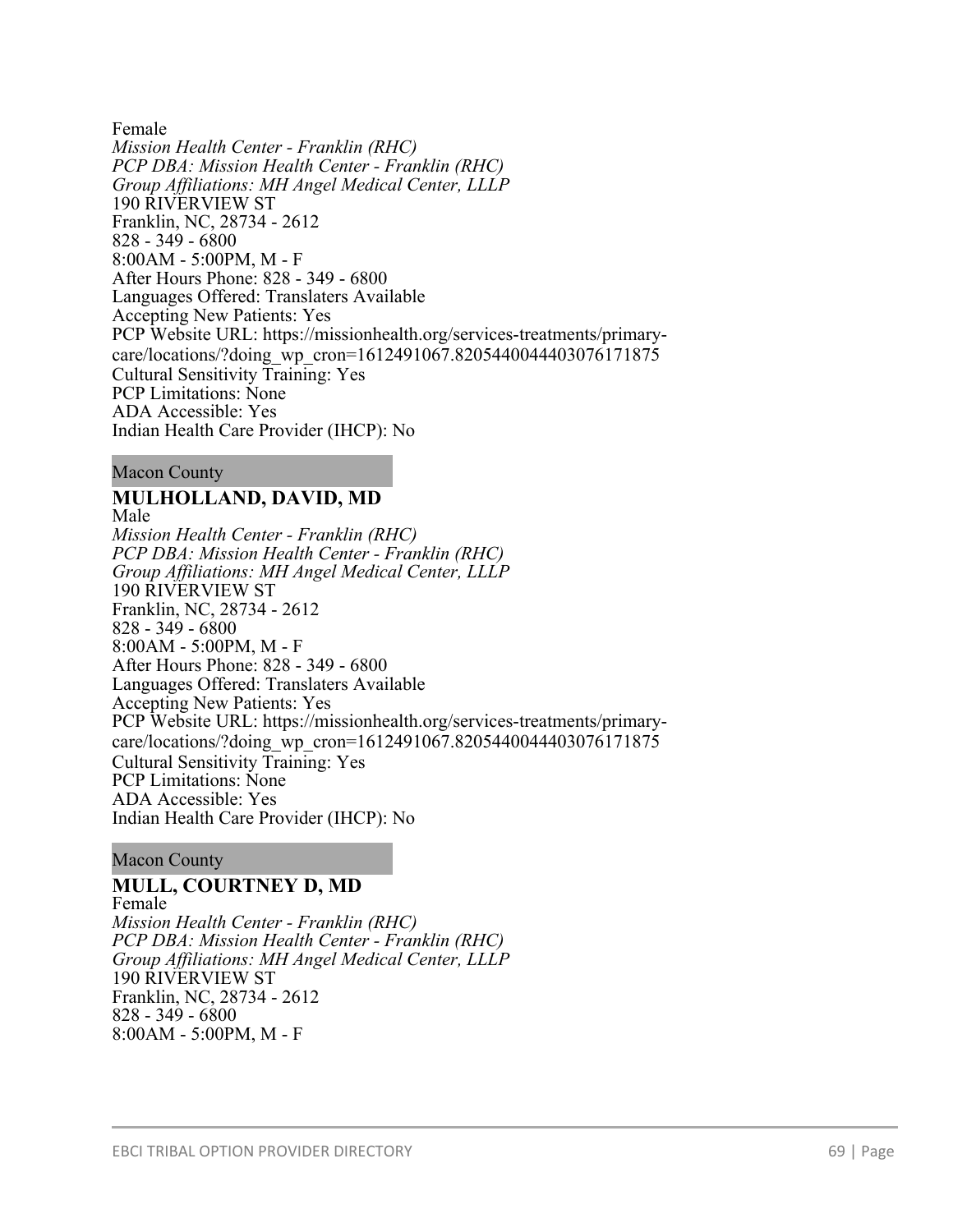Female

*Mission Health Center - Franklin (RHC)*
*PCP DBA: Mission Health Center - Franklin (RHC)*
*Group Affiliations: MH Angel Medical Center, LLLP*
190 RIVERVIEW ST
Franklin, NC, 28734 - 2612
828 - 349 - 6800
8:00AM - 5:00PM, M - F
After Hours Phone: 828 - 349 - 6800
Languages Offered: Translaters Available
Accepting New Patients: Yes
PCP Website URL: https://missionhealth.org/services-treatments/primary-care/locations/?doing_wp_cron=1612491067.8205440044403076171875
Cultural Sensitivity Training: Yes
PCP Limitations: None
ADA Accessible: Yes
Indian Health Care Provider (IHCP): No

Macon County

**MULHOLLAND, DAVID, MD**

Male

*Mission Health Center - Franklin (RHC)*
*PCP DBA: Mission Health Center - Franklin (RHC)*
*Group Affiliations: MH Angel Medical Center, LLLP*
190 RIVERVIEW ST
Franklin, NC, 28734 - 2612
828 - 349 - 6800
8:00AM - 5:00PM, M - F
After Hours Phone: 828 - 349 - 6800
Languages Offered: Translaters Available
Accepting New Patients: Yes
PCP Website URL: https://missionhealth.org/services-treatments/primary-care/locations/?doing_wp_cron=1612491067.8205440044403076171875
Cultural Sensitivity Training: Yes
PCP Limitations: None
ADA Accessible: Yes
Indian Health Care Provider (IHCP): No

Macon County

**MULL, COURTNEY D, MD**

Female

*Mission Health Center - Franklin (RHC)*
*PCP DBA: Mission Health Center - Franklin (RHC)*
*Group Affiliations: MH Angel Medical Center, LLLP*
190 RIVERVIEW ST
Franklin, NC, 28734 - 2612
828 - 349 - 6800
8:00AM - 5:00PM, M - F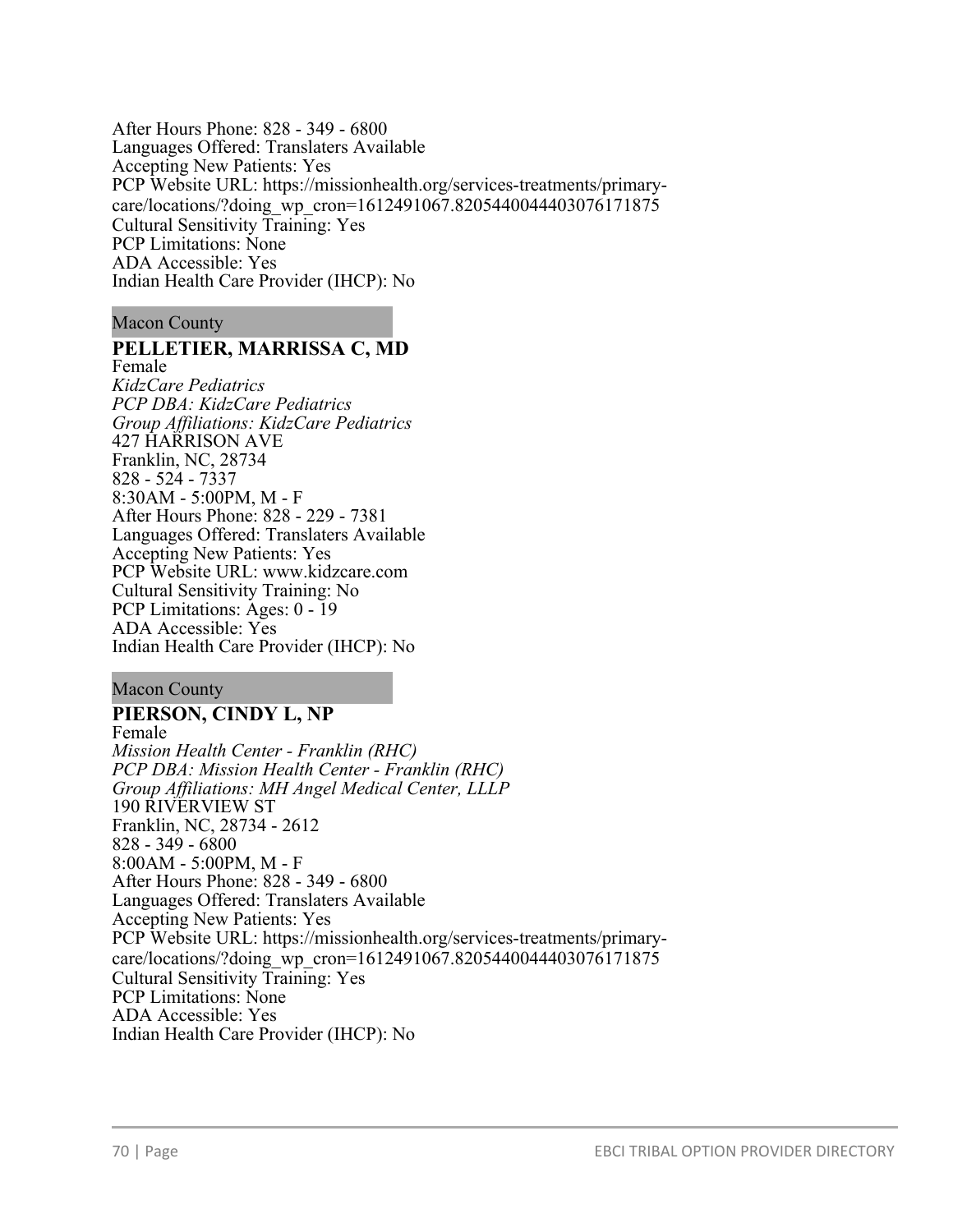After Hours Phone: 828 - 349 - 6800
Languages Offered: Translaters Available
Accepting New Patients: Yes
PCP Website URL: https://missionhealth.org/services-treatments/primary-care/locations/?doing_wp_cron=1612491067.8205440044403076171875
Cultural Sensitivity Training: Yes
PCP Limitations: None
ADA Accessible: Yes
Indian Health Care Provider (IHCP): No

Macon County

**PELLETIER, MARRISSA C, MD**
Female
*KidzCare Pediatrics*
*PCP DBA: KidzCare Pediatrics*
*Group Affiliations: KidzCare Pediatrics*
427 HARRISON AVE
Franklin, NC, 28734
828 - 524 - 7337
8:30AM - 5:00PM, M - F
After Hours Phone: 828 - 229 - 7381
Languages Offered: Translaters Available
Accepting New Patients: Yes
PCP Website URL: www.kidzcare.com
Cultural Sensitivity Training: No
PCP Limitations: Ages: 0 - 19
ADA Accessible: Yes
Indian Health Care Provider (IHCP): No

Macon County

**PIERSON, CINDY L, NP**
Female
*Mission Health Center - Franklin (RHC)*
*PCP DBA: Mission Health Center - Franklin (RHC)*
*Group Affiliations: MH Angel Medical Center, LLLP*
190 RIVERVIEW ST
Franklin, NC, 28734 - 2612
828 - 349 - 6800
8:00AM - 5:00PM, M - F
After Hours Phone: 828 - 349 - 6800
Languages Offered: Translaters Available
Accepting New Patients: Yes
PCP Website URL: https://missionhealth.org/services-treatments/primary-care/locations/?doing_wp_cron=1612491067.8205440044403076171875
Cultural Sensitivity Training: Yes
PCP Limitations: None
ADA Accessible: Yes
Indian Health Care Provider (IHCP): No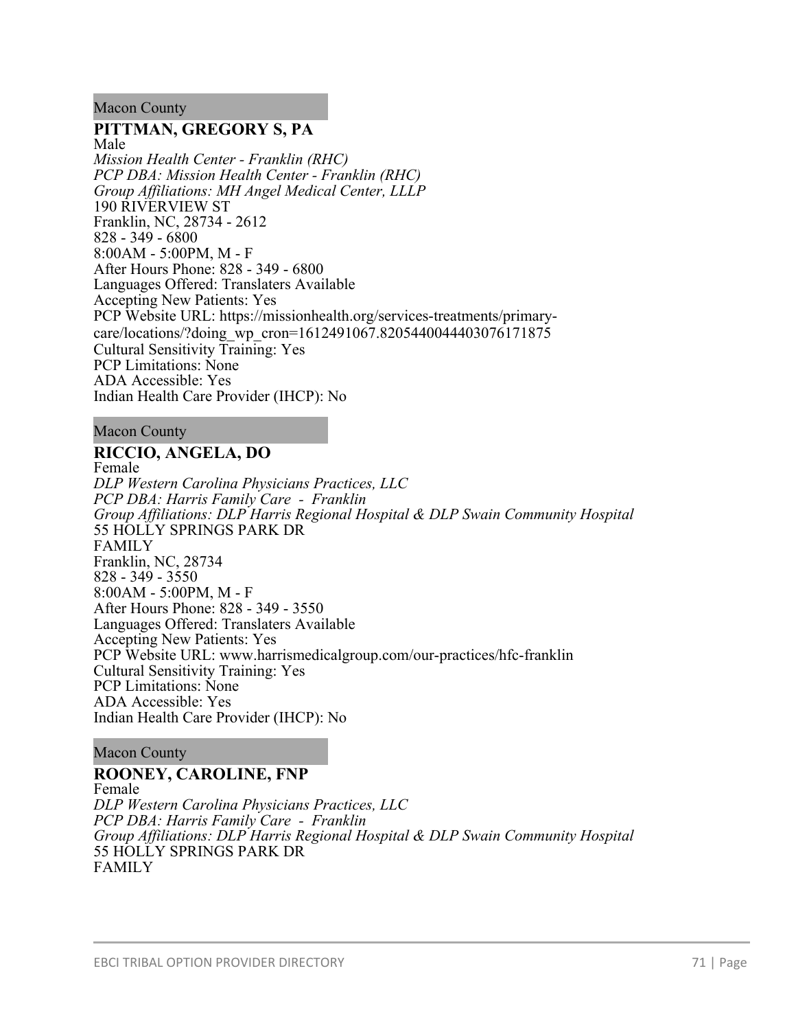Macon County

**PITTMAN, GREGORY S, PA**
Male
*Mission Health Center - Franklin (RHC)*
*PCP DBA: Mission Health Center - Franklin (RHC)*
*Group Affiliations: MH Angel Medical Center, LLLP*
190 RIVERVIEW ST
Franklin, NC, 28734 - 2612
828 - 349 - 6800
8:00AM - 5:00PM, M - F
After Hours Phone: 828 - 349 - 6800
Languages Offered: Translaters Available
Accepting New Patients: Yes
PCP Website URL: https://missionhealth.org/services-treatments/primary-care/locations/?doing_wp_cron=1612491067.8205440044403076171875
Cultural Sensitivity Training: Yes
PCP Limitations: None
ADA Accessible: Yes
Indian Health Care Provider (IHCP): No

Macon County

**RICCIO, ANGELA, DO**
Female
*DLP Western Carolina Physicians Practices, LLC*
*PCP DBA: Harris Family Care - Franklin*
*Group Affiliations: DLP Harris Regional Hospital & DLP Swain Community Hospital*
55 HOLLY SPRINGS PARK DR
FAMILY
Franklin, NC, 28734
828 - 349 - 3550
8:00AM - 5:00PM, M - F
After Hours Phone: 828 - 349 - 3550
Languages Offered: Translaters Available
Accepting New Patients: Yes
PCP Website URL: www.harrismedicalgroup.com/our-practices/hfc-franklin
Cultural Sensitivity Training: Yes
PCP Limitations: None
ADA Accessible: Yes
Indian Health Care Provider (IHCP): No

Macon County

**ROONEY, CAROLINE, FNP**
Female
*DLP Western Carolina Physicians Practices, LLC*
*PCP DBA: Harris Family Care - Franklin*
*Group Affiliations: DLP Harris Regional Hospital & DLP Swain Community Hospital*
55 HOLLY SPRINGS PARK DR
FAMILY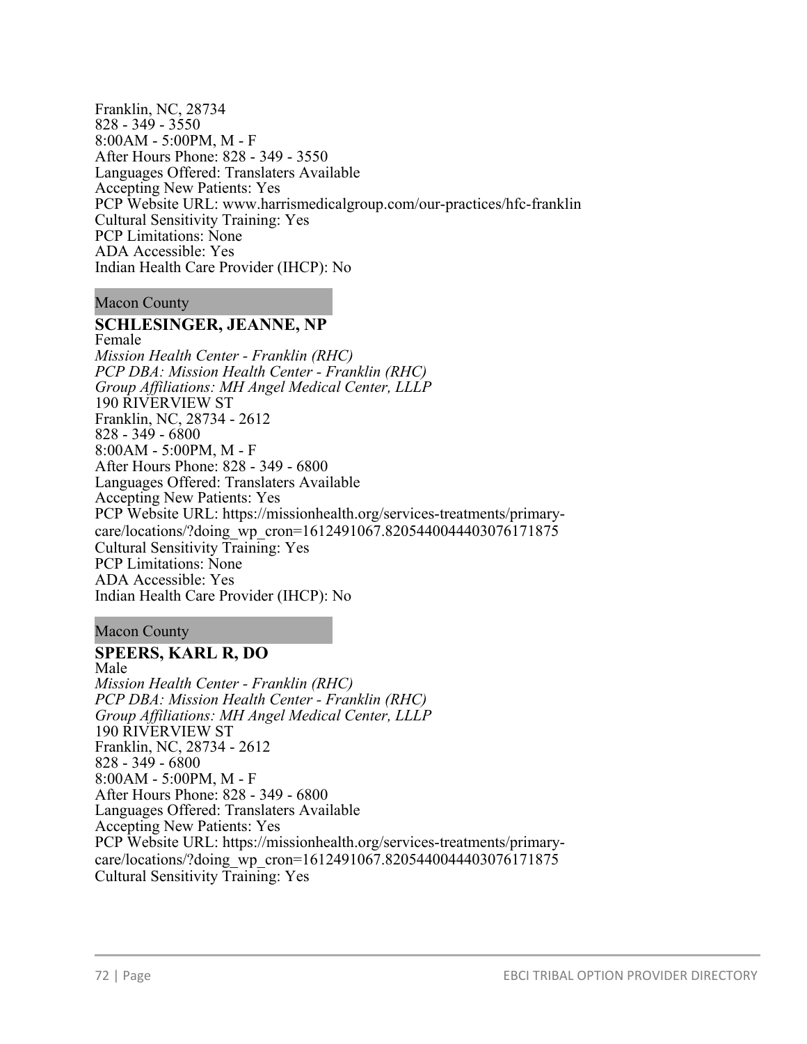Franklin, NC, 28734
828 - 349 - 3550
8:00AM - 5:00PM, M - F
After Hours Phone: 828 - 349 - 3550
Languages Offered: Translaters Available
Accepting New Patients: Yes
PCP Website URL: www.harrismedicalgroup.com/our-practices/hfc-franklin
Cultural Sensitivity Training: Yes
PCP Limitations: None
ADA Accessible: Yes
Indian Health Care Provider (IHCP): No

Macon County

**SCHLESINGER, JEANNE, NP**
Female
*Mission Health Center - Franklin (RHC)*
*PCP DBA: Mission Health Center - Franklin (RHC)*
*Group Affiliations: MH Angel Medical Center, LLLP*
190 RIVERVIEW ST
Franklin, NC, 28734 - 2612
828 - 349 - 6800
8:00AM - 5:00PM, M - F
After Hours Phone: 828 - 349 - 6800
Languages Offered: Translaters Available
Accepting New Patients: Yes
PCP Website URL: https://missionhealth.org/services-treatments/primary-care/locations/?doing_wp_cron=1612491067.8205440044403076171875
Cultural Sensitivity Training: Yes
PCP Limitations: None
ADA Accessible: Yes
Indian Health Care Provider (IHCP): No

Macon County

**SPEERS, KARL R, DO**
Male
*Mission Health Center - Franklin (RHC)*
*PCP DBA: Mission Health Center - Franklin (RHC)*
*Group Affiliations: MH Angel Medical Center, LLLP*
190 RIVERVIEW ST
Franklin, NC, 28734 - 2612
828 - 349 - 6800
8:00AM - 5:00PM, M - F
After Hours Phone: 828 - 349 - 6800
Languages Offered: Translaters Available
Accepting New Patients: Yes
PCP Website URL: https://missionhealth.org/services-treatments/primary-care/locations/?doing_wp_cron=1612491067.8205440044403076171875
Cultural Sensitivity Training: Yes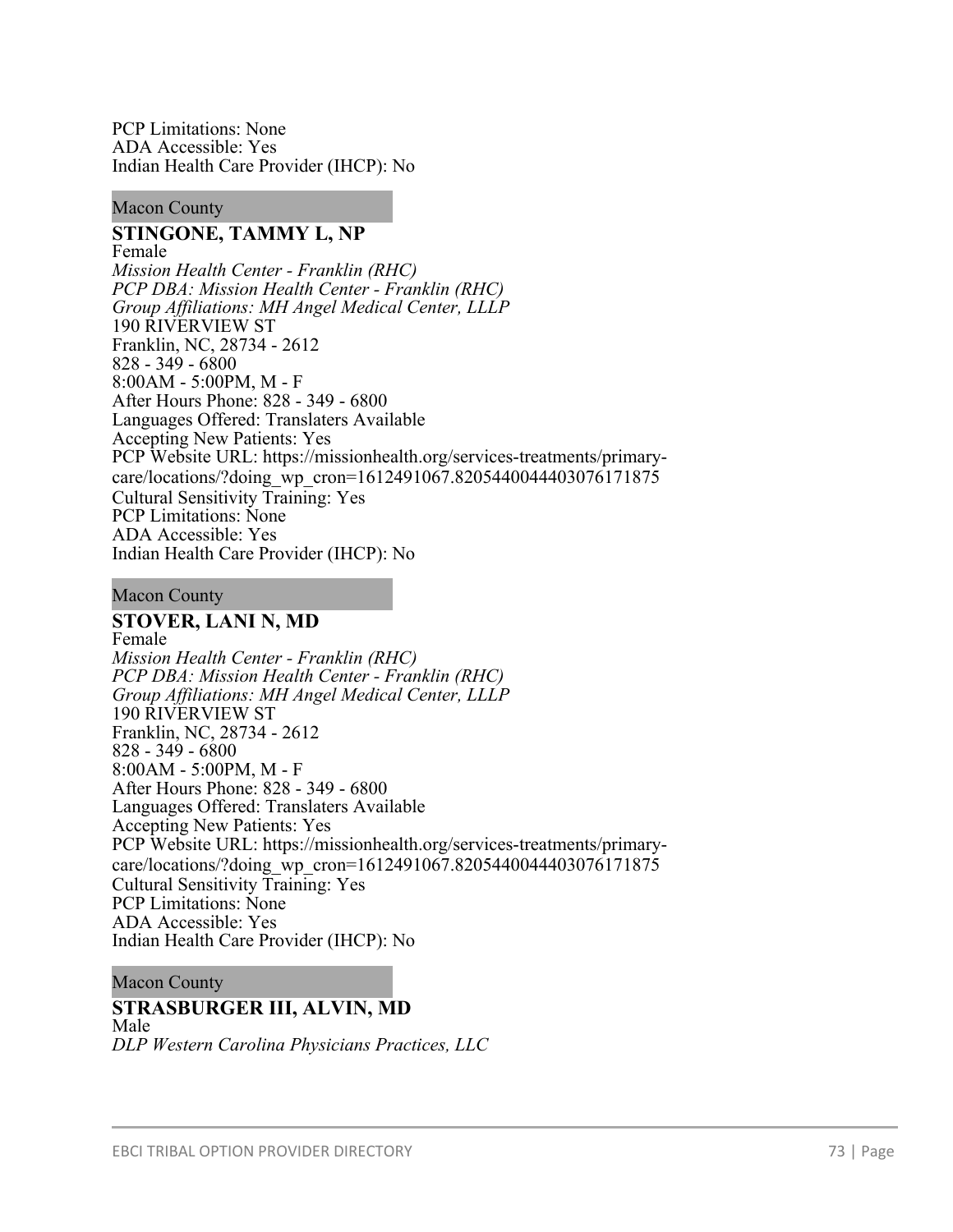PCP Limitations: None
ADA Accessible: Yes
Indian Health Care Provider (IHCP): No

Macon County

**STINGONE, TAMMY L, NP**
Female
*Mission Health Center - Franklin (RHC)*
*PCP DBA: Mission Health Center - Franklin (RHC)*
*Group Affiliations: MH Angel Medical Center, LLLP*
190 RIVERVIEW ST
Franklin, NC, 28734 - 2612
828 - 349 - 6800
8:00AM - 5:00PM, M - F
After Hours Phone: 828 - 349 - 6800
Languages Offered: Translaters Available
Accepting New Patients: Yes
PCP Website URL: https://missionhealth.org/services-treatments/primary-care/locations/?doing_wp_cron=1612491067.8205440044403076171875
Cultural Sensitivity Training: Yes
PCP Limitations: None
ADA Accessible: Yes
Indian Health Care Provider (IHCP): No

Macon County

**STOVER, LANI N, MD**
Female
*Mission Health Center - Franklin (RHC)*
*PCP DBA: Mission Health Center - Franklin (RHC)*
*Group Affiliations: MH Angel Medical Center, LLLP*
190 RIVERVIEW ST
Franklin, NC, 28734 - 2612
828 - 349 - 6800
8:00AM - 5:00PM, M - F
After Hours Phone: 828 - 349 - 6800
Languages Offered: Translaters Available
Accepting New Patients: Yes
PCP Website URL: https://missionhealth.org/services-treatments/primary-care/locations/?doing_wp_cron=1612491067.8205440044403076171875
Cultural Sensitivity Training: Yes
PCP Limitations: None
ADA Accessible: Yes
Indian Health Care Provider (IHCP): No

Macon County

**STRASBURGER III, ALVIN, MD**
Male
*DLP Western Carolina Physicians Practices, LLC*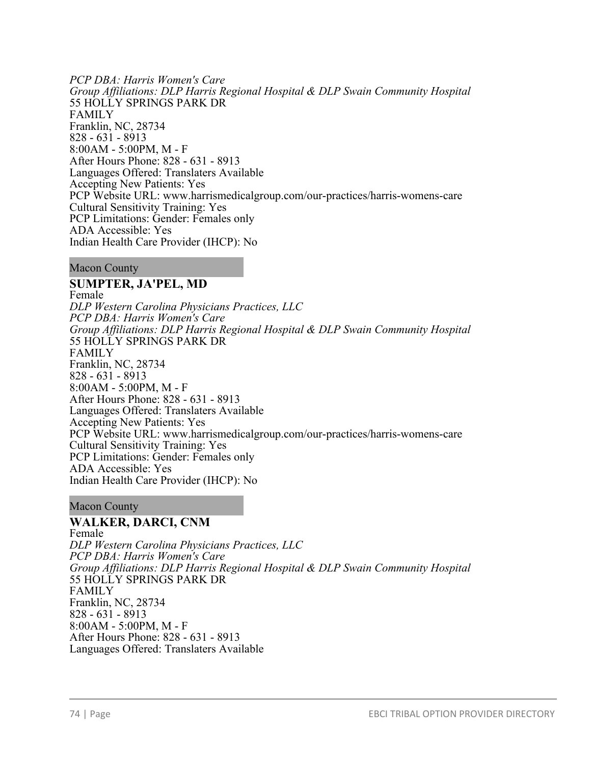*PCP DBA: Harris Women's Care*
*Group Affiliations: DLP Harris Regional Hospital & DLP Swain Community Hospital*
55 HOLLY SPRINGS PARK DR
FAMILY
Franklin, NC, 28734
828 - 631 - 8913
8:00AM - 5:00PM, M - F
After Hours Phone: 828 - 631 - 8913
Languages Offered: Translaters Available
Accepting New Patients: Yes
PCP Website URL: www.harrismedicalgroup.com/our-practices/harris-womens-care
Cultural Sensitivity Training: Yes
PCP Limitations: Gender: Females only
ADA Accessible: Yes
Indian Health Care Provider (IHCP): No

Macon County

**SUMPTER, JA'PEL, MD**
Female
*DLP Western Carolina Physicians Practices, LLC*
*PCP DBA: Harris Women's Care*
*Group Affiliations: DLP Harris Regional Hospital & DLP Swain Community Hospital*
55 HOLLY SPRINGS PARK DR
FAMILY
Franklin, NC, 28734
828 - 631 - 8913
8:00AM - 5:00PM, M - F
After Hours Phone: 828 - 631 - 8913
Languages Offered: Translaters Available
Accepting New Patients: Yes
PCP Website URL: www.harrismedicalgroup.com/our-practices/harris-womens-care
Cultural Sensitivity Training: Yes
PCP Limitations: Gender: Females only
ADA Accessible: Yes
Indian Health Care Provider (IHCP): No

Macon County

**WALKER, DARCI, CNM**
Female
*DLP Western Carolina Physicians Practices, LLC*
*PCP DBA: Harris Women's Care*
*Group Affiliations: DLP Harris Regional Hospital & DLP Swain Community Hospital*
55 HOLLY SPRINGS PARK DR
FAMILY
Franklin, NC, 28734
828 - 631 - 8913
8:00AM - 5:00PM, M - F
After Hours Phone: 828 - 631 - 8913
Languages Offered: Translaters Available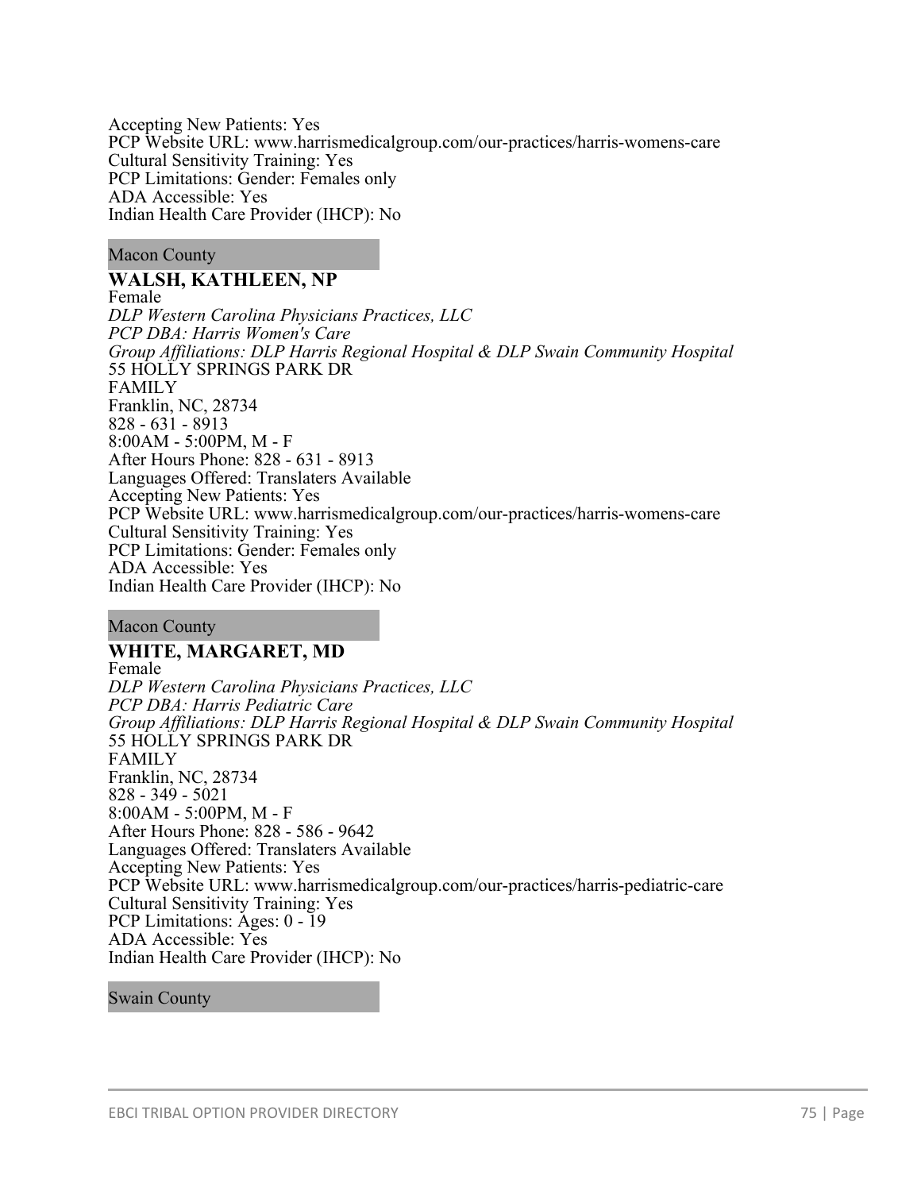Accepting New Patients: Yes
PCP Website URL: www.harrismedicalgroup.com/our-practices/harris-womens-care
Cultural Sensitivity Training: Yes
PCP Limitations: Gender: Females only
ADA Accessible: Yes
Indian Health Care Provider (IHCP): No

Macon County

**WALSH, KATHLEEN, NP**
Female
*DLP Western Carolina Physicians Practices, LLC*
*PCP DBA: Harris Women's Care*
*Group Affiliations: DLP Harris Regional Hospital & DLP Swain Community Hospital*
55 HOLLY SPRINGS PARK DR
FAMILY
Franklin, NC, 28734
828 - 631 - 8913
8:00AM - 5:00PM, M - F
After Hours Phone: 828 - 631 - 8913
Languages Offered: Translaters Available
Accepting New Patients: Yes
PCP Website URL: www.harrismedicalgroup.com/our-practices/harris-womens-care
Cultural Sensitivity Training: Yes
PCP Limitations: Gender: Females only
ADA Accessible: Yes
Indian Health Care Provider (IHCP): No

Macon County

**WHITE, MARGARET, MD**
Female
*DLP Western Carolina Physicians Practices, LLC*
*PCP DBA: Harris Pediatric Care*
*Group Affiliations: DLP Harris Regional Hospital & DLP Swain Community Hospital*
55 HOLLY SPRINGS PARK DR
FAMILY
Franklin, NC, 28734
828 - 349 - 5021
8:00AM - 5:00PM, M - F
After Hours Phone: 828 - 586 - 9642
Languages Offered: Translaters Available
Accepting New Patients: Yes
PCP Website URL: www.harrismedicalgroup.com/our-practices/harris-pediatric-care
Cultural Sensitivity Training: Yes
PCP Limitations: Ages: 0 - 19
ADA Accessible: Yes
Indian Health Care Provider (IHCP): No

Swain County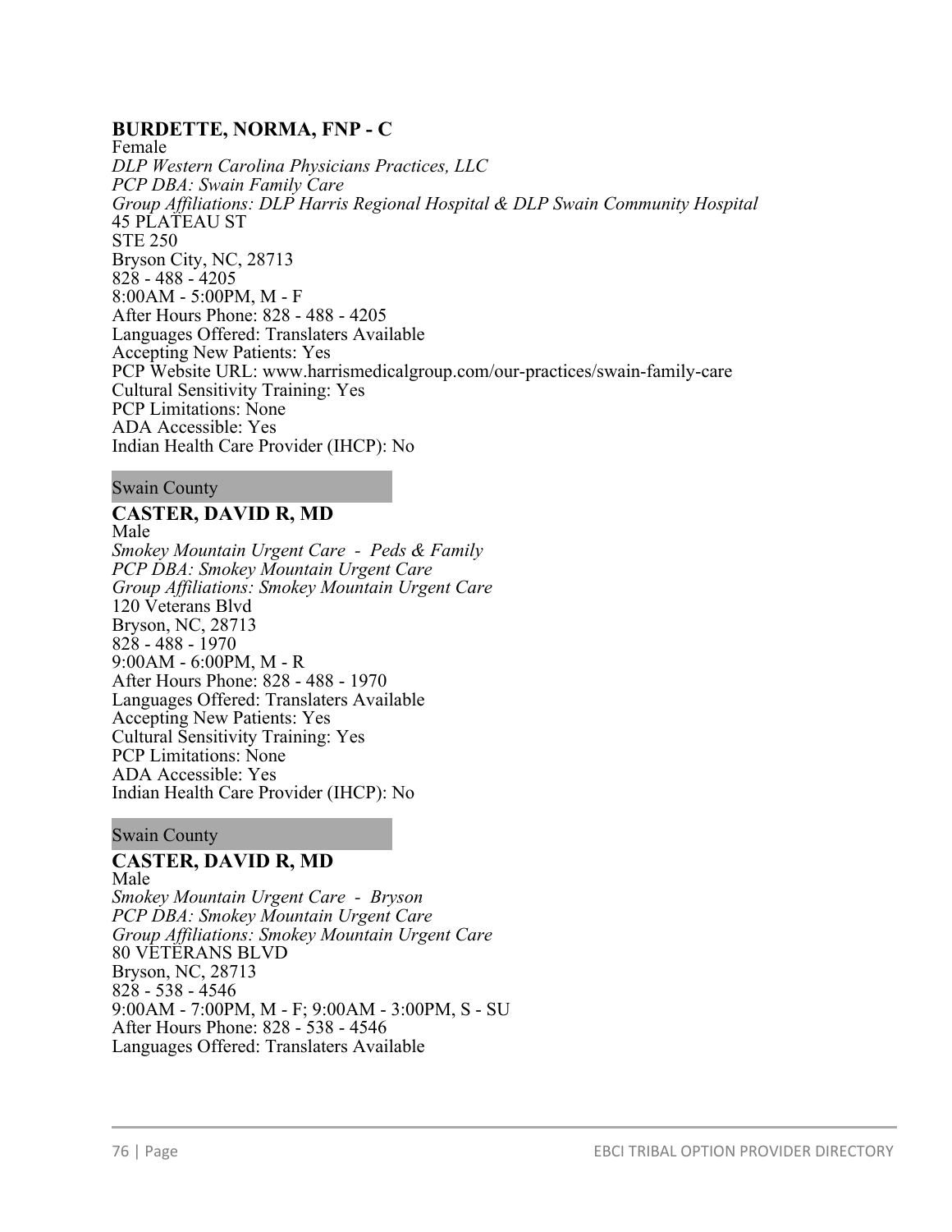**BURDETTE, NORMA, FNP - C**
Female
*DLP Western Carolina Physicians Practices, LLC*
*PCP DBA: Swain Family Care*
*Group Affiliations: DLP Harris Regional Hospital & DLP Swain Community Hospital*
45 PLATEAU ST
STE 250
Bryson City, NC, 28713
828 - 488 - 4205
8:00AM - 5:00PM, M - F
After Hours Phone: 828 - 488 - 4205
Languages Offered: Translaters Available
Accepting New Patients: Yes
PCP Website URL: www.harrismedicalgroup.com/our-practices/swain-family-care
Cultural Sensitivity Training: Yes
PCP Limitations: None
ADA Accessible: Yes
Indian Health Care Provider (IHCP): No

Swain County

**CASTER, DAVID R, MD**
Male
*Smokey Mountain Urgent Care - Peds & Family*
*PCP DBA: Smokey Mountain Urgent Care*
*Group Affiliations: Smokey Mountain Urgent Care*
120 Veterans Blvd
Bryson, NC, 28713
828 - 488 - 1970
9:00AM - 6:00PM, M - R
After Hours Phone: 828 - 488 - 1970
Languages Offered: Translaters Available
Accepting New Patients: Yes
Cultural Sensitivity Training: Yes
PCP Limitations: None
ADA Accessible: Yes
Indian Health Care Provider (IHCP): No

Swain County

**CASTER, DAVID R, MD**
Male
*Smokey Mountain Urgent Care - Bryson*
*PCP DBA: Smokey Mountain Urgent Care*
*Group Affiliations: Smokey Mountain Urgent Care*
80 VETERANS BLVD
Bryson, NC, 28713
828 - 538 - 4546
9:00AM - 7:00PM, M - F; 9:00AM - 3:00PM, S - SU
After Hours Phone: 828 - 538 - 4546
Languages Offered: Translaters Available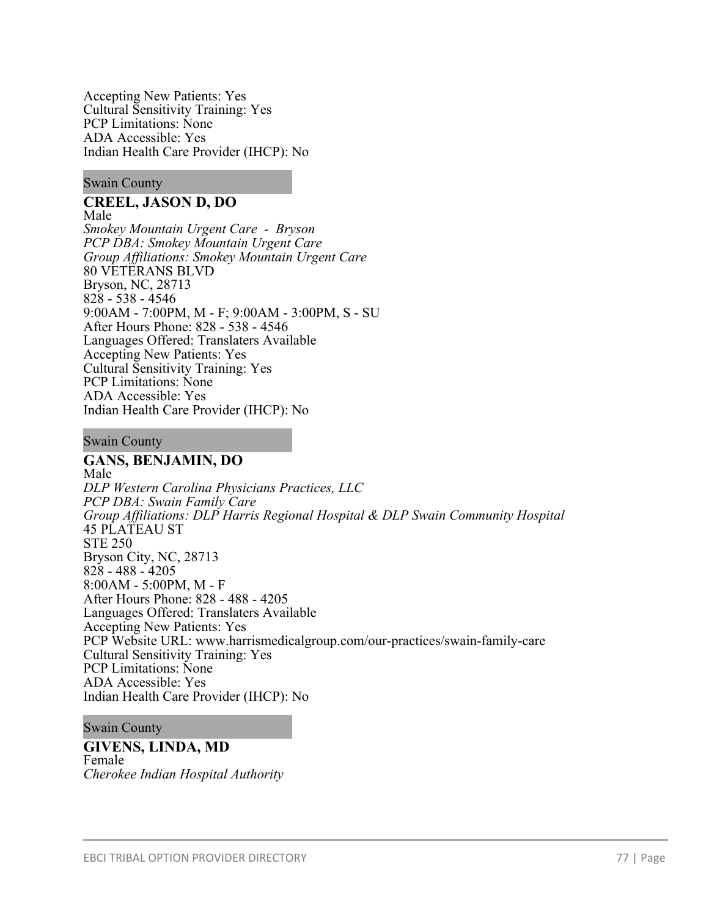Accepting New Patients: Yes
Cultural Sensitivity Training: Yes
PCP Limitations: None
ADA Accessible: Yes
Indian Health Care Provider (IHCP): No

Swain County

**CREEL, JASON D, DO**
Male
*Smokey Mountain Urgent Care - Bryson*
*PCP DBA: Smokey Mountain Urgent Care*
*Group Affiliations: Smokey Mountain Urgent Care*
80 VETERANS BLVD
Bryson, NC, 28713
828 - 538 - 4546
9:00AM - 7:00PM, M - F; 9:00AM - 3:00PM, S - SU
After Hours Phone: 828 - 538 - 4546
Languages Offered: Translaters Available
Accepting New Patients: Yes
Cultural Sensitivity Training: Yes
PCP Limitations: None
ADA Accessible: Yes
Indian Health Care Provider (IHCP): No

Swain County

**GANS, BENJAMIN, DO**
Male
*DLP Western Carolina Physicians Practices, LLC*
*PCP DBA: Swain Family Care*
*Group Affiliations: DLP Harris Regional Hospital & DLP Swain Community Hospital*
45 PLATEAU ST
STE 250
Bryson City, NC, 28713
828 - 488 - 4205
8:00AM - 5:00PM, M - F
After Hours Phone: 828 - 488 - 4205
Languages Offered: Translaters Available
Accepting New Patients: Yes
PCP Website URL: www.harrismedicalgroup.com/our-practices/swain-family-care
Cultural Sensitivity Training: Yes
PCP Limitations: None
ADA Accessible: Yes
Indian Health Care Provider (IHCP): No

Swain County

**GIVENS, LINDA, MD**
Female
*Cherokee Indian Hospital Authority*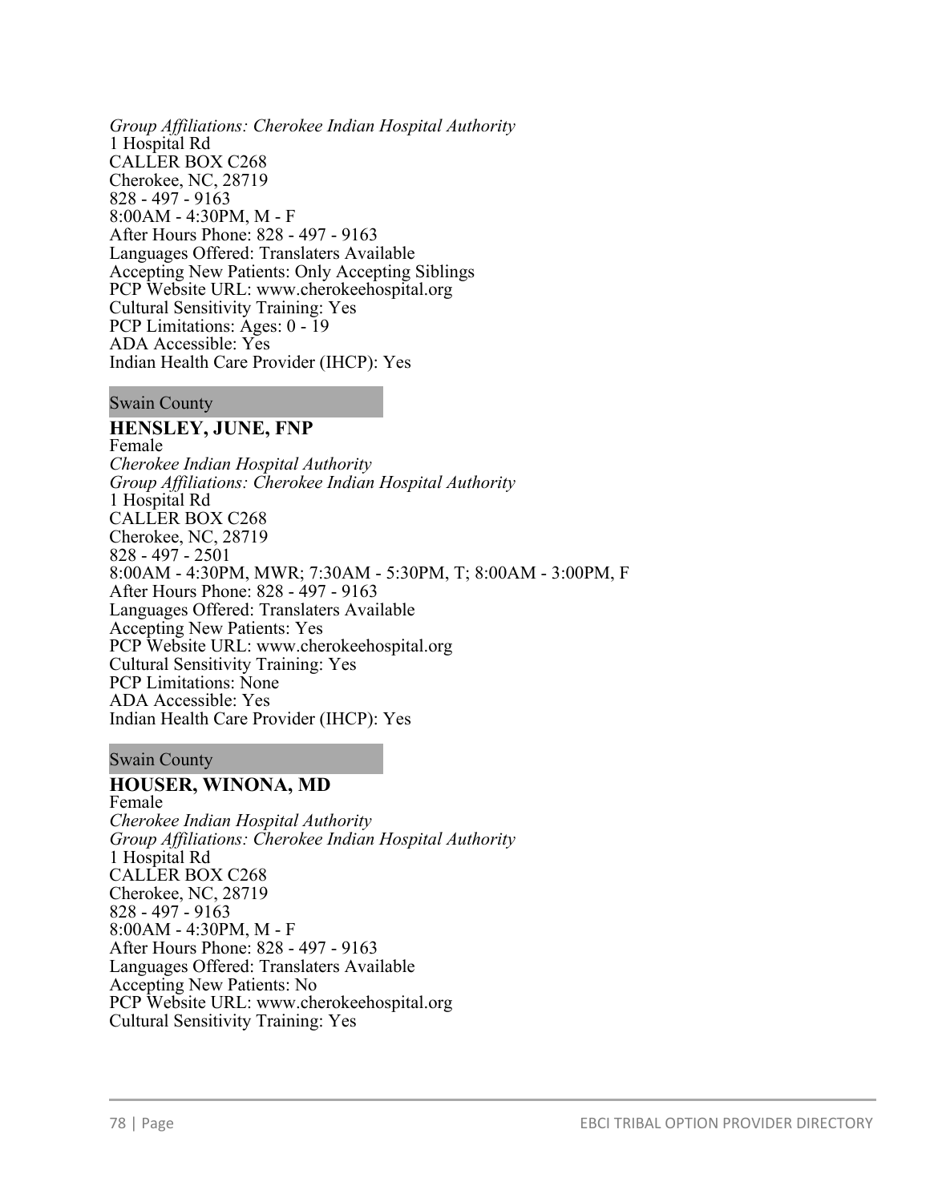*Group Affiliations: Cherokee Indian Hospital Authority*
1 Hospital Rd
CALLER BOX C268
Cherokee, NC, 28719
828 - 497 - 9163
8:00AM - 4:30PM, M - F
After Hours Phone: 828 - 497 - 9163
Languages Offered: Translaters Available
Accepting New Patients: Only Accepting Siblings
PCP Website URL: www.cherokeehospital.org
Cultural Sensitivity Training: Yes
PCP Limitations: Ages: 0 - 19
ADA Accessible: Yes
Indian Health Care Provider (IHCP): Yes

Swain County

**HENSLEY, JUNE, FNP**
Female
*Cherokee Indian Hospital Authority*
*Group Affiliations: Cherokee Indian Hospital Authority*
1 Hospital Rd
CALLER BOX C268
Cherokee, NC, 28719
828 - 497 - 2501
8:00AM - 4:30PM, MWR; 7:30AM - 5:30PM, T; 8:00AM - 3:00PM, F
After Hours Phone: 828 - 497 - 9163
Languages Offered: Translaters Available
Accepting New Patients: Yes
PCP Website URL: www.cherokeehospital.org
Cultural Sensitivity Training: Yes
PCP Limitations: None
ADA Accessible: Yes
Indian Health Care Provider (IHCP): Yes

Swain County

**HOUSER, WINONA, MD**
Female
*Cherokee Indian Hospital Authority*
*Group Affiliations: Cherokee Indian Hospital Authority*
1 Hospital Rd
CALLER BOX C268
Cherokee, NC, 28719
828 - 497 - 9163
8:00AM - 4:30PM, M - F
After Hours Phone: 828 - 497 - 9163
Languages Offered: Translaters Available
Accepting New Patients: No
PCP Website URL: www.cherokeehospital.org
Cultural Sensitivity Training: Yes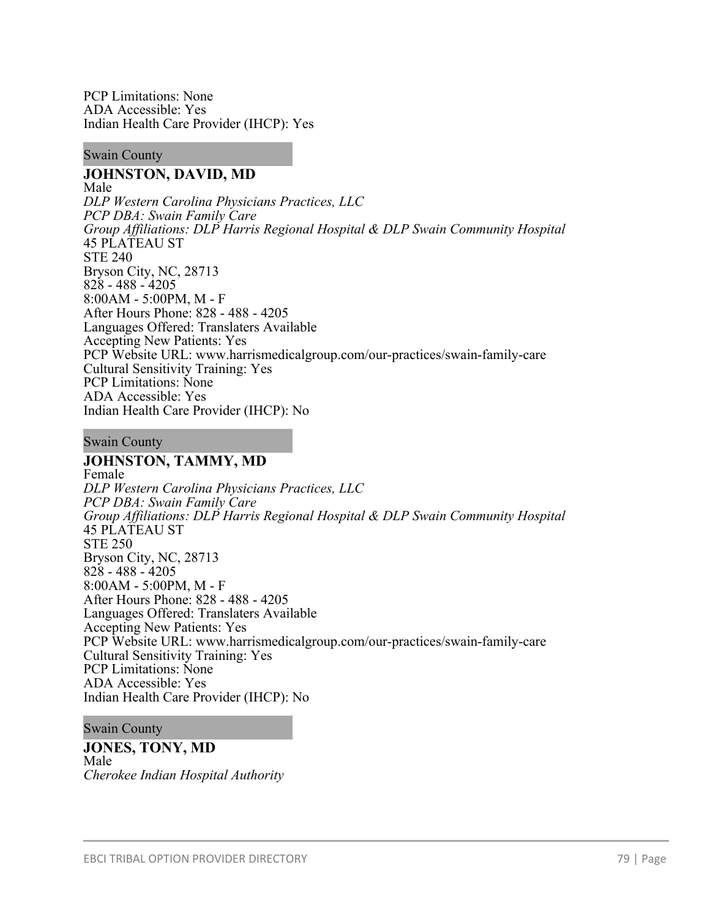PCP Limitations: None
ADA Accessible: Yes
Indian Health Care Provider (IHCP): Yes

Swain County

**JOHNSTON, DAVID, MD**
Male
*DLP Western Carolina Physicians Practices, LLC*
*PCP DBA: Swain Family Care*
*Group Affiliations: DLP Harris Regional Hospital & DLP Swain Community Hospital*
45 PLATEAU ST
STE 240
Bryson City, NC, 28713
828 - 488 - 4205
8:00AM - 5:00PM, M - F
After Hours Phone: 828 - 488 - 4205
Languages Offered: Translaters Available
Accepting New Patients: Yes
PCP Website URL: www.harrismedicalgroup.com/our-practices/swain-family-care
Cultural Sensitivity Training: Yes
PCP Limitations: None
ADA Accessible: Yes
Indian Health Care Provider (IHCP): No

Swain County

**JOHNSTON, TAMMY, MD**
Female
*DLP Western Carolina Physicians Practices, LLC*
*PCP DBA: Swain Family Care*
*Group Affiliations: DLP Harris Regional Hospital & DLP Swain Community Hospital*
45 PLATEAU ST
STE 250
Bryson City, NC, 28713
828 - 488 - 4205
8:00AM - 5:00PM, M - F
After Hours Phone: 828 - 488 - 4205
Languages Offered: Translaters Available
Accepting New Patients: Yes
PCP Website URL: www.harrismedicalgroup.com/our-practices/swain-family-care
Cultural Sensitivity Training: Yes
PCP Limitations: None
ADA Accessible: Yes
Indian Health Care Provider (IHCP): No

Swain County

**JONES, TONY, MD**
Male
*Cherokee Indian Hospital Authority*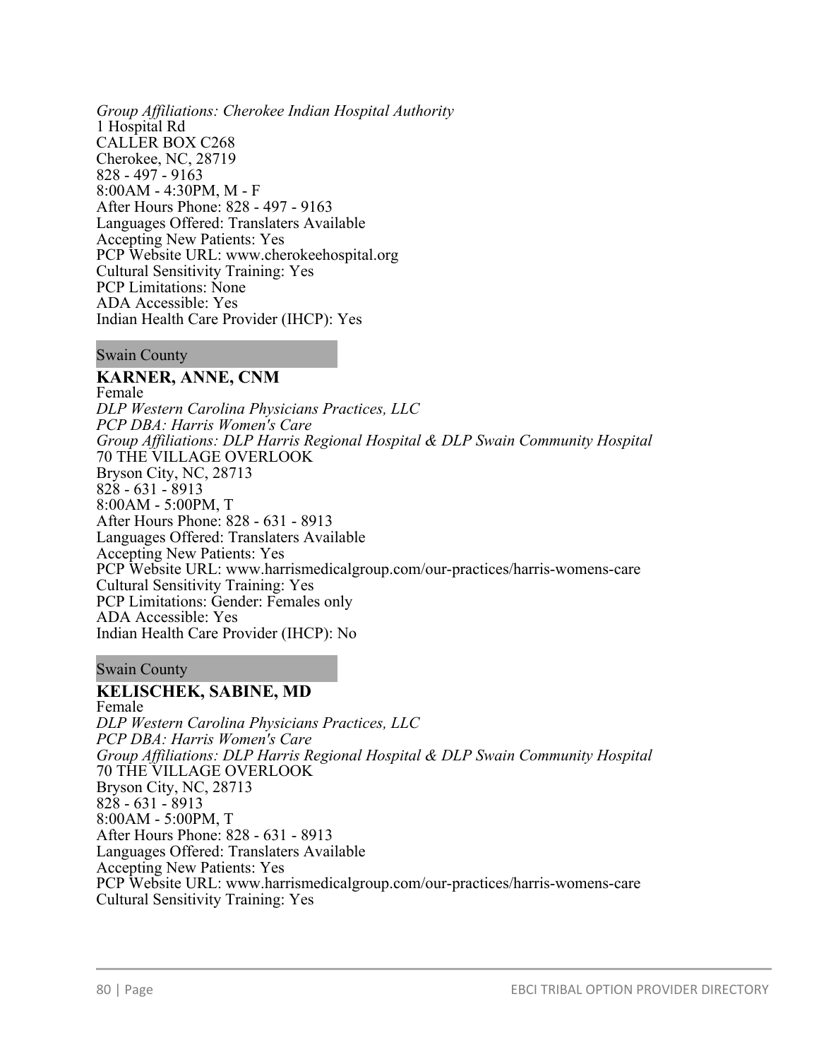*Group Affiliations: Cherokee Indian Hospital Authority*
1 Hospital Rd
CALLER BOX C268
Cherokee, NC, 28719
828 - 497 - 9163
8:00AM - 4:30PM, M - F
After Hours Phone: 828 - 497 - 9163
Languages Offered: Translaters Available
Accepting New Patients: Yes
PCP Website URL: www.cherokeehospital.org
Cultural Sensitivity Training: Yes
PCP Limitations: None
ADA Accessible: Yes
Indian Health Care Provider (IHCP): Yes

Swain County

**KARNER, ANNE, CNM**
Female
*DLP Western Carolina Physicians Practices, LLC*
*PCP DBA: Harris Women's Care*
*Group Affiliations: DLP Harris Regional Hospital & DLP Swain Community Hospital*
70 THE VILLAGE OVERLOOK
Bryson City, NC, 28713
828 - 631 - 8913
8:00AM - 5:00PM, T
After Hours Phone: 828 - 631 - 8913
Languages Offered: Translaters Available
Accepting New Patients: Yes
PCP Website URL: www.harrismedicalgroup.com/our-practices/harris-womens-care
Cultural Sensitivity Training: Yes
PCP Limitations: Gender: Females only
ADA Accessible: Yes
Indian Health Care Provider (IHCP): No

Swain County

**KELISCHEK, SABINE, MD**
Female
*DLP Western Carolina Physicians Practices, LLC*
*PCP DBA: Harris Women's Care*
*Group Affiliations: DLP Harris Regional Hospital & DLP Swain Community Hospital*
70 THE VILLAGE OVERLOOK
Bryson City, NC, 28713
828 - 631 - 8913
8:00AM - 5:00PM, T
After Hours Phone: 828 - 631 - 8913
Languages Offered: Translaters Available
Accepting New Patients: Yes
PCP Website URL: www.harrismedicalgroup.com/our-practices/harris-womens-care
Cultural Sensitivity Training: Yes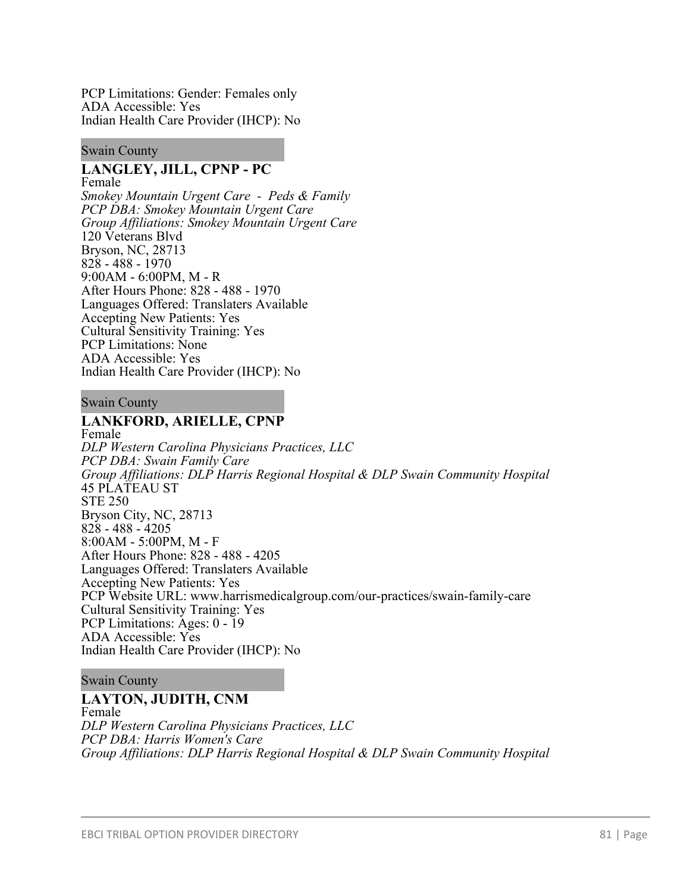PCP Limitations: Gender: Females only
ADA Accessible: Yes
Indian Health Care Provider (IHCP): No

Swain County

**LANGLEY, JILL, CPNP - PC**
Female
*Smokey Mountain Urgent Care - Peds & Family*
*PCP DBA: Smokey Mountain Urgent Care*
*Group Affiliations: Smokey Mountain Urgent Care*
120 Veterans Blvd
Bryson, NC, 28713
828 - 488 - 1970
9:00AM - 6:00PM, M - R
After Hours Phone: 828 - 488 - 1970
Languages Offered: Translaters Available
Accepting New Patients: Yes
Cultural Sensitivity Training: Yes
PCP Limitations: None
ADA Accessible: Yes
Indian Health Care Provider (IHCP): No

Swain County

**LANKFORD, ARIELLE, CPNP**
Female
*DLP Western Carolina Physicians Practices, LLC*
*PCP DBA: Swain Family Care*
*Group Affiliations: DLP Harris Regional Hospital & DLP Swain Community Hospital*
45 PLATEAU ST
STE 250
Bryson City, NC, 28713
828 - 488 - 4205
8:00AM - 5:00PM, M - F
After Hours Phone: 828 - 488 - 4205
Languages Offered: Translaters Available
Accepting New Patients: Yes
PCP Website URL: www.harrismedicalgroup.com/our-practices/swain-family-care
Cultural Sensitivity Training: Yes
PCP Limitations: Ages: 0 - 19
ADA Accessible: Yes
Indian Health Care Provider (IHCP): No

Swain County

**LAYTON, JUDITH, CNM**
Female
*DLP Western Carolina Physicians Practices, LLC*
*PCP DBA: Harris Women's Care*
*Group Affiliations: DLP Harris Regional Hospital & DLP Swain Community Hospital*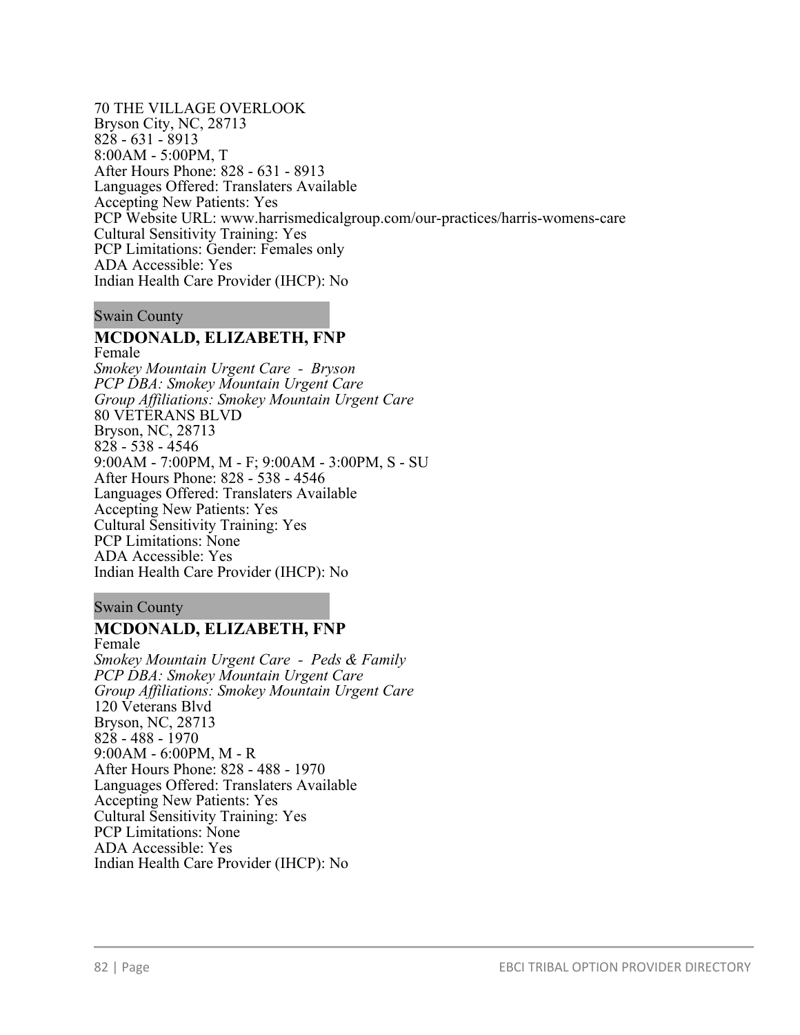70 THE VILLAGE OVERLOOK
Bryson City, NC, 28713
828 - 631 - 8913
8:00AM - 5:00PM, T
After Hours Phone: 828 - 631 - 8913
Languages Offered: Translaters Available
Accepting New Patients: Yes
PCP Website URL: www.harrismedicalgroup.com/our-practices/harris-womens-care
Cultural Sensitivity Training: Yes
PCP Limitations: Gender: Females only
ADA Accessible: Yes
Indian Health Care Provider (IHCP): No

Swain County

**MCDONALD, ELIZABETH, FNP**
Female
*Smokey Mountain Urgent Care - Bryson*
*PCP DBA: Smokey Mountain Urgent Care*
*Group Affiliations: Smokey Mountain Urgent Care*
80 VETERANS BLVD
Bryson, NC, 28713
828 - 538 - 4546
9:00AM - 7:00PM, M - F; 9:00AM - 3:00PM, S - SU
After Hours Phone: 828 - 538 - 4546
Languages Offered: Translaters Available
Accepting New Patients: Yes
Cultural Sensitivity Training: Yes
PCP Limitations: None
ADA Accessible: Yes
Indian Health Care Provider (IHCP): No

Swain County

**MCDONALD, ELIZABETH, FNP**
Female
*Smokey Mountain Urgent Care - Peds & Family*
*PCP DBA: Smokey Mountain Urgent Care*
*Group Affiliations: Smokey Mountain Urgent Care*
120 Veterans Blvd
Bryson, NC, 28713
828 - 488 - 1970
9:00AM - 6:00PM, M - R
After Hours Phone: 828 - 488 - 1970
Languages Offered: Translaters Available
Accepting New Patients: Yes
Cultural Sensitivity Training: Yes
PCP Limitations: None
ADA Accessible: Yes
Indian Health Care Provider (IHCP): No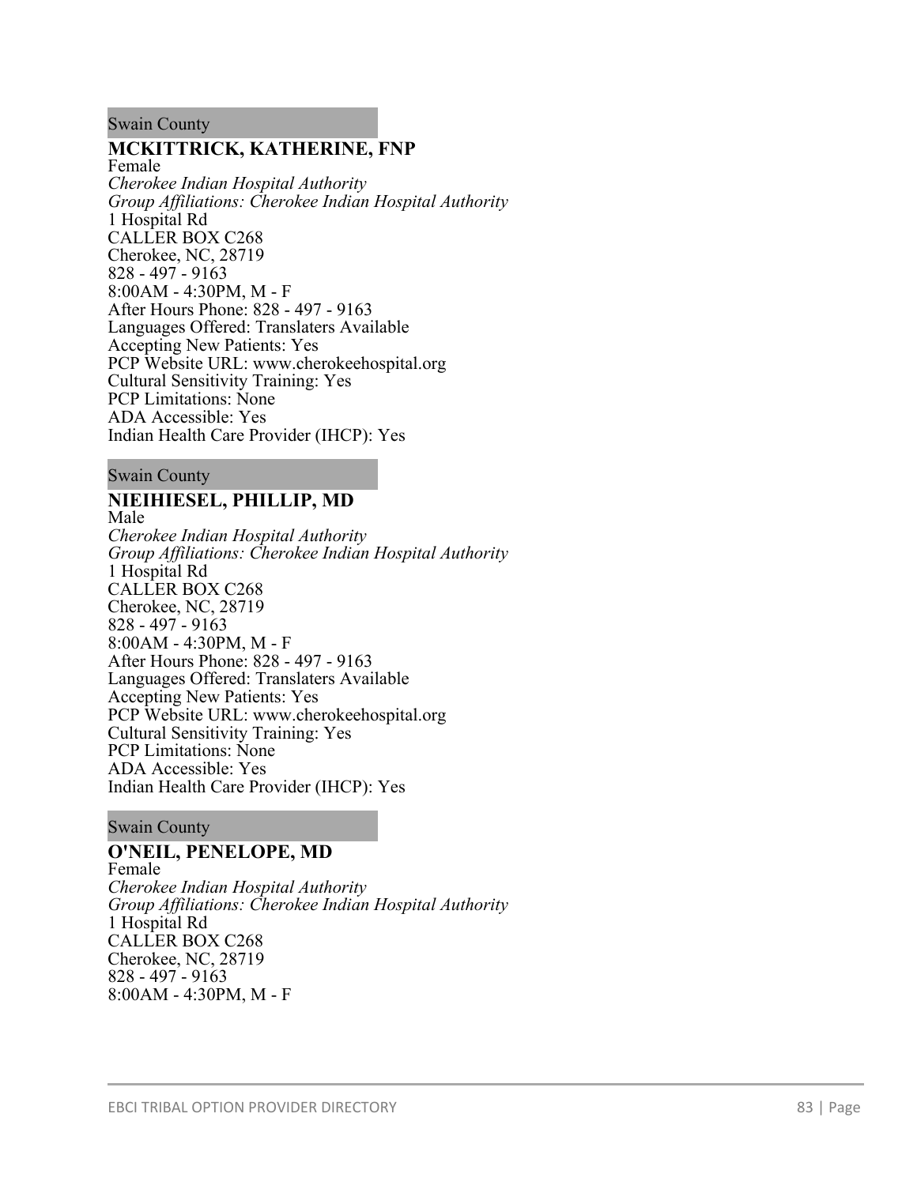Swain County

**MCKITTRICK, KATHERINE, FNP**
Female
*Cherokee Indian Hospital Authority*
*Group Affiliations: Cherokee Indian Hospital Authority*
1 Hospital Rd
CALLER BOX C268
Cherokee, NC, 28719
828 - 497 - 9163
8:00AM - 4:30PM, M - F
After Hours Phone: 828 - 497 - 9163
Languages Offered: Translaters Available
Accepting New Patients: Yes
PCP Website URL: www.cherokeehospital.org
Cultural Sensitivity Training: Yes
PCP Limitations: None
ADA Accessible: Yes
Indian Health Care Provider (IHCP): Yes

Swain County

**NIEIHIESEL, PHILLIP, MD**
Male
*Cherokee Indian Hospital Authority*
*Group Affiliations: Cherokee Indian Hospital Authority*
1 Hospital Rd
CALLER BOX C268
Cherokee, NC, 28719
828 - 497 - 9163
8:00AM - 4:30PM, M - F
After Hours Phone: 828 - 497 - 9163
Languages Offered: Translaters Available
Accepting New Patients: Yes
PCP Website URL: www.cherokeehospital.org
Cultural Sensitivity Training: Yes
PCP Limitations: None
ADA Accessible: Yes
Indian Health Care Provider (IHCP): Yes

Swain County

**O'NEIL, PENELOPE, MD**
Female
*Cherokee Indian Hospital Authority*
*Group Affiliations: Cherokee Indian Hospital Authority*
1 Hospital Rd
CALLER BOX C268
Cherokee, NC, 28719
828 - 497 - 9163
8:00AM - 4:30PM, M - F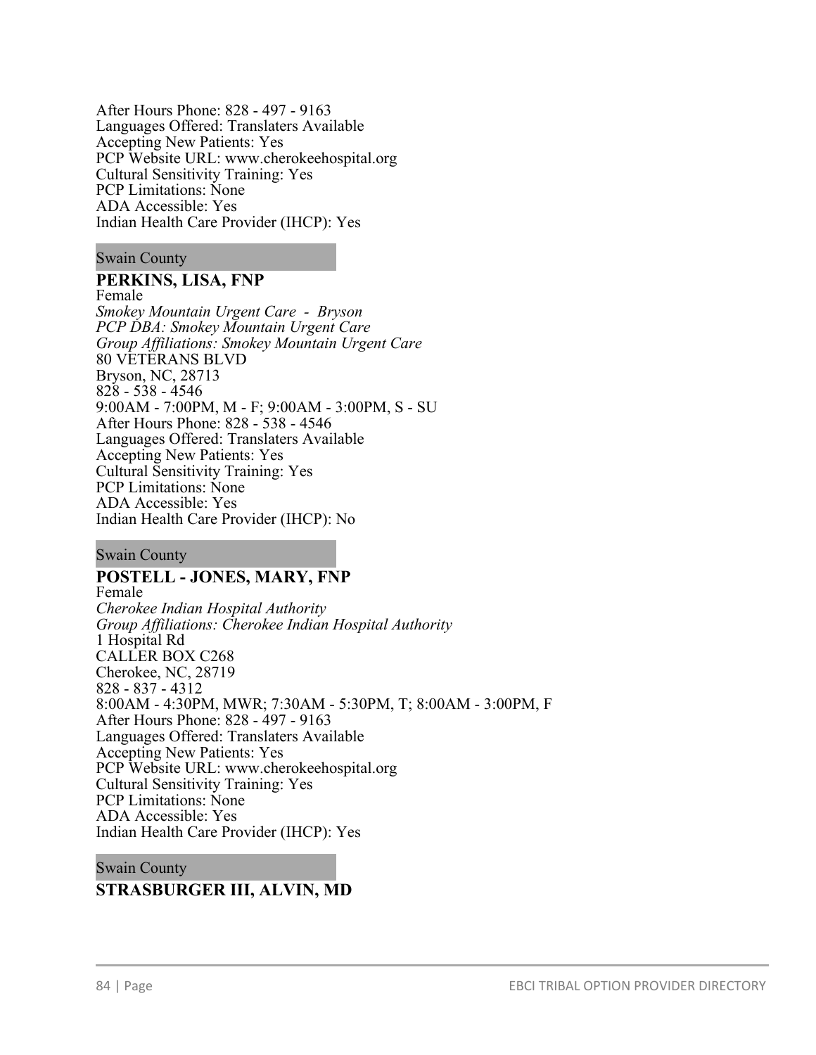After Hours Phone: 828 - 497 - 9163
Languages Offered: Translaters Available
Accepting New Patients: Yes
PCP Website URL: www.cherokeehospital.org
Cultural Sensitivity Training: Yes
PCP Limitations: None
ADA Accessible: Yes
Indian Health Care Provider (IHCP): Yes

Swain County

**PERKINS, LISA, FNP**
Female
*Smokey Mountain Urgent Care - Bryson*
*PCP DBA: Smokey Mountain Urgent Care*
*Group Affiliations: Smokey Mountain Urgent Care*
80 VETERANS BLVD
Bryson, NC, 28713
828 - 538 - 4546
9:00AM - 7:00PM, M - F; 9:00AM - 3:00PM, S - SU
After Hours Phone: 828 - 538 - 4546
Languages Offered: Translaters Available
Accepting New Patients: Yes
Cultural Sensitivity Training: Yes
PCP Limitations: None
ADA Accessible: Yes
Indian Health Care Provider (IHCP): No

Swain County

**POSTELL - JONES, MARY, FNP**
Female
*Cherokee Indian Hospital Authority*
*Group Affiliations: Cherokee Indian Hospital Authority*
1 Hospital Rd
CALLER BOX C268
Cherokee, NC, 28719
828 - 837 - 4312
8:00AM - 4:30PM, MWR; 7:30AM - 5:30PM, T; 8:00AM - 3:00PM, F
After Hours Phone: 828 - 497 - 9163
Languages Offered: Translaters Available
Accepting New Patients: Yes
PCP Website URL: www.cherokeehospital.org
Cultural Sensitivity Training: Yes
PCP Limitations: None
ADA Accessible: Yes
Indian Health Care Provider (IHCP): Yes

Swain County

**STRASBURGER III, ALVIN, MD**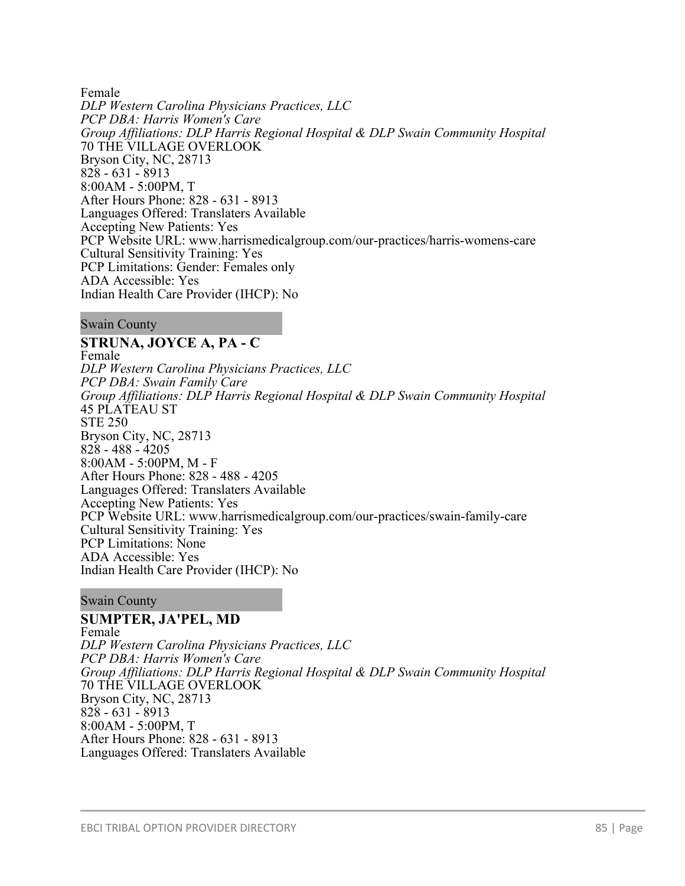Female
*DLP Western Carolina Physicians Practices, LLC*
*PCP DBA: Harris Women's Care*
*Group Affiliations: DLP Harris Regional Hospital & DLP Swain Community Hospital*
70 THE VILLAGE OVERLOOK
Bryson City, NC, 28713
828 - 631 - 8913
8:00AM - 5:00PM, T
After Hours Phone: 828 - 631 - 8913
Languages Offered: Translaters Available
Accepting New Patients: Yes
PCP Website URL: www.harrismedicalgroup.com/our-practices/harris-womens-care
Cultural Sensitivity Training: Yes
PCP Limitations: Gender: Females only
ADA Accessible: Yes
Indian Health Care Provider (IHCP): No

Swain County

**STRUNA, JOYCE A, PA - C**
Female
*DLP Western Carolina Physicians Practices, LLC*
*PCP DBA: Swain Family Care*
*Group Affiliations: DLP Harris Regional Hospital & DLP Swain Community Hospital*
45 PLATEAU ST
STE 250
Bryson City, NC, 28713
828 - 488 - 4205
8:00AM - 5:00PM, M - F
After Hours Phone: 828 - 488 - 4205
Languages Offered: Translaters Available
Accepting New Patients: Yes
PCP Website URL: www.harrismedicalgroup.com/our-practices/swain-family-care
Cultural Sensitivity Training: Yes
PCP Limitations: None
ADA Accessible: Yes
Indian Health Care Provider (IHCP): No

Swain County

**SUMPTER, JA'PEL, MD**
Female
*DLP Western Carolina Physicians Practices, LLC*
*PCP DBA: Harris Women's Care*
*Group Affiliations: DLP Harris Regional Hospital & DLP Swain Community Hospital*
70 THE VILLAGE OVERLOOK
Bryson City, NC, 28713
828 - 631 - 8913
8:00AM - 5:00PM, T
After Hours Phone: 828 - 631 - 8913
Languages Offered: Translaters Available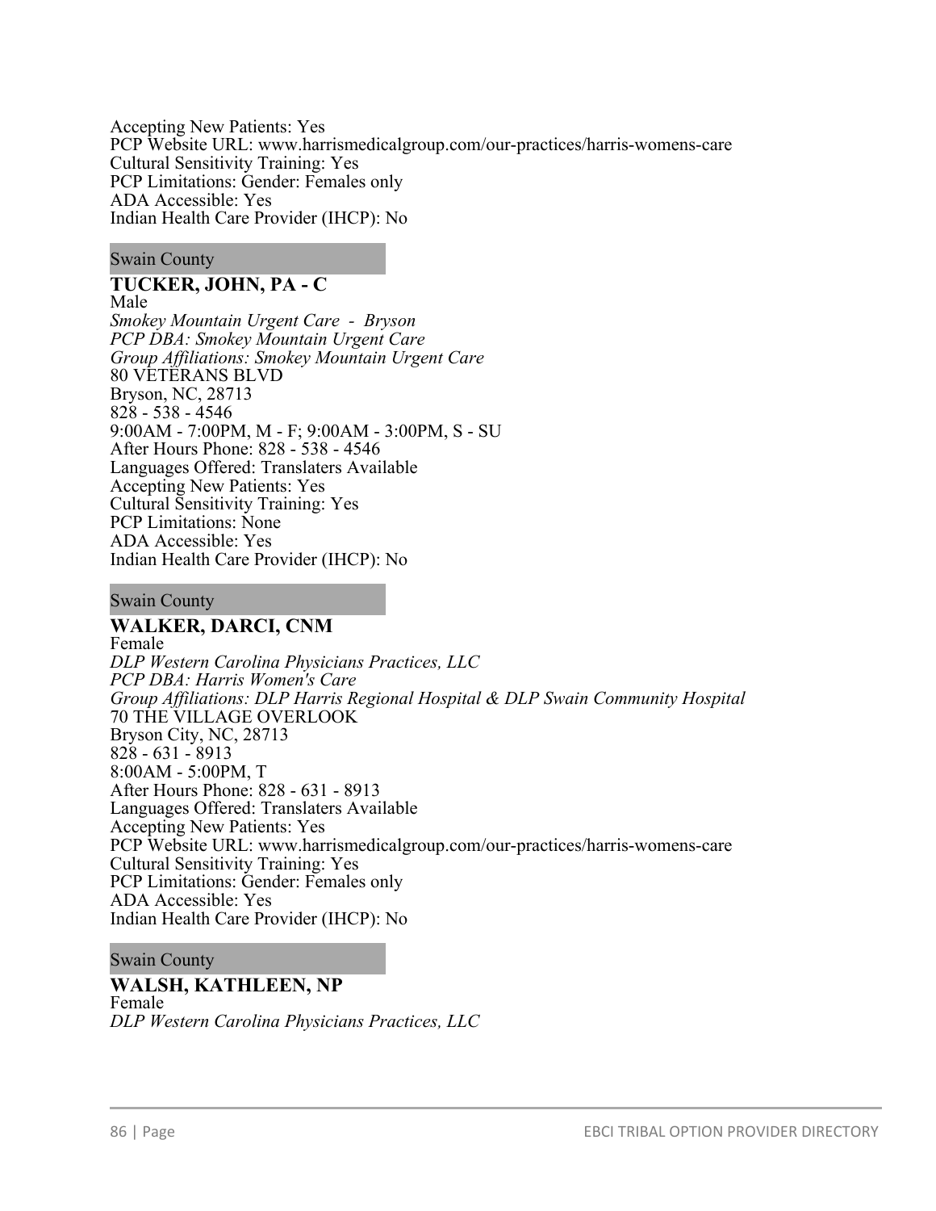Accepting New Patients: Yes
PCP Website URL: www.harrismedicalgroup.com/our-practices/harris-womens-care
Cultural Sensitivity Training: Yes
PCP Limitations: Gender: Females only
ADA Accessible: Yes
Indian Health Care Provider (IHCP): No

Swain County

**TUCKER, JOHN, PA - C**
Male
*Smokey Mountain Urgent Care - Bryson*
*PCP DBA: Smokey Mountain Urgent Care*
*Group Affiliations: Smokey Mountain Urgent Care*
80 VETERANS BLVD
Bryson, NC, 28713
828 - 538 - 4546
9:00AM - 7:00PM, M - F; 9:00AM - 3:00PM, S - SU
After Hours Phone: 828 - 538 - 4546
Languages Offered: Translaters Available
Accepting New Patients: Yes
Cultural Sensitivity Training: Yes
PCP Limitations: None
ADA Accessible: Yes
Indian Health Care Provider (IHCP): No

Swain County

**WALKER, DARCI, CNM**
Female
*DLP Western Carolina Physicians Practices, LLC*
*PCP DBA: Harris Women's Care*
*Group Affiliations: DLP Harris Regional Hospital & DLP Swain Community Hospital*
70 THE VILLAGE OVERLOOK
Bryson City, NC, 28713
828 - 631 - 8913
8:00AM - 5:00PM, T
After Hours Phone: 828 - 631 - 8913
Languages Offered: Translaters Available
Accepting New Patients: Yes
PCP Website URL: www.harrismedicalgroup.com/our-practices/harris-womens-care
Cultural Sensitivity Training: Yes
PCP Limitations: Gender: Females only
ADA Accessible: Yes
Indian Health Care Provider (IHCP): No

Swain County

**WALSH, KATHLEEN, NP**
Female
*DLP Western Carolina Physicians Practices, LLC*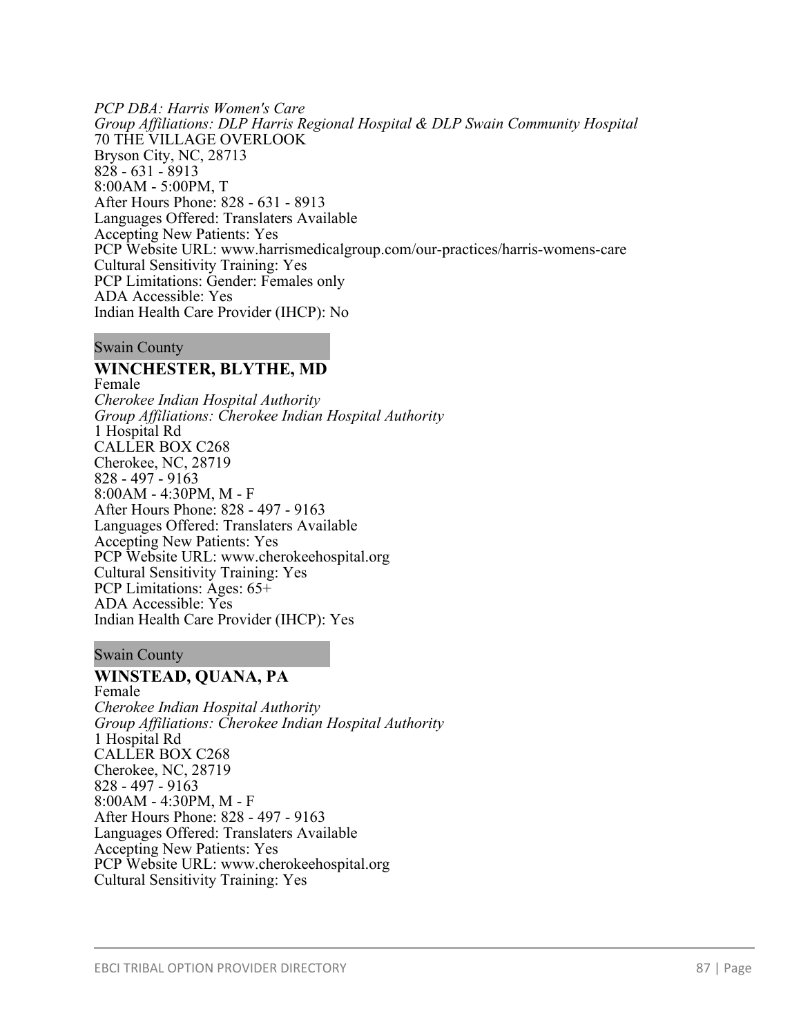*PCP DBA: Harris Women's Care*
*Group Affiliations: DLP Harris Regional Hospital & DLP Swain Community Hospital*
70 THE VILLAGE OVERLOOK
Bryson City, NC, 28713
828 - 631 - 8913
8:00AM - 5:00PM, T
After Hours Phone: 828 - 631 - 8913
Languages Offered: Translaters Available
Accepting New Patients: Yes
PCP Website URL: www.harrismedicalgroup.com/our-practices/harris-womens-care
Cultural Sensitivity Training: Yes
PCP Limitations: Gender: Females only
ADA Accessible: Yes
Indian Health Care Provider (IHCP): No

Swain County

**WINCHESTER, BLYTHE, MD**
Female
*Cherokee Indian Hospital Authority*
*Group Affiliations: Cherokee Indian Hospital Authority*
1 Hospital Rd
CALLER BOX C268
Cherokee, NC, 28719
828 - 497 - 9163
8:00AM - 4:30PM, M - F
After Hours Phone: 828 - 497 - 9163
Languages Offered: Translaters Available
Accepting New Patients: Yes
PCP Website URL: www.cherokeehospital.org
Cultural Sensitivity Training: Yes
PCP Limitations: Ages: 65+
ADA Accessible: Yes
Indian Health Care Provider (IHCP): Yes

Swain County

**WINSTEAD, QUANA, PA**
Female
*Cherokee Indian Hospital Authority*
*Group Affiliations: Cherokee Indian Hospital Authority*
1 Hospital Rd
CALLER BOX C268
Cherokee, NC, 28719
828 - 497 - 9163
8:00AM - 4:30PM, M - F
After Hours Phone: 828 - 497 - 9163
Languages Offered: Translaters Available
Accepting New Patients: Yes
PCP Website URL: www.cherokeehospital.org
Cultural Sensitivity Training: Yes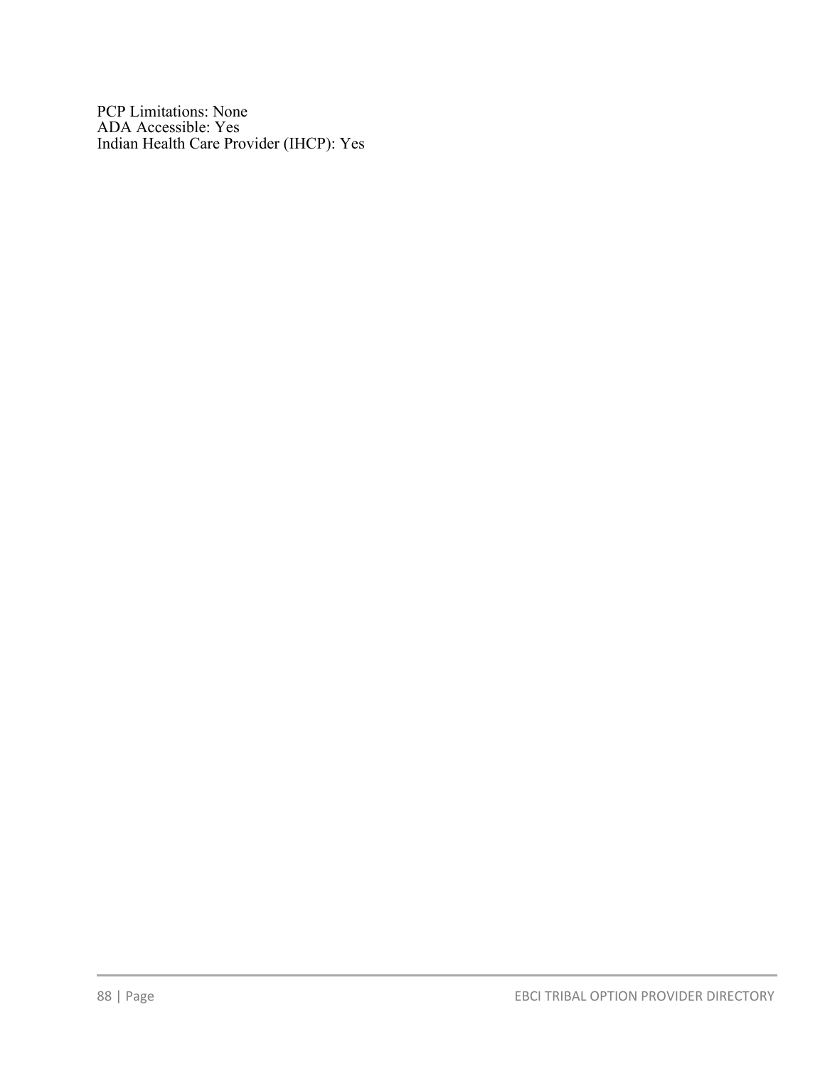PCP Limitations: None
ADA Accessible: Yes
Indian Health Care Provider (IHCP): Yes